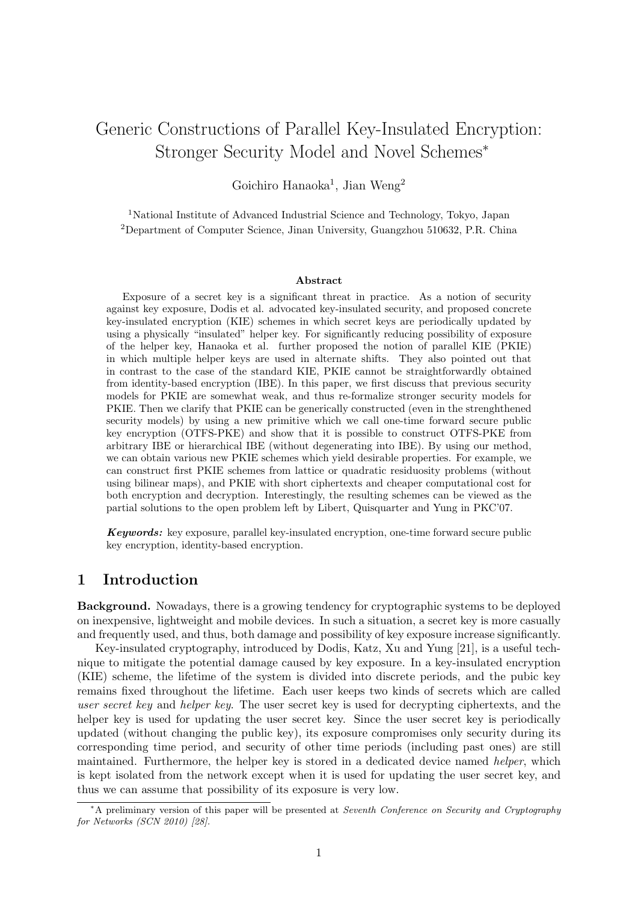# Generic Constructions of Parallel Key-Insulated Encryption: Stronger Security Model and Novel Schemes*

Goichiro Hanaoka[1], Jian Weng[2]

[1]National Institute of Advanced Industrial Science and Technology, Tokyo, Japan

[2]Department of Computer Science, Jinan University, Guangzhou 510632, P.R. China

### Abstract

Exposure of a secret key is a significant threat in practice. As a notion of security against key exposure, Dodis et al. advocated key-insulated security, and proposed concrete key-insulated encryption (KIE) schemes in which secret keys are periodically updated by using a physically "insulated" helper key. For significantly reducing possibility of exposure of the helper key, Hanaoka et al. further proposed the notion of parallel KIE (PKIE) in which multiple helper keys are used in alternate shifts. They also pointed out that in contrast to the case of the standard KIE, PKIE cannot be straightforwardly obtained from identity-based encryption (IBE). In this paper, we first discuss that previous security models for PKIE are somewhat weak, and thus re-formalize stronger security models for PKIE. Then we clarify that PKIE can be generically constructed (even in the strenghthened security models) by using a new primitive which we call one-time forward secure public key encryption (OTFS-PKE) and show that it is possible to construct OTFS-PKE from arbitrary IBE or hierarchical IBE (without degenerating into IBE). By using our method, we can obtain various new PKIE schemes which yield desirable properties. For example, we can construct first PKIE schemes from lattice or quadratic residuosity problems (without using bilinear maps), and PKIE with short ciphertexts and cheaper computational cost for both encryption and decryption. Interestingly, the resulting schemes can be viewed as the partial solutions to the open problem left by Libert, Quisquarter and Yung in PKC'07.

***Keywords:*** key exposure, parallel key-insulated encryption, one-time forward secure public key encryption, identity-based encryption.

## 1 Introduction

**Background.** Nowadays, there is a growing tendency for cryptographic systems to be deployed on inexpensive, lightweight and mobile devices. In such a situation, a secret key is more casually and frequently used, and thus, both damage and possibility of key exposure increase significantly.

Key-insulated cryptography, introduced by Dodis, Katz, Xu and Yung [21], is a useful technique to mitigate the potential damage caused by key exposure. In a key-insulated encryption (KIE) scheme, the lifetime of the system is divided into discrete periods, and the pubic key remains fixed throughout the lifetime. Each user keeps two kinds of secrets which are called *user secret key* and *helper key*. The user secret key is used for decrypting ciphertexts, and the helper key is used for updating the user secret key. Since the user secret key is periodically updated (without changing the public key), its exposure compromises only security during its corresponding time period, and security of other time periods (including past ones) are still maintained. Furthermore, the helper key is stored in a dedicated device named *helper*, which is kept isolated from the network except when it is used for updating the user secret key, and thus we can assume that possibility of its exposure is very low.

*A preliminary version of this paper will be presented at *Seventh Conference on Security and Cryptography for Networks (SCN 2010) [28].*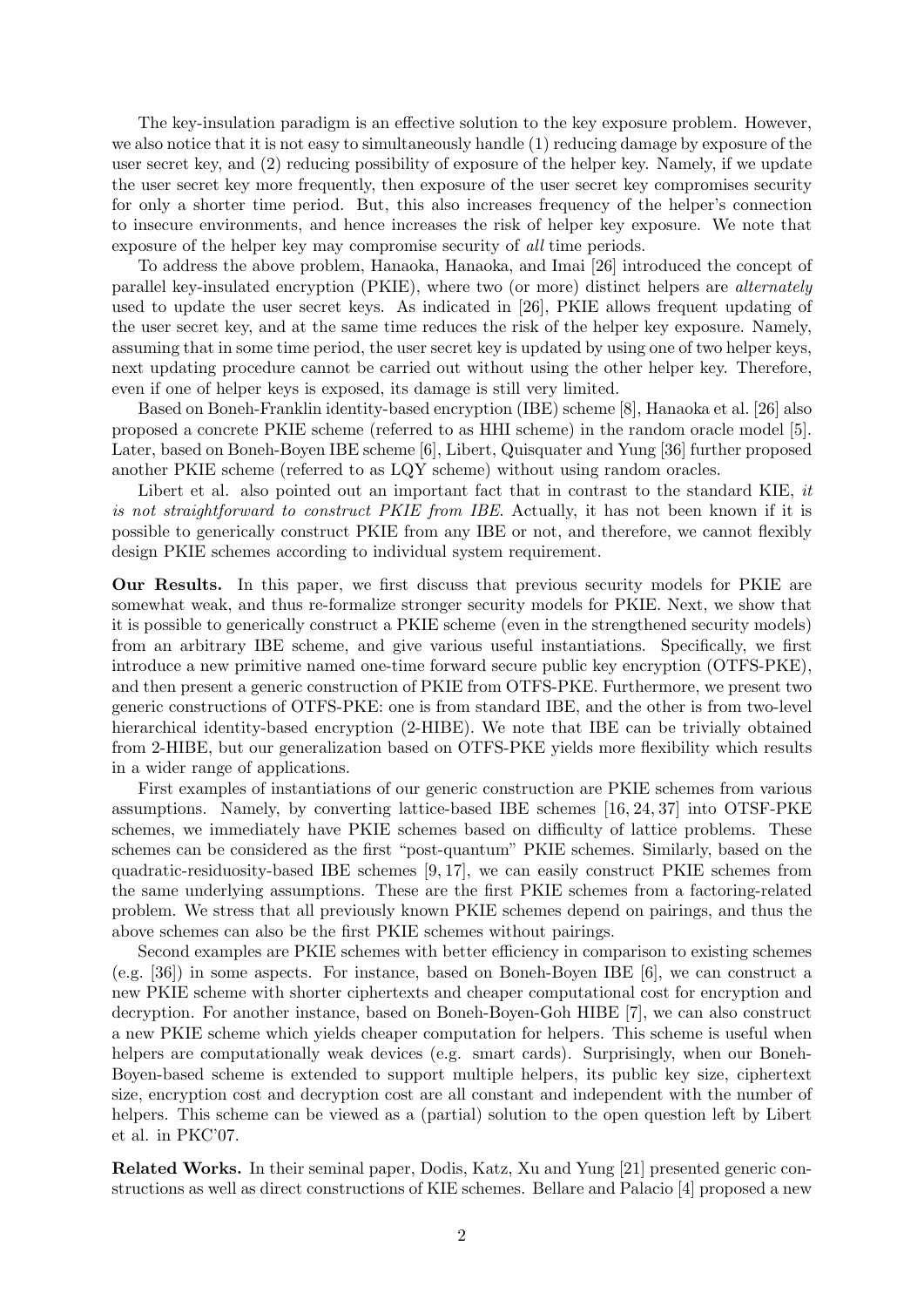The key-insulation paradigm is an effective solution to the key exposure problem. However, we also notice that it is not easy to simultaneously handle (1) reducing damage by exposure of the user secret key, and (2) reducing possibility of exposure of the helper key. Namely, if we update the user secret key more frequently, then exposure of the user secret key compromises security for only a shorter time period. But, this also increases frequency of the helper's connection to insecure environments, and hence increases the risk of helper key exposure. We note that exposure of the helper key may compromise security of *all* time periods.

To address the above problem, Hanaoka, Hanaoka, and Imai [26] introduced the concept of parallel key-insulated encryption (PKIE), where two (or more) distinct helpers are *alternately* used to update the user secret keys. As indicated in [26], PKIE allows frequent updating of the user secret key, and at the same time reduces the risk of the helper key exposure. Namely, assuming that in some time period, the user secret key is updated by using one of two helper keys, next updating procedure cannot be carried out without using the other helper key. Therefore, even if one of helper keys is exposed, its damage is still very limited.

Based on Boneh-Franklin identity-based encryption (IBE) scheme [8], Hanaoka et al. [26] also proposed a concrete PKIE scheme (referred to as HHI scheme) in the random oracle model [5]. Later, based on Boneh-Boyen IBE scheme [6], Libert, Quisquater and Yung [36] further proposed another PKIE scheme (referred to as LQY scheme) without using random oracles.

Libert et al. also pointed out an important fact that in contrast to the standard KIE, *it is not straightforward to construct PKIE from IBE*. Actually, it has not been known if it is possible to generically construct PKIE from any IBE or not, and therefore, we cannot flexibly design PKIE schemes according to individual system requirement.

**Our Results.** In this paper, we first discuss that previous security models for PKIE are somewhat weak, and thus re-formalize stronger security models for PKIE. Next, we show that it is possible to generically construct a PKIE scheme (even in the strengthened security models) from an arbitrary IBE scheme, and give various useful instantiations. Specifically, we first introduce a new primitive named one-time forward secure public key encryption (OTFS-PKE), and then present a generic construction of PKIE from OTFS-PKE. Furthermore, we present two generic constructions of OTFS-PKE: one is from standard IBE, and the other is from two-level hierarchical identity-based encryption (2-HIBE). We note that IBE can be trivially obtained from 2-HIBE, but our generalization based on OTFS-PKE yields more flexibility which results in a wider range of applications.

First examples of instantiations of our generic construction are PKIE schemes from various assumptions. Namely, by converting lattice-based IBE schemes [16, 24, 37] into OTSF-PKE schemes, we immediately have PKIE schemes based on difficulty of lattice problems. These schemes can be considered as the first "post-quantum" PKIE schemes. Similarly, based on the quadratic-residuosity-based IBE schemes [9, 17], we can easily construct PKIE schemes from the same underlying assumptions. These are the first PKIE schemes from a factoring-related problem. We stress that all previously known PKIE schemes depend on pairings, and thus the above schemes can also be the first PKIE schemes without pairings.

Second examples are PKIE schemes with better efficiency in comparison to existing schemes (e.g. [36]) in some aspects. For instance, based on Boneh-Boyen IBE [6], we can construct a new PKIE scheme with shorter ciphertexts and cheaper computational cost for encryption and decryption. For another instance, based on Boneh-Boyen-Goh HIBE [7], we can also construct a new PKIE scheme which yields cheaper computation for helpers. This scheme is useful when helpers are computationally weak devices (e.g. smart cards). Surprisingly, when our Boneh-Boyen-based scheme is extended to support multiple helpers, its public key size, ciphertext size, encryption cost and decryption cost are all constant and independent with the number of helpers. This scheme can be viewed as a (partial) solution to the open question left by Libert et al. in PKC'07.

**Related Works.** In their seminal paper, Dodis, Katz, Xu and Yung [21] presented generic constructions as well as direct constructions of KIE schemes. Bellare and Palacio [4] proposed a new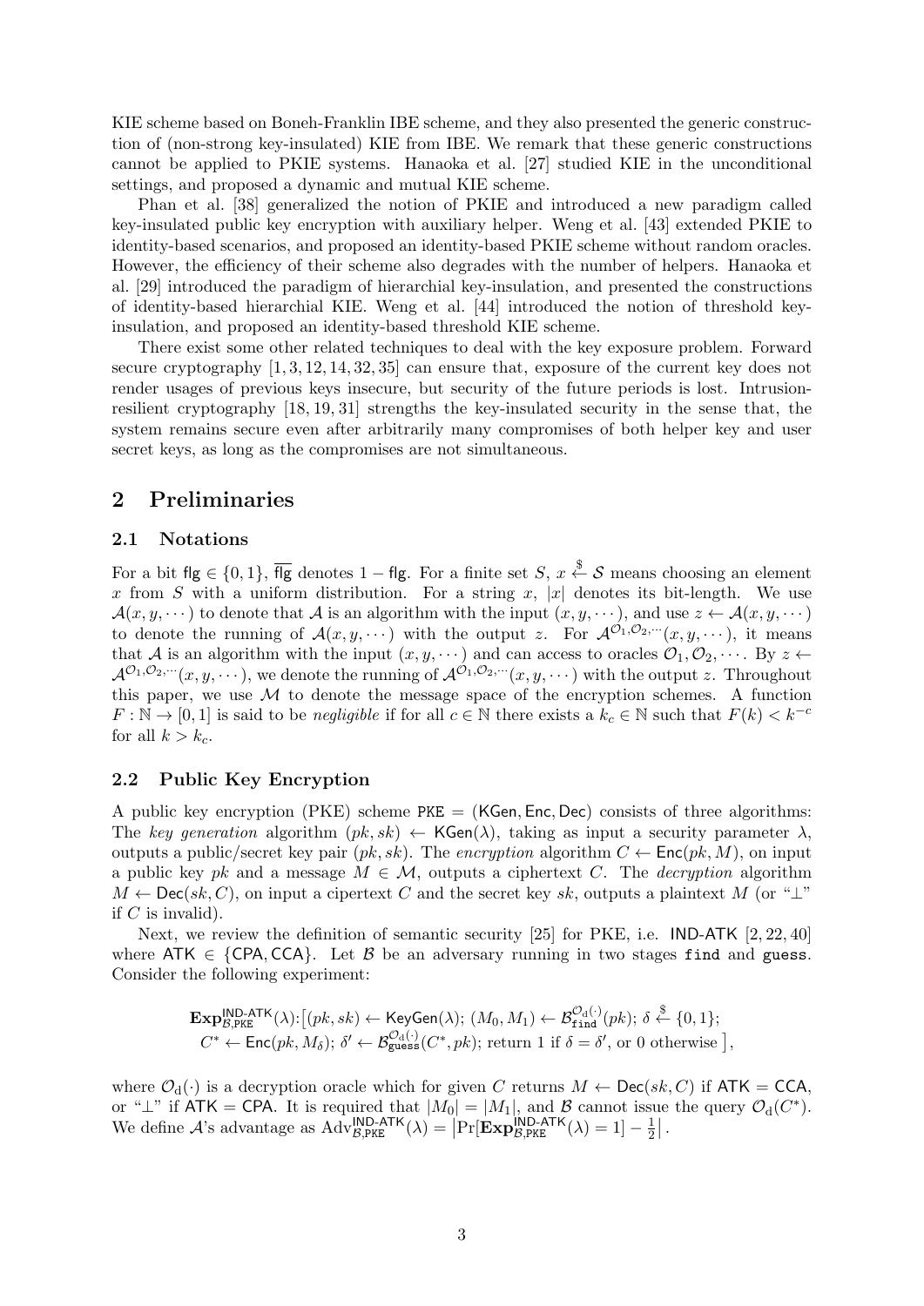KIE scheme based on Boneh-Franklin IBE scheme, and they also presented the generic construction of (non-strong key-insulated) KIE from IBE. We remark that these generic constructions cannot be applied to PKIE systems. Hanaoka et al. [27] studied KIE in the unconditional settings, and proposed a dynamic and mutual KIE scheme.

Phan et al. [38] generalized the notion of PKIE and introduced a new paradigm called key-insulated public key encryption with auxiliary helper. Weng et al. [43] extended PKIE to identity-based scenarios, and proposed an identity-based PKIE scheme without random oracles. However, the efficiency of their scheme also degrades with the number of helpers. Hanaoka et al. [29] introduced the paradigm of hierarchial key-insulation, and presented the constructions of identity-based hierarchial KIE. Weng et al. [44] introduced the notion of threshold key-insulation, and proposed an identity-based threshold KIE scheme.

There exist some other related techniques to deal with the key exposure problem. Forward secure cryptography [1, 3, 12, 14, 32, 35] can ensure that, exposure of the current key does not render usages of previous keys insecure, but security of the future periods is lost. Intrusion-resilient cryptography [18, 19, 31] strengths the key-insulated security in the sense that, the system remains secure even after arbitrarily many compromises of both helper key and user secret keys, as long as the compromises are not simultaneous.

## 2 Preliminaries

### 2.1 Notations

For a bit $\mathsf{flg} \in \{0,1\}$, $\overline{\mathsf{flg}}$ denotes $1 - \mathsf{flg}$. For a finite set $S$, $x \xleftarrow{\$} \mathcal{S}$ means choosing an element $x$ from $S$ with a uniform distribution. For a string $x$, $|x|$ denotes its bit-length. We use $\mathcal{A}(x, y, \cdots)$ to denote that $\mathcal{A}$ is an algorithm with the input $(x, y, \cdots)$, and use $z \leftarrow \mathcal{A}(x, y, \cdots)$ to denote the running of $\mathcal{A}(x, y, \cdots)$ with the output $z$. For $\mathcal{A}^{\mathcal{O}_1, \mathcal{O}_2, \cdots}(x, y, \cdots)$, it means that $\mathcal{A}$ is an algorithm with the input $(x, y, \cdots)$ and can access to oracles $\mathcal{O}_1, \mathcal{O}_2, \cdots$. By $z \leftarrow \mathcal{A}^{\mathcal{O}_1, \mathcal{O}_2, \cdots}(x, y, \cdots)$, we denote the running of $\mathcal{A}^{\mathcal{O}_1, \mathcal{O}_2, \cdots}(x, y, \cdots)$ with the output $z$. Throughout this paper, we use $\mathcal{M}$ to denote the message space of the encryption schemes. A function $F : \mathbb{N} \rightarrow [0, 1]$ is said to be *negligible* if for all $c \in \mathbb{N}$ there exists a $k_c \in \mathbb{N}$ such that $F(k) < k^{-c}$ for all $k > k_c$.

### 2.2 Public Key Encryption

A public key encryption (PKE) scheme $\mathtt{PKE} = (\mathsf{KGen}, \mathsf{Enc}, \mathsf{Dec})$ consists of three algorithms: The *key generation* algorithm $(pk, sk) \leftarrow \mathsf{KGen}(\lambda)$, taking as input a security parameter $\lambda$, outputs a public/secret key pair $(pk, sk)$. The *encryption* algorithm $C \leftarrow \mathsf{Enc}(pk, M)$, on input a public key $pk$ and a message $M \in \mathcal{M}$, outputs a ciphertext $C$. The *decryption* algorithm $M \leftarrow \mathsf{Dec}(sk, C)$, on input a cipertext $C$ and the secret key $sk$, outputs a plaintext $M$ (or "$\perp$" if $C$ is invalid).

Next, we review the definition of semantic security [25] for PKE, i.e. IND-ATK [2, 22, 40] where $\mathsf{ATK} \in \{\mathsf{CPA}, \mathsf{CCA}\}$. Let $\mathcal{B}$ be an adversary running in two stages `find` and `guess`. Consider the following experiment:

$$\begin{aligned}\mathbf{Exp}^{\mathsf{IND\text{-}ATK}}_{\mathcal{B},\mathtt{PKE}}(\lambda)\!:\!\big[&(pk, sk) \leftarrow \mathsf{KeyGen}(\lambda);\ (M_0, M_1) \leftarrow \mathcal{B}^{\mathcal{O}_{\mathrm{d}}(\cdot)}_{\mathtt{find}}(pk);\ \delta \xleftarrow{\$} \{0,1\};\\ &C^* \leftarrow \mathsf{Enc}(pk, M_\delta);\ \delta' \leftarrow \mathcal{B}^{\mathcal{O}_{\mathrm{d}}(\cdot)}_{\mathtt{guess}}(C^*, pk);\ \text{return 1 if } \delta = \delta', \text{ or 0 otherwise}\ \big],\end{aligned}$$

where $\mathcal{O}_{\mathrm{d}}(\cdot)$ is a decryption oracle which for given $C$ returns $M \leftarrow \mathsf{Dec}(sk, C)$ if $\mathsf{ATK} = \mathsf{CCA}$, or "$\perp$" if $\mathsf{ATK} = \mathsf{CPA}$. It is required that $|M_0| = |M_1|$, and $\mathcal{B}$ cannot issue the query $\mathcal{O}_{\mathrm{d}}(C^*)$. We define $\mathcal{A}$'s advantage as $\mathrm{Adv}^{\mathsf{IND\text{-}ATK}}_{\mathcal{B},\mathtt{PKE}}(\lambda) = \left|\Pr[\mathbf{Exp}^{\mathsf{IND\text{-}ATK}}_{\mathcal{B},\mathtt{PKE}}(\lambda) = 1] - \frac{1}{2}\right|$.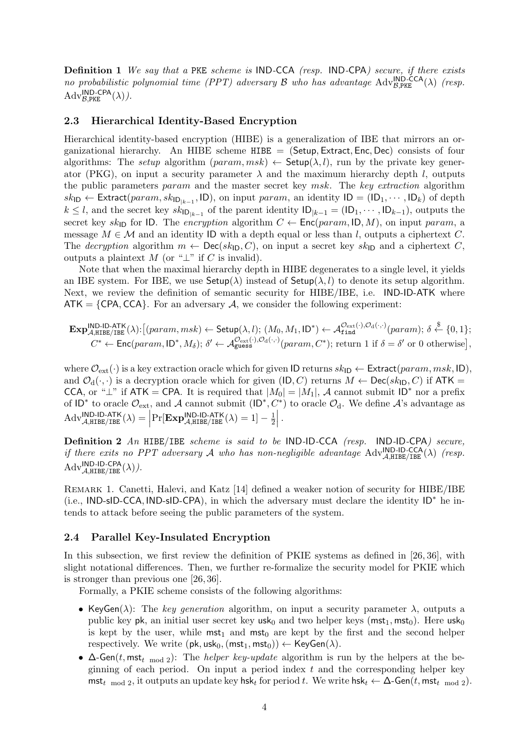**Definition 1** *We say that a* PKE *scheme is* IND-CCA *(resp.* IND-CPA*) secure, if there exists no probabilistic polynomial time (PPT) adversary $\mathcal{B}$ who has advantage $\mathrm{Adv}^{\mathsf{IND\text{-}CCA}}_{\mathcal{B},\mathtt{PKE}}(\lambda)$ (resp. $\mathrm{Adv}^{\mathsf{IND\text{-}CPA}}_{\mathcal{B},\mathtt{PKE}}(\lambda)$).*

### 2.3 Hierarchical Identity-Based Encryption

Hierarchical identity-based encryption (HIBE) is a generalization of IBE that mirrors an organizational hierarchy. An HIBE scheme $\mathtt{HIBE} = (\mathsf{Setup}, \mathsf{Extract}, \mathsf{Enc}, \mathsf{Dec})$ consists of four algorithms: The *setup* algorithm $(param, msk) \leftarrow \mathsf{Setup}(\lambda, l)$, run by the private key generator (PKG), on input a security parameter $\lambda$ and the maximum hierarchy depth $l$, outputs the public parameters $param$ and the master secret key $msk$. The *key extraction* algorithm $sk_{\mathsf{ID}} \leftarrow \mathsf{Extract}(param, sk_{\mathsf{ID}_{|k-1}}, \mathsf{ID})$, on input $param$, an identity $\mathsf{ID} = (\mathsf{ID}_1, \cdots, \mathsf{ID}_k)$ of depth $k \le l$, and the secret key $sk_{\mathsf{ID}_{|k-1}}$ of the parent identity $\mathsf{ID}_{|k-1} = (\mathsf{ID}_1, \cdots, \mathsf{ID}_{k-1})$, outputs the secret key $sk_{\mathsf{ID}}$ for ID. The *encryption* algorithm $C \leftarrow \mathsf{Enc}(param, \mathsf{ID}, M)$, on input $param$, a message $M \in \mathcal{M}$ and an identity ID with a depth equal or less than $l$, outputs a ciphertext $C$. The *decryption* algorithm $m \leftarrow \mathsf{Dec}(sk_{\mathsf{ID}}, C)$, on input a secret key $sk_{\mathsf{ID}}$ and a ciphertext $C$, outputs a plaintext $M$ (or "$\perp$" if $C$ is invalid).

Note that when the maximal hierarchy depth in HIBE degenerates to a single level, it yields an IBE system. For IBE, we use $\mathsf{Setup}(\lambda)$ instead of $\mathsf{Setup}(\lambda, l)$ to denote its setup algorithm. Next, we review the definition of semantic security for HIBE/IBE, i.e. IND-ID-ATK where $\mathsf{ATK} = \{\mathsf{CPA}, \mathsf{CCA}\}$. For an adversary $\mathcal{A}$, we consider the following experiment:

$$\mathbf{Exp}^{\mathsf{IND\text{-}ID\text{-}ATK}}_{\mathcal{A},\mathtt{HIBE/IBE}}(\lambda)\text{:}\big[(param, msk) \leftarrow \mathsf{Setup}(\lambda, l);\ (M_0, M_1, \mathsf{ID}^*) \leftarrow \mathcal{A}^{\mathcal{O}_{\mathrm{ext}}(\cdot), \mathcal{O}_{\mathrm{d}}(\cdot,\cdot)}_{\mathtt{find}}(param);\ \delta \xleftarrow{\$} \{0,1\};$$
$$C^* \leftarrow \mathsf{Enc}(param, \mathsf{ID}^*, M_\delta);\ \delta' \leftarrow \mathcal{A}^{\mathcal{O}_{\mathrm{ext}}(\cdot), \mathcal{O}_{\mathrm{d}}(\cdot,\cdot)}_{\mathtt{guess}}(param, C^*);\ \text{return 1 if } \delta = \delta' \text{ or 0 otherwise}\big],$$

where $\mathcal{O}_{\mathrm{ext}}(\cdot)$ is a key extraction oracle which for given ID returns $sk_{\mathsf{ID}} \leftarrow \mathsf{Extract}(param, msk, \mathsf{ID})$, and $\mathcal{O}_{\mathrm{d}}(\cdot,\cdot)$ is a decryption oracle which for given $(\mathsf{ID}, C)$ returns $M \leftarrow \mathsf{Dec}(sk_{\mathsf{ID}}, C)$ if $\mathsf{ATK} = \mathsf{CCA}$, or "$\perp$" if $\mathsf{ATK} = \mathsf{CPA}$. It is required that $|M_0| = |M_1|$, $\mathcal{A}$ cannot submit $\mathsf{ID}^*$ nor a prefix of $\mathsf{ID}^*$ to oracle $\mathcal{O}_{\mathrm{ext}}$, and $\mathcal{A}$ cannot submit $(\mathsf{ID}^*, C^*)$ to oracle $\mathcal{O}_{\mathrm{d}}$. We define $\mathcal{A}$'s advantage as $\mathrm{Adv}^{\mathsf{IND\text{-}ID\text{-}ATK}}_{\mathcal{A},\mathtt{HIBE/IBE}}(\lambda) = \left|\Pr[\mathbf{Exp}^{\mathsf{IND\text{-}ID\text{-}ATK}}_{\mathcal{A},\mathtt{HIBE/IBE}}(\lambda) = 1] - \frac{1}{2}\right|$.

**Definition 2** *An* HIBE/IBE *scheme is said to be* IND-ID-CCA *(resp.* IND-ID-CPA*) secure, if there exits no PPT adversary $\mathcal{A}$ who has non-negligible advantage $\mathrm{Adv}^{\mathsf{IND\text{-}ID\text{-}CCA}}_{\mathcal{A},\mathtt{HIBE/IBE}}(\lambda)$ (resp. $\mathrm{Adv}^{\mathsf{IND\text{-}ID\text{-}CPA}}_{\mathcal{A},\mathtt{HIBE/IBE}}(\lambda)$).*

Remark 1. Canetti, Halevi, and Katz [14] defined a weaker notion of security for HIBE/IBE (i.e., IND-sID-CCA, IND-sID-CPA), in which the adversary must declare the identity $\mathsf{ID}^*$ he intends to attack before seeing the public parameters of the system.

### 2.4 Parallel Key-Insulated Encryption

In this subsection, we first review the definition of PKIE systems as defined in [26, 36], with slight notational differences. Then, we further re-formalize the security model for PKIE which is stronger than previous one [26, 36].

Formally, a PKIE scheme consists of the following algorithms:

- $\mathsf{KeyGen}(\lambda)$: The *key generation* algorithm, on input a security parameter $\lambda$, outputs a public key $\mathsf{pk}$, an initial user secret key $\mathsf{usk}_0$ and two helper keys $(\mathsf{mst}_1, \mathsf{mst}_0)$. Here $\mathsf{usk}_0$ is kept by the user, while $\mathsf{mst}_1$ and $\mathsf{mst}_0$ are kept by the first and the second helper respectively. We write $(\mathsf{pk}, \mathsf{usk}_0, (\mathsf{mst}_1, \mathsf{mst}_0)) \leftarrow \mathsf{KeyGen}(\lambda)$.
- $\Delta\text{-}\mathsf{Gen}(t, \mathsf{mst}_{t \bmod 2})$: The *helper key-update* algorithm is run by the helpers at the beginning of each period. On input a period index $t$ and the corresponding helper key $\mathsf{mst}_{t \bmod 2}$, it outputs an update key $\mathsf{hsk}_t$ for period $t$. We write $\mathsf{hsk}_t \leftarrow \Delta\text{-}\mathsf{Gen}(t, \mathsf{mst}_{t \bmod 2})$.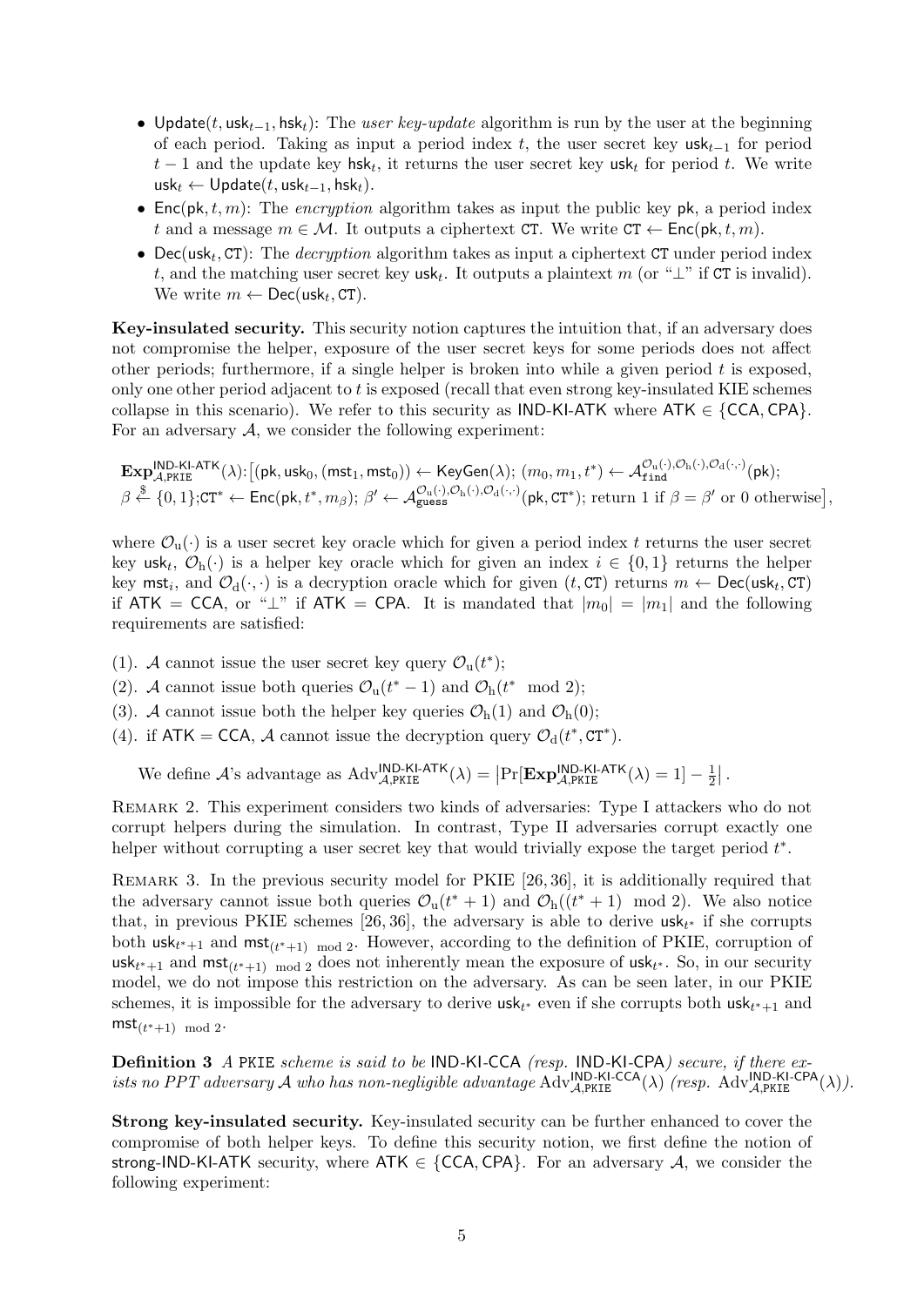- $\mathsf{Update}(t, \mathsf{usk}_{t-1}, \mathsf{hsk}_t)$: The *user key-update* algorithm is run by the user at the beginning of each period. Taking as input a period index $t$, the user secret key $\mathsf{usk}_{t-1}$ for period $t-1$ and the update key $\mathsf{hsk}_t$, it returns the user secret key $\mathsf{usk}_t$ for period $t$. We write $\mathsf{usk}_t \leftarrow \mathsf{Update}(t, \mathsf{usk}_{t-1}, \mathsf{hsk}_t)$.
- $\mathsf{Enc}(\mathsf{pk}, t, m)$: The *encryption* algorithm takes as input the public key $\mathsf{pk}$, a period index $t$ and a message $m \in \mathcal{M}$. It outputs a ciphertext $\mathtt{CT}$. We write $\mathtt{CT} \leftarrow \mathsf{Enc}(\mathsf{pk}, t, m)$.
- $\mathsf{Dec}(\mathsf{usk}_t, \mathtt{CT})$: The *decryption* algorithm takes as input a ciphertext $\mathtt{CT}$ under period index $t$, and the matching user secret key $\mathsf{usk}_t$. It outputs a plaintext $m$ (or "$\perp$" if $\mathtt{CT}$ is invalid). We write $m \leftarrow \mathsf{Dec}(\mathsf{usk}_t, \mathtt{CT})$.

**Key-insulated security.** This security notion captures the intuition that, if an adversary does not compromise the helper, exposure of the user secret keys for some periods does not affect other periods; furthermore, if a single helper is broken into while a given period $t$ is exposed, only one other period adjacent to $t$ is exposed (recall that even strong key-insulated KIE schemes collapse in this scenario). We refer to this security as $\mathsf{IND\text{-}KI\text{-}ATK}$ where $\mathsf{ATK} \in \{\mathsf{CCA}, \mathsf{CPA}\}$. For an adversary $\mathcal{A}$, we consider the following experiment:

$$\mathbf{Exp}^{\mathsf{IND\text{-}KI\text{-}ATK}}_{\mathcal{A},\mathtt{PKIE}}(\lambda)\text{:}\big[(\mathsf{pk}, \mathsf{usk}_0, (\mathsf{mst}_1, \mathsf{mst}_0)) \leftarrow \mathsf{KeyGen}(\lambda);\ (m_0, m_1, t^*) \leftarrow \mathcal{A}^{\mathcal{O}_{\mathrm{u}}(\cdot), \mathcal{O}_{\mathrm{h}}(\cdot), \mathcal{O}_{\mathrm{d}}(\cdot,\cdot)}_{\mathtt{find}}(\mathsf{pk});$$
$$\beta \xleftarrow{\$} \{0,1\}; \mathtt{CT}^* \leftarrow \mathsf{Enc}(\mathsf{pk}, t^*, m_\beta);\ \beta' \leftarrow \mathcal{A}^{\mathcal{O}_{\mathrm{u}}(\cdot), \mathcal{O}_{\mathrm{h}}(\cdot), \mathcal{O}_{\mathrm{d}}(\cdot,\cdot)}_{\mathtt{guess}}(\mathsf{pk}, \mathtt{CT}^*);\ \text{return 1 if } \beta = \beta' \text{ or 0 otherwise}\big],$$

where $\mathcal{O}_{\mathrm{u}}(\cdot)$ is a user secret key oracle which for given a period index $t$ returns the user secret key $\mathsf{usk}_t$, $\mathcal{O}_{\mathrm{h}}(\cdot)$ is a helper key oracle which for given an index $i \in \{0,1\}$ returns the helper key $\mathsf{mst}_i$, and $\mathcal{O}_{\mathrm{d}}(\cdot,\cdot)$ is a decryption oracle which for given $(t, \mathtt{CT})$ returns $m \leftarrow \mathsf{Dec}(\mathsf{usk}_t, \mathtt{CT})$ if $\mathsf{ATK} = \mathsf{CCA}$, or "$\perp$" if $\mathsf{ATK} = \mathsf{CPA}$. It is mandated that $|m_0| = |m_1|$ and the following requirements are satisfied:

(1). $\mathcal{A}$ cannot issue the user secret key query $\mathcal{O}_{\mathrm{u}}(t^*)$;

(2). $\mathcal{A}$ cannot issue both queries $\mathcal{O}_{\mathrm{u}}(t^*-1)$ and $\mathcal{O}_{\mathrm{h}}(t^* \mod 2)$;

(3). $\mathcal{A}$ cannot issue both the helper key queries $\mathcal{O}_{\mathrm{h}}(1)$ and $\mathcal{O}_{\mathrm{h}}(0)$;

(4). if $\mathsf{ATK} = \mathsf{CCA}$, $\mathcal{A}$ cannot issue the decryption query $\mathcal{O}_{\mathrm{d}}(t^*, \mathtt{CT}^*)$.

We define $\mathcal{A}$'s advantage as $\mathrm{Adv}^{\mathsf{IND\text{-}KI\text{-}ATK}}_{\mathcal{A},\mathtt{PKIE}}(\lambda) = \left|\Pr[\mathbf{Exp}^{\mathsf{IND\text{-}KI\text{-}ATK}}_{\mathcal{A},\mathtt{PKIE}}(\lambda) = 1] - \frac{1}{2}\right|$.

Remark 2. This experiment considers two kinds of adversaries: Type I attackers who do not corrupt helpers during the simulation. In contrast, Type II adversaries corrupt exactly one helper without corrupting a user secret key that would trivially expose the target period $t^*$.

Remark 3. In the previous security model for PKIE [26, 36], it is additionally required that the adversary cannot issue both queries $\mathcal{O}_{\mathrm{u}}(t^*+1)$ and $\mathcal{O}_{\mathrm{h}}((t^*+1) \mod 2)$. We also notice that, in previous PKIE schemes [26, 36], the adversary is able to derive $\mathsf{usk}_{t^*}$ if she corrupts both $\mathsf{usk}_{t^*+1}$ and $\mathsf{mst}_{(t^*+1) \mod 2}$. However, according to the definition of PKIE, corruption of $\mathsf{usk}_{t^*+1}$ and $\mathsf{mst}_{(t^*+1) \mod 2}$ does not inherently mean the exposure of $\mathsf{usk}_{t^*}$. So, in our security model, we do not impose this restriction on the adversary. As can be seen later, in our PKIE schemes, it is impossible for the adversary to derive $\mathsf{usk}_{t^*}$ even if she corrupts both $\mathsf{usk}_{t^*+1}$ and $\mathsf{mst}_{(t^*+1) \mod 2}$.

**Definition 3** *A* $\mathtt{PKIE}$ *scheme is said to be* $\mathsf{IND\text{-}KI\text{-}CCA}$ *(resp.* $\mathsf{IND\text{-}KI\text{-}CPA}$*) secure, if there exists no PPT adversary* $\mathcal{A}$ *who has non-negligible advantage* $\mathrm{Adv}^{\mathsf{IND\text{-}KI\text{-}CCA}}_{\mathcal{A},\mathtt{PKIE}}(\lambda)$ *(resp.* $\mathrm{Adv}^{\mathsf{IND\text{-}KI\text{-}CPA}}_{\mathcal{A},\mathtt{PKIE}}(\lambda)$*).*

**Strong key-insulated security.** Key-insulated security can be further enhanced to cover the compromise of both helper keys. To define this security notion, we first define the notion of $\mathsf{strong\text{-}IND\text{-}KI\text{-}ATK}$ security, where $\mathsf{ATK} \in \{\mathsf{CCA}, \mathsf{CPA}\}$. For an adversary $\mathcal{A}$, we consider the following experiment: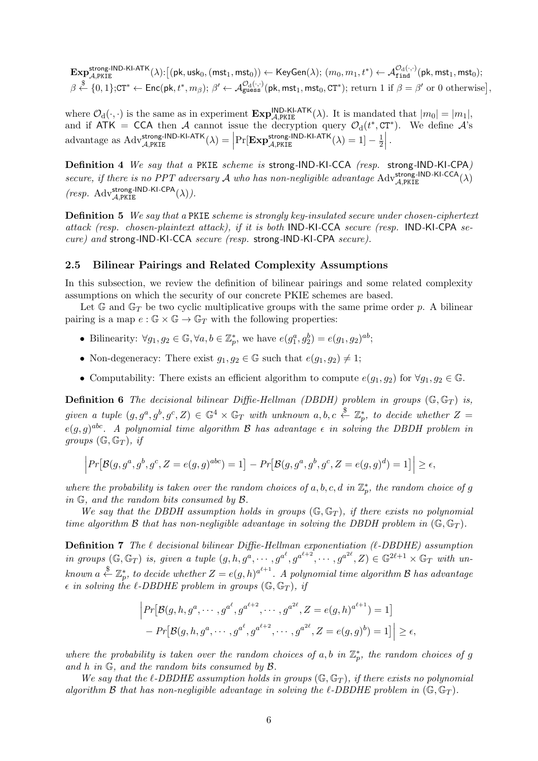$\mathbf{Exp}^{\mathsf{strong\text{-}IND\text{-}KI\text{-}ATK}}_{\mathcal{A},\mathtt{PKIE}}(\lambda)$:$\big[(\mathsf{pk}, \mathsf{usk}_0, (\mathsf{mst}_1, \mathsf{mst}_0)) \leftarrow \mathsf{KeyGen}(\lambda);\ (m_0, m_1, t^*) \leftarrow \mathcal{A}^{\mathcal{O}_{\rm d}(\cdot,\cdot)}_{\mathtt{find}}(\mathsf{pk}, \mathsf{mst}_1, \mathsf{mst}_0);$ $\beta \xleftarrow{\$} \{0,1\}$;$\mathtt{CT}^* \leftarrow \mathsf{Enc}(\mathsf{pk}, t^*, m_\beta);\ \beta' \leftarrow \mathcal{A}^{\mathcal{O}_{\rm d}(\cdot,\cdot)}_{\mathtt{guess}}(\mathsf{pk}, \mathsf{mst}_1, \mathsf{mst}_0, \mathtt{CT}^*)$; return 1 if $\beta = \beta'$ or 0 otherwise$\big]$,

where $\mathcal{O}_{\rm d}(\cdot,\cdot)$ is the same as in experiment $\mathbf{Exp}^{\mathsf{IND\text{-}KI\text{-}ATK}}_{\mathcal{A},\mathtt{PKIE}}(\lambda)$. It is mandated that $|m_0| = |m_1|$, and if $\mathsf{ATK} = \mathsf{CCA}$ then $\mathcal{A}$ cannot issue the decryption query $\mathcal{O}_{\rm d}(t^*, \mathtt{CT}^*)$. We define $\mathcal{A}$'s advantage as $\mathrm{Adv}^{\mathsf{strong\text{-}IND\text{-}KI\text{-}ATK}}_{\mathcal{A},\mathtt{PKIE}}(\lambda) = \left|\Pr[\mathbf{Exp}^{\mathsf{strong\text{-}IND\text{-}KI\text{-}ATK}}_{\mathcal{A},\mathtt{PKIE}}(\lambda) = 1] - \frac{1}{2}\right|$.

**Definition 4** *We say that a* PKIE *scheme is* strong-IND-KI-CCA *(resp.* strong-IND-KI-CPA*) secure, if there is no PPT adversary $\mathcal{A}$ who has non-negligible advantage* $\mathrm{Adv}^{\mathsf{strong\text{-}IND\text{-}KI\text{-}CCA}}_{\mathcal{A},\mathtt{PKIE}}(\lambda)$ *(resp.* $\mathrm{Adv}^{\mathsf{strong\text{-}IND\text{-}KI\text{-}CPA}}_{\mathcal{A},\mathtt{PKIE}}(\lambda)$*).*

**Definition 5** *We say that a* PKIE *scheme is strongly key-insulated secure under chosen-ciphertext attack (resp. chosen-plaintext attack), if it is both* IND-KI-CCA *secure (resp.* IND-KI-CPA *secure) and* strong-IND-KI-CCA *secure (resp.* strong-IND-KI-CPA *secure).*

### 2.5 Bilinear Pairings and Related Complexity Assumptions

In this subsection, we review the definition of bilinear pairings and some related complexity assumptions on which the security of our concrete PKIE schemes are based.

Let $\mathbb{G}$ and $\mathbb{G}_T$ be two cyclic multiplicative groups with the same prime order $p$. A bilinear pairing is a map $e : \mathbb{G} \times \mathbb{G} \rightarrow \mathbb{G}_T$ with the following properties:

- Bilinearity: $\forall g_1, g_2 \in \mathbb{G}, \forall a, b \in \mathbb{Z}^*_p$, we have $e(g_1^a, g_2^b) = e(g_1, g_2)^{ab}$;
- Non-degeneracy: There exist $g_1, g_2 \in \mathbb{G}$ such that $e(g_1, g_2) \neq 1$;
- Computability: There exists an efficient algorithm to compute $e(g_1, g_2)$ for $\forall g_1, g_2 \in \mathbb{G}$.

**Definition 6** *The decisional bilinear Diffie-Hellman (DBDH) problem in groups $(\mathbb{G}, \mathbb{G}_T)$ is, given a tuple $(g, g^a, g^b, g^c, Z) \in \mathbb{G}^4 \times \mathbb{G}_T$ with unknown $a, b, c \xleftarrow{\$} \mathbb{Z}^*_p$, to decide whether $Z = e(g, g)^{abc}$. A polynomial time algorithm $\mathcal{B}$ has advantage $\epsilon$ in solving the DBDH problem in groups $(\mathbb{G}, \mathbb{G}_T)$, if*

$$\left|Pr\big[\mathcal{B}(g, g^a, g^b, g^c, Z = e(g,g)^{abc}) = 1\big] - Pr\big[\mathcal{B}(g, g^a, g^b, g^c, Z = e(g,g)^d) = 1\big]\right| \geq \epsilon,$$

*where the probability is taken over the random choices of $a, b, c, d$ in $\mathbb{Z}^*_p$, the random choice of $g$ in $\mathbb{G}$, and the random bits consumed by $\mathcal{B}$.*

*We say that the DBDH assumption holds in groups $(\mathbb{G}, \mathbb{G}_T)$, if there exists no polynomial time algorithm $\mathcal{B}$ that has non-negligible advantage in solving the DBDH problem in $(\mathbb{G}, \mathbb{G}_T)$.*

**Definition 7** *The $\ell$ decisional bilinear Diffie-Hellman exponentiation ($\ell$-DBDHE) assumption in groups $(\mathbb{G}, \mathbb{G}_T)$ is, given a tuple $(g, h, g^a, \cdots, g^{a^\ell}, g^{a^{\ell+2}}, \cdots, g^{a^{2\ell}}, Z) \in \mathbb{G}^{2\ell+1} \times \mathbb{G}_T$ with unknown $a \xleftarrow{\$} \mathbb{Z}^*_p$, to decide whether $Z = e(g, h)^{a^{\ell+1}}$. A polynomial time algorithm $\mathcal{B}$ has advantage $\epsilon$ in solving the $\ell$-DBDHE problem in groups $(\mathbb{G}, \mathbb{G}_T)$, if*

$$\Big|Pr\big[\mathcal{B}(g, h, g^a, \cdots, g^{a^\ell}, g^{a^{\ell+2}}, \cdots, g^{a^{2\ell}}, Z = e(g,h)^{a^{\ell+1}}) = 1\big]$$
$$- Pr\big[\mathcal{B}(g, h, g^a, \cdots, g^{a^\ell}, g^{a^{\ell+2}}, \cdots, g^{a^{2\ell}}, Z = e(g,g)^b) = 1\big]\Big| \geq \epsilon,$$

*where the probability is taken over the random choices of $a, b$ in $\mathbb{Z}^*_p$, the random choices of $g$ and $h$ in $\mathbb{G}$, and the random bits consumed by $\mathcal{B}$.*

*We say that the $\ell$-DBDHE assumption holds in groups $(\mathbb{G}, \mathbb{G}_T)$, if there exists no polynomial algorithm $\mathcal{B}$ that has non-negligible advantage in solving the $\ell$-DBDHE problem in $(\mathbb{G}, \mathbb{G}_T)$.*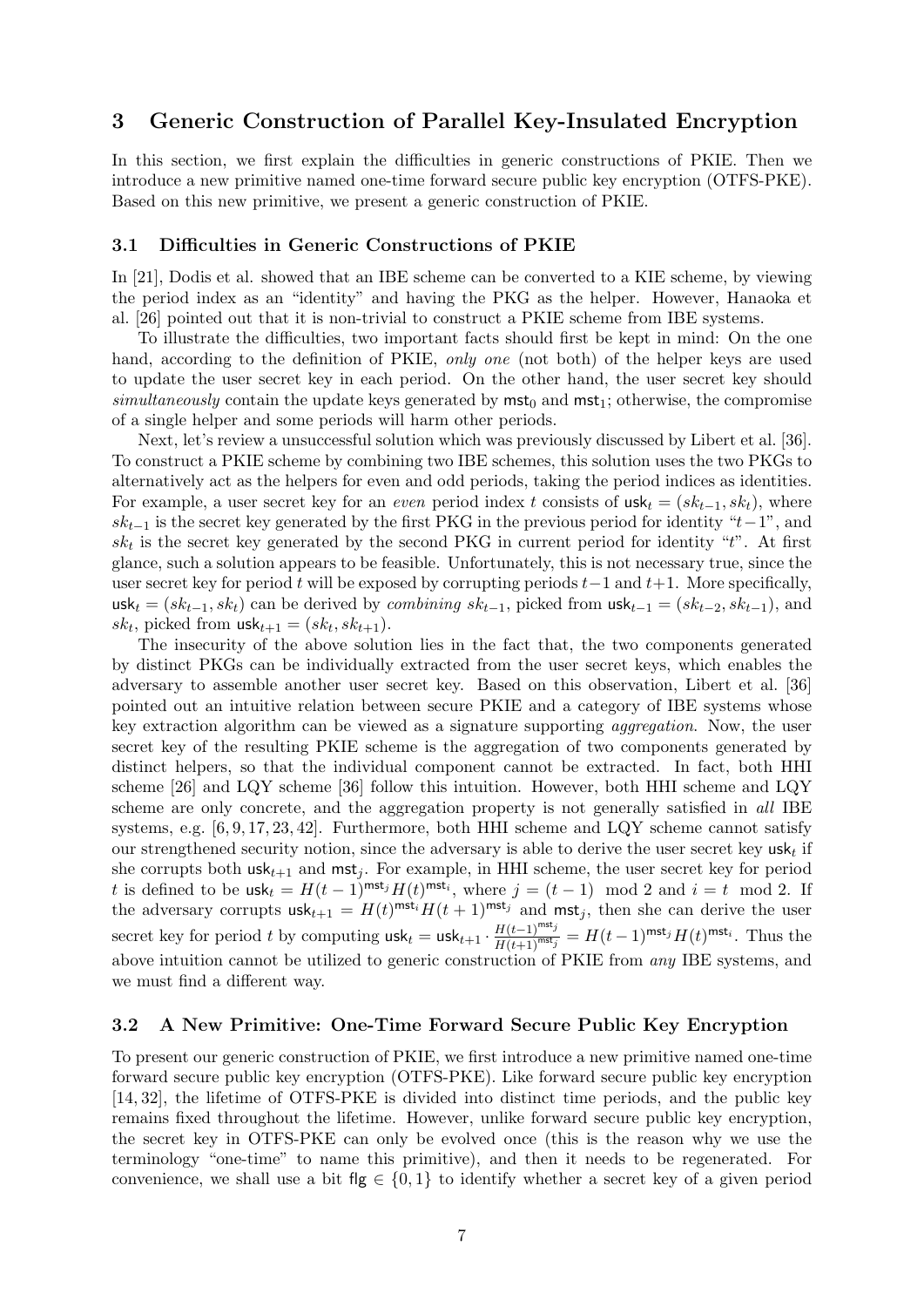## 3 Generic Construction of Parallel Key-Insulated Encryption

In this section, we first explain the difficulties in generic constructions of PKIE. Then we introduce a new primitive named one-time forward secure public key encryption (OTFS-PKE). Based on this new primitive, we present a generic construction of PKIE.

### 3.1 Difficulties in Generic Constructions of PKIE

In [21], Dodis et al. showed that an IBE scheme can be converted to a KIE scheme, by viewing the period index as an "identity" and having the PKG as the helper. However, Hanaoka et al. [26] pointed out that it is non-trivial to construct a PKIE scheme from IBE systems.

To illustrate the difficulties, two important facts should first be kept in mind: On the one hand, according to the definition of PKIE, *only one* (not both) of the helper keys are used to update the user secret key in each period. On the other hand, the user secret key should *simultaneously* contain the update keys generated by $\mathsf{mst}_0$ and $\mathsf{mst}_1$; otherwise, the compromise of a single helper and some periods will harm other periods.

Next, let's review a unsuccessful solution which was previously discussed by Libert et al. [36]. To construct a PKIE scheme by combining two IBE schemes, this solution uses the two PKGs to alternatively act as the helpers for even and odd periods, taking the period indices as identities. For example, a user secret key for an *even* period index $t$ consists of $\mathsf{usk}_t = (sk_{t-1}, sk_t)$, where $sk_{t-1}$ is the secret key generated by the first PKG in the previous period for identity "$t-1$", and $sk_t$ is the secret key generated by the second PKG in current period for identity "$t$". At first glance, such a solution appears to be feasible. Unfortunately, this is not necessary true, since the user secret key for period $t$ will be exposed by corrupting periods $t-1$ and $t+1$. More specifically, $\mathsf{usk}_t = (sk_{t-1}, sk_t)$ can be derived by *combining* $sk_{t-1}$, picked from $\mathsf{usk}_{t-1} = (sk_{t-2}, sk_{t-1})$, and $sk_t$, picked from $\mathsf{usk}_{t+1} = (sk_t, sk_{t+1})$.

The insecurity of the above solution lies in the fact that, the two components generated by distinct PKGs can be individually extracted from the user secret keys, which enables the adversary to assemble another user secret key. Based on this observation, Libert et al. [36] pointed out an intuitive relation between secure PKIE and a category of IBE systems whose key extraction algorithm can be viewed as a signature supporting *aggregation*. Now, the user secret key of the resulting PKIE scheme is the aggregation of two components generated by distinct helpers, so that the individual component cannot be extracted. In fact, both HHI scheme [26] and LQY scheme [36] follow this intuition. However, both HHI scheme and LQY scheme are only concrete, and the aggregation property is not generally satisfied in *all* IBE systems, e.g. [6, 9, 17, 23, 42]. Furthermore, both HHI scheme and LQY scheme cannot satisfy our strengthened security notion, since the adversary is able to derive the user secret key $\mathsf{usk}_t$ if she corrupts both $\mathsf{usk}_{t+1}$ and $\mathsf{mst}_j$. For example, in HHI scheme, the user secret key for period $t$ is defined to be $\mathsf{usk}_t = H(t-1)^{\mathsf{mst}_j} H(t)^{\mathsf{mst}_i}$, where $j = (t-1) \mod 2$ and $i = t \mod 2$. If the adversary corrupts $\mathsf{usk}_{t+1} = H(t)^{\mathsf{mst}_i} H(t+1)^{\mathsf{mst}_j}$ and $\mathsf{mst}_j$, then she can derive the user secret key for period $t$ by computing $\mathsf{usk}_t = \mathsf{usk}_{t+1} \cdot \frac{H(t-1)^{\mathsf{mst}_j}}{H(t+1)^{\mathsf{mst}_j}} = H(t-1)^{\mathsf{mst}_j} H(t)^{\mathsf{mst}_i}$. Thus the above intuition cannot be utilized to generic construction of PKIE from *any* IBE systems, and we must find a different way.

### 3.2 A New Primitive: One-Time Forward Secure Public Key Encryption

To present our generic construction of PKIE, we first introduce a new primitive named one-time forward secure public key encryption (OTFS-PKE). Like forward secure public key encryption [14, 32], the lifetime of OTFS-PKE is divided into distinct time periods, and the public key remains fixed throughout the lifetime. However, unlike forward secure public key encryption, the secret key in OTFS-PKE can only be evolved once (this is the reason why we use the terminology "one-time" to name this primitive), and then it needs to be regenerated. For convenience, we shall use a bit $\mathsf{flg} \in \{0, 1\}$ to identify whether a secret key of a given period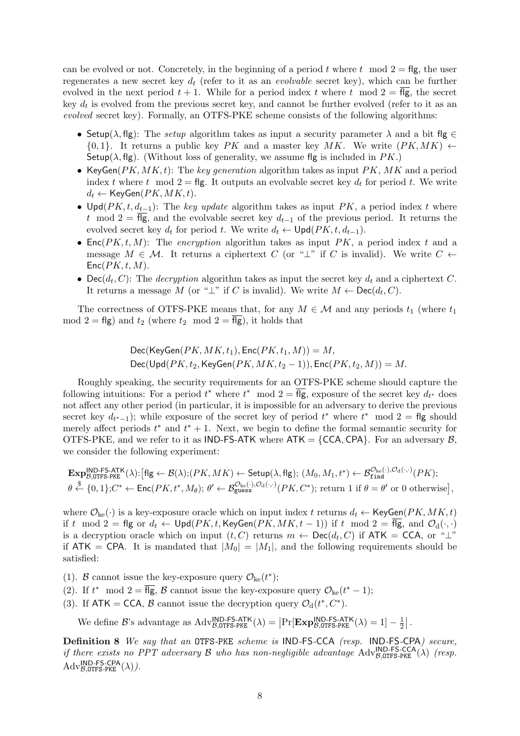can be evolved or not. Concretely, in the beginning of a period $t$ where $t \mod 2 = \mathsf{flg}$, the user regenerates a new secret key $d_t$ (refer to it as an *evolvable* secret key), which can be further evolved in the next period $t+1$. While for a period index $t$ where $t \mod 2 = \overline{\mathsf{flg}}$, the secret key $d_t$ is evolved from the previous secret key, and cannot be further evolved (refer to it as an *evolved* secret key). Formally, an OTFS-PKE scheme consists of the following algorithms:

- $\mathsf{Setup}(\lambda, \mathsf{flg})$: The *setup* algorithm takes as input a security parameter $\lambda$ and a bit $\mathsf{flg} \in \{0,1\}$. It returns a public key $PK$ and a master key $MK$. We write $(PK, MK) \leftarrow \mathsf{Setup}(\lambda, \mathsf{flg})$. (Without loss of generality, we assume $\mathsf{flg}$ is included in $PK$.)
- $\mathsf{KeyGen}(PK, MK, t)$: The *key generation* algorithm takes as input $PK$, $MK$ and a period index $t$ where $t \mod 2 = \mathsf{flg}$. It outputs an evolvable secret key $d_t$ for period $t$. We write $d_t \leftarrow \mathsf{KeyGen}(PK, MK, t)$.
- $\mathsf{Upd}(PK, t, d_{t-1})$: The *key update* algorithm takes as input $PK$, a period index $t$ where $t \mod 2 = \overline{\mathsf{flg}}$, and the evolvable secret key $d_{t-1}$ of the previous period. It returns the evolved secret key $d_t$ for period $t$. We write $d_t \leftarrow \mathsf{Upd}(PK, t, d_{t-1})$.
- $\mathsf{Enc}(PK, t, M)$: The *encryption* algorithm takes as input $PK$, a period index $t$ and a message $M \in \mathcal{M}$. It returns a ciphertext $C$ (or "$\perp$" if $C$ is invalid). We write $C \leftarrow \mathsf{Enc}(PK, t, M)$.
- $\mathsf{Dec}(d_t, C)$: The *decryption* algorithm takes as input the secret key $d_t$ and a ciphertext $C$. It returns a message $M$ (or "$\perp$" if $C$ is invalid). We write $M \leftarrow \mathsf{Dec}(d_t, C)$.

The correctness of OTFS-PKE means that, for any $M \in \mathcal{M}$ and any periods $t_1$ (where $t_1 \mod 2 = \mathsf{flg}$) and $t_2$ (where $t_2 \mod 2 = \overline{\mathsf{flg}}$), it holds that

$$\mathsf{Dec}(\mathsf{KeyGen}(PK, MK, t_1), \mathsf{Enc}(PK, t_1, M)) = M,$$
$$\mathsf{Dec}(\mathsf{Upd}(PK, t_2, \mathsf{KeyGen}(PK, MK, t_2 - 1)), \mathsf{Enc}(PK, t_2, M)) = M.$$

Roughly speaking, the security requirements for an OTFS-PKE scheme should capture the following intuitions: For a period $t^*$ where $t^* \mod 2 = \overline{\mathsf{flg}}$, exposure of the secret key $d_{t^*}$ does not affect any other period (in particular, it is impossible for an adversary to derive the previous secret key $d_{t^*-1}$); while exposure of the secret key of period $t^*$ where $t^* \mod 2 = \mathsf{flg}$ should merely affect periods $t^*$ and $t^*+1$. Next, we begin to define the formal semantic security for OTFS-PKE, and we refer to it as $\mathsf{IND\text{-}FS\text{-}ATK}$ where $\mathsf{ATK} = \{\mathsf{CCA}, \mathsf{CPA}\}$. For an adversary $\mathcal{B}$, we consider the following experiment:

$$\mathbf{Exp}^{\mathsf{IND\text{-}FS\text{-}ATK}}_{\mathcal{B},\mathtt{OTFS\text{-}PKE}}(\lambda)\text{:}\big[\mathsf{flg} \leftarrow \mathcal{B}(\lambda); (PK, MK) \leftarrow \mathsf{Setup}(\lambda, \mathsf{flg});\ (M_0, M_1, t^*) \leftarrow \mathcal{B}^{\mathcal{O}_{\mathrm{ke}}(\cdot), \mathcal{O}_{\mathrm{d}}(\cdot,\cdot)}_{\mathtt{find}}(PK);$$
$$\theta \xleftarrow{\$} \{0,1\}; C^* \leftarrow \mathsf{Enc}(PK, t^*, M_\theta);\ \theta' \leftarrow \mathcal{B}^{\mathcal{O}_{\mathrm{ke}}(\cdot), \mathcal{O}_{\mathrm{d}}(\cdot,\cdot)}_{\mathtt{guess}}(PK, C^*);\ \text{return 1 if } \theta = \theta' \text{ or 0 otherwise}\big],$$

where $\mathcal{O}_{\mathrm{ke}}(\cdot)$ is a key-exposure oracle which on input index $t$ returns $d_t \leftarrow \mathsf{KeyGen}(PK, MK, t)$ if $t \mod 2 = \mathsf{flg}$ or $d_t \leftarrow \mathsf{Upd}(PK, t, \mathsf{KeyGen}(PK, MK, t-1))$ if $t \mod 2 = \overline{\mathsf{flg}}$, and $\mathcal{O}_{\mathrm{d}}(\cdot,\cdot)$ is a decryption oracle which on input $(t, C)$ returns $m \leftarrow \mathsf{Dec}(d_t, C)$ if $\mathsf{ATK} = \mathsf{CCA}$, or "$\perp$" if $\mathsf{ATK} = \mathsf{CPA}$. It is mandated that $|M_0| = |M_1|$, and the following requirements should be satisfied:

(1). $\mathcal{B}$ cannot issue the key-exposure query $\mathcal{O}_{\mathrm{ke}}(t^*)$;
(2). If $t^* \mod 2 = \overline{\mathsf{flg}}$, $\mathcal{B}$ cannot issue the key-exposure query $\mathcal{O}_{\mathrm{ke}}(t^*-1)$;
(3). If $\mathsf{ATK} = \mathsf{CCA}$, $\mathcal{B}$ cannot issue the decryption query $\mathcal{O}_{\mathrm{d}}(t^*, C^*)$.

We define $\mathcal{B}$'s advantage as $\mathrm{Adv}^{\mathsf{IND\text{-}FS\text{-}ATK}}_{\mathcal{B},\mathtt{OTFS\text{-}PKE}}(\lambda) = \left|\Pr[\mathbf{Exp}^{\mathsf{IND\text{-}FS\text{-}ATK}}_{\mathcal{B},\mathtt{OTFS\text{-}PKE}}(\lambda) = 1] - \frac{1}{2}\right|$.

**Definition 8** *We say that an* $\mathtt{OTFS\text{-}PKE}$ *scheme is* $\mathsf{IND\text{-}FS\text{-}CCA}$ *(resp.* $\mathsf{IND\text{-}FS\text{-}CPA}$*) secure, if there exists no PPT adversary* $\mathcal{B}$ *who has non-negligible advantage* $\mathrm{Adv}^{\mathsf{IND\text{-}FS\text{-}CCA}}_{\mathcal{B},\mathtt{OTFS\text{-}PKE}}(\lambda)$ *(resp.* $\mathrm{Adv}^{\mathsf{IND\text{-}FS\text{-}CPA}}_{\mathcal{B},\mathtt{OTFS\text{-}PKE}}(\lambda)$*).*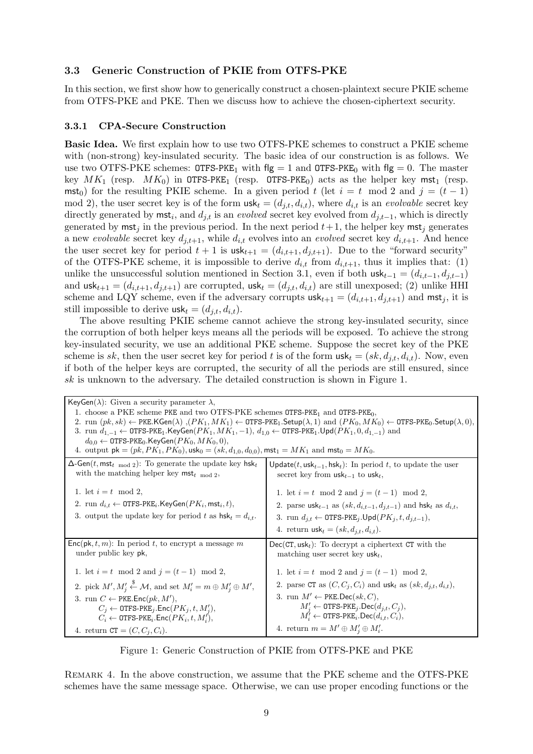### 3.3 Generic Construction of PKIE from OTFS-PKE

In this section, we first show how to generically construct a chosen-plaintext secure PKIE scheme from OTFS-PKE and PKE. Then we discuss how to achieve the chosen-ciphertext security.

#### 3.3.1 CPA-Secure Construction

**Basic Idea.** We first explain how to use two OTFS-PKE schemes to construct a PKIE scheme with (non-strong) key-insulated security. The basic idea of our construction is as follows. We use two OTFS-PKE schemes: $\mathsf{OTFS\text{-}PKE}_1$ with $\mathsf{flg} = 1$ and $\mathsf{OTFS\text{-}PKE}_0$ with $\mathsf{flg} = 0$. The master key $MK_1$ (resp. $MK_0$) in $\mathsf{OTFS\text{-}PKE}_1$ (resp. $\mathsf{OTFS\text{-}PKE}_0$) acts as the helper key $\mathsf{mst}_1$ (resp. $\mathsf{mst}_0$) for the resulting PKIE scheme. In a given period $t$ (let $i = t \mod 2$ and $j = (t-1) \mod 2$), the user secret key is of the form $\mathsf{usk}_t = (d_{j,t}, d_{i,t})$, where $d_{i,t}$ is an *evolvable* secret key directly generated by $\mathsf{mst}_i$, and $d_{j,t}$ is an *evolved* secret key evolved from $d_{j,t-1}$, which is directly generated by $\mathsf{mst}_j$ in the previous period. In the next period $t+1$, the helper key $\mathsf{mst}_j$ generates a new *evolvable* secret key $d_{j,t+1}$, while $d_{i,t}$ evolves into an *evolved* secret key $d_{i,t+1}$. And hence the user secret key for period $t+1$ is $\mathsf{usk}_{t+1} = (d_{i,t+1}, d_{j,t+1})$. Due to the "forward security" of the OTFS-PKE scheme, it is impossible to derive $d_{i,t}$ from $d_{i,t+1}$, thus it implies that: (1) unlike the unsuccessful solution mentioned in Section 3.1, even if both $\mathsf{usk}_{t-1} = (d_{i,t-1}, d_{j,t-1})$ and $\mathsf{usk}_{t+1} = (d_{i,t+1}, d_{j,t+1})$ are corrupted, $\mathsf{usk}_t = (d_{j,t}, d_{i,t})$ are still unexposed; (2) unlike HHI scheme and LQY scheme, even if the adversary corrupts $\mathsf{usk}_{t+1} = (d_{i,t+1}, d_{j,t+1})$ and $\mathsf{mst}_j$, it is still impossible to derive $\mathsf{usk}_t = (d_{j,t}, d_{i,t})$.

The above resulting PKIE scheme cannot achieve the strong key-insulated security, since the corruption of both helper keys means all the periods will be exposed. To achieve the strong key-insulated security, we use an additional PKE scheme. Suppose the secret key of the PKE scheme is $sk$, then the user secret key for period $t$ is of the form $\mathsf{usk}_t = (sk, d_{j,t}, d_{i,t})$. Now, even if both of the helper keys are corrupted, the security of all the periods are still ensured, since $sk$ is unknown to the adversary. The detailed construction is shown in Figure 1.

---

$\mathsf{KeyGen}(\lambda)$: Given a security parameter $\lambda$,

1. choose a PKE scheme $\mathsf{PKE}$ and two OTFS-PKE schemes $\mathsf{OTFS\text{-}PKE}_1$ and $\mathsf{OTFS\text{-}PKE}_0$,
2. run $(pk, sk) \leftarrow \mathsf{PKE.KGen}(\lambda)$ ,$(PK_1, MK_1) \leftarrow \mathsf{OTFS\text{-}PKE}_1.\mathsf{Setup}(\lambda, 1)$ and $(PK_0, MK_0) \leftarrow \mathsf{OTFS\text{-}PKE}_0.\mathsf{Setup}(\lambda, 0)$,
3. run $d_{1,-1} \leftarrow \mathsf{OTFS\text{-}PKE}_1.\mathsf{KeyGen}(PK_1, MK_1, -1)$, $d_{1,0} \leftarrow \mathsf{OTFS\text{-}PKE}_1.\mathsf{Upd}(PK_1, 0, d_{1,-1})$ and $d_{0,0} \leftarrow \mathsf{OTFS\text{-}PKE}_0.\mathsf{KeyGen}(PK_0, MK_0, 0)$,
4. output $\mathsf{pk} = (pk, PK_1, PK_0)$, $\mathsf{usk}_0 = (sk, d_{1,0}, d_{0,0})$, $\mathsf{mst}_1 = MK_1$ and $\mathsf{mst}_0 = MK_0$.

$\Delta\text{-}\mathsf{Gen}(t, \mathsf{mst}_{t \bmod 2})$: To generate the update key $\mathsf{hsk}_t$ with the matching helper key $\mathsf{mst}_{t \bmod 2}$,

1. let $i = t \mod 2$,
2. run $d_{i,t} \leftarrow \mathsf{OTFS\text{-}PKE}_i.\mathsf{KeyGen}(PK_i, \mathsf{mst}_i, t)$,
3. output the update key for period $t$ as $\mathsf{hsk}_t = d_{i,t}$.

$\mathsf{Update}(t, \mathsf{usk}_{t-1}, \mathsf{hsk}_t)$: In period $t$, to update the user secret key from $\mathsf{usk}_{t-1}$ to $\mathsf{usk}_t$,

1. let $i = t \mod 2$ and $j = (t-1) \mod 2$,
2. parse $\mathsf{usk}_{t-1}$ as $(sk, d_{i,t-1}, d_{j,t-1})$ and $\mathsf{hsk}_t$ as $d_{i,t}$,
3. run $d_{j,t} \leftarrow \mathsf{OTFS\text{-}PKE}_j.\mathsf{Upd}(PK_j, t, d_{j,t-1})$,
4. return $\mathsf{usk}_t = (sk, d_{j,t}, d_{i,t})$.

$\mathsf{Enc}(\mathsf{pk}, t, m)$: In period $t$, to encrypt a message $m$ under public key $\mathsf{pk}$,

1. let $i = t \mod 2$ and $j = (t-1) \mod 2$,
2. pick $M', M'_j \stackrel{\$}{\leftarrow} \mathcal{M}$, and set $M'_i = m \oplus M'_j \oplus M'$,
3. run $C \leftarrow \mathsf{PKE.Enc}(pk, M')$,
   $C_j \leftarrow \mathsf{OTFS\text{-}PKE}_j.\mathsf{Enc}(PK_j, t, M'_j)$,
   $C_i \leftarrow \mathsf{OTFS\text{-}PKE}_i.\mathsf{Enc}(PK_i, t, M'_i)$,
4. return $\mathsf{CT} = (C, C_j, C_i)$.

$\mathsf{Dec}(\mathsf{CT}, \mathsf{usk}_t)$: To decrypt a ciphertext $\mathsf{CT}$ with the matching user secret key $\mathsf{usk}_t$,

1. let $i = t \mod 2$ and $j = (t-1) \mod 2$,
2. parse $\mathsf{CT}$ as $(C, C_j, C_i)$ and $\mathsf{usk}_t$ as $(sk, d_{j,t}, d_{i,t})$,
3. run $M' \leftarrow \mathsf{PKE.Dec}(sk, C)$,
   $M'_j \leftarrow \mathsf{OTFS\text{-}PKE}_j.\mathsf{Dec}(d_{j,t}, C_j)$,
   $M'_i \leftarrow \mathsf{OTFS\text{-}PKE}_i.\mathsf{Dec}(d_{i,t}, C_i)$,
4. return $m = M' \oplus M'_j \oplus M'_i$.

---

Figure 1: Generic Construction of PKIE from OTFS-PKE and PKE

Remark 4. In the above construction, we assume that the PKE scheme and the OTFS-PKE schemes have the same message space. Otherwise, we can use proper encoding functions or the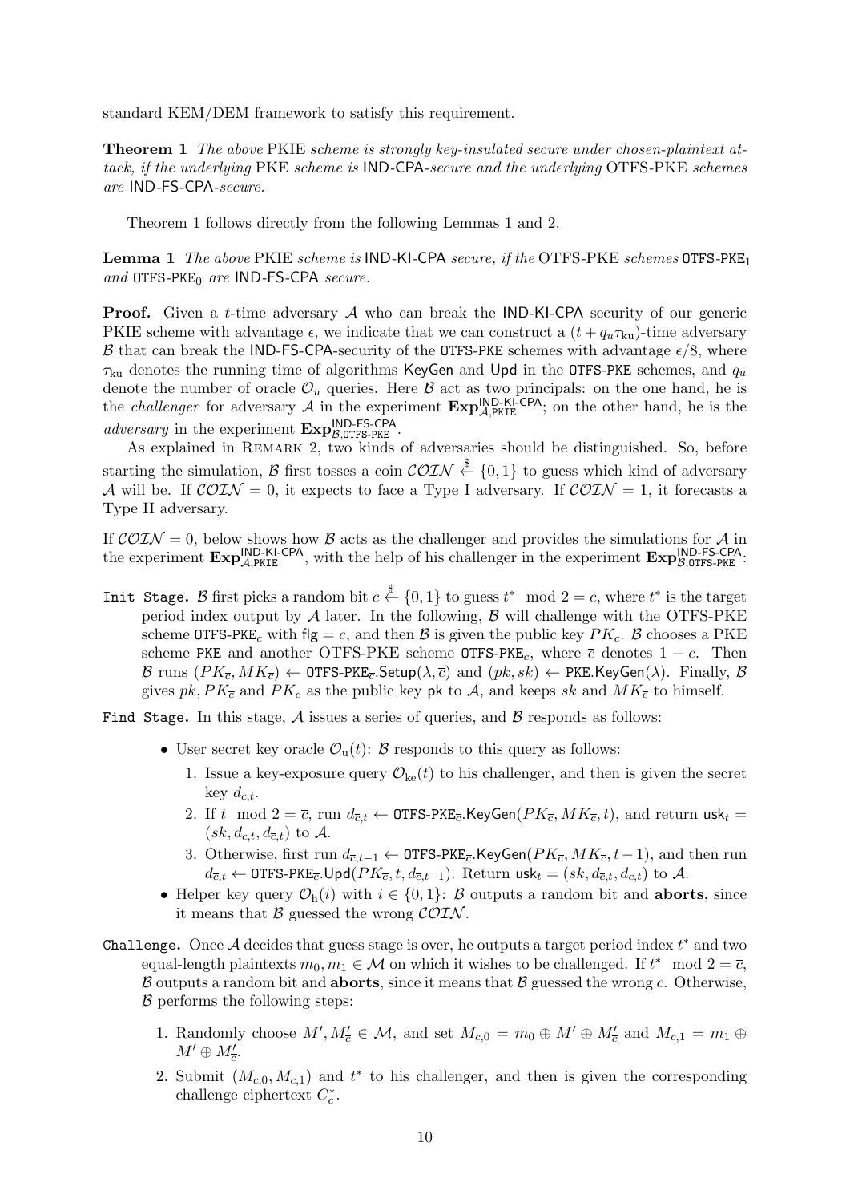standard KEM/DEM framework to satisfy this requirement.

**Theorem 1** *The above* PKIE *scheme is strongly key-insulated secure under chosen-plaintext attack, if the underlying* PKE *scheme is* IND-CPA*-secure and the underlying* OTFS-PKE *schemes are* IND-FS-CPA*-secure.*

Theorem 1 follows directly from the following Lemmas 1 and 2.

**Lemma 1** *The above* PKIE *scheme is* IND-KI-CPA *secure, if the* OTFS-PKE *schemes* $\mathtt{OTFS\text{-}PKE}_1$ *and* $\mathtt{OTFS\text{-}PKE}_0$ *are* IND-FS-CPA *secure.*

**Proof.** Given a $t$-time adversary $\mathcal{A}$ who can break the IND-KI-CPA security of our generic PKIE scheme with advantage $\epsilon$, we indicate that we can construct a $(t + q_u\tau_{\text{ku}})$-time adversary $\mathcal{B}$ that can break the IND-FS-CPA-security of the OTFS-PKE schemes with advantage $\epsilon/8$, where $\tau_{\text{ku}}$ denotes the running time of algorithms KeyGen and Upd in the OTFS-PKE schemes, and $q_u$ denote the number of oracle $\mathcal{O}_u$ queries. Here $\mathcal{B}$ act as two principals: on the one hand, he is the *challenger* for adversary $\mathcal{A}$ in the experiment $\mathbf{Exp}^{\text{IND-KI-CPA}}_{\mathcal{A},\mathtt{PKIE}}$; on the other hand, he is the *adversary* in the experiment $\mathbf{Exp}^{\text{IND-FS-CPA}}_{\mathcal{B},\mathtt{OTFS\text{-}PKE}}$.

As explained in Remark 2, two kinds of adversaries should be distinguished. So, before starting the simulation, $\mathcal{B}$ first tosses a coin $\mathcal{COIN} \xleftarrow{\$} \{0,1\}$ to guess which kind of adversary $\mathcal{A}$ will be. If $\mathcal{COIN} = 0$, it expects to face a Type I adversary. If $\mathcal{COIN} = 1$, it forecasts a Type II adversary.

If $\mathcal{COIN} = 0$, below shows how $\mathcal{B}$ acts as the challenger and provides the simulations for $\mathcal{A}$ in the experiment $\mathbf{Exp}^{\text{IND-KI-CPA}}_{\mathcal{A},\mathtt{PKIE}}$, with the help of his challenger in the experiment $\mathbf{Exp}^{\text{IND-FS-CPA}}_{\mathcal{B},\mathtt{OTFS\text{-}PKE}}$:

`Init Stage.` $\mathcal{B}$ first picks a random bit $c \xleftarrow{\$} \{0,1\}$ to guess $t^* \mod 2 = c$, where $t^*$ is the target period index output by $\mathcal{A}$ later. In the following, $\mathcal{B}$ will challenge with the OTFS-PKE scheme $\mathtt{OTFS\text{-}PKE}_c$ with $\mathsf{flg} = c$, and then $\mathcal{B}$ is given the public key $PK_c$. $\mathcal{B}$ chooses a PKE scheme PKE and another OTFS-PKE scheme $\mathtt{OTFS\text{-}PKE}_{\overline{c}}$, where $\overline{c}$ denotes $1-c$. Then $\mathcal{B}$ runs $(PK_{\overline{c}}, MK_{\overline{c}}) \leftarrow \mathtt{OTFS\text{-}PKE}_{\overline{c}}.\mathsf{Setup}(\lambda, \overline{c})$ and $(pk, sk) \leftarrow \mathtt{PKE}.\mathsf{KeyGen}(\lambda)$. Finally, $\mathcal{B}$ gives $pk, PK_{\overline{c}}$ and $PK_c$ as the public key $\mathsf{pk}$ to $\mathcal{A}$, and keeps $sk$ and $MK_{\overline{c}}$ to himself.

`Find Stage.` In this stage, $\mathcal{A}$ issues a series of queries, and $\mathcal{B}$ responds as follows:

- User secret key oracle $\mathcal{O}_{\text{u}}(t)$: $\mathcal{B}$ responds to this query as follows:
  1. Issue a key-exposure query $\mathcal{O}_{\text{ke}}(t)$ to his challenger, and then is given the secret key $d_{c,t}$.
  2. If $t \mod 2 = \overline{c}$, run $d_{\overline{c},t} \leftarrow \mathtt{OTFS\text{-}PKE}_{\overline{c}}.\mathsf{KeyGen}(PK_{\overline{c}}, MK_{\overline{c}}, t)$, and return $\mathsf{usk}_t = (sk, d_{c,t}, d_{\overline{c},t})$ to $\mathcal{A}$.
  3. Otherwise, first run $d_{\overline{c},t-1} \leftarrow \mathtt{OTFS\text{-}PKE}_{\overline{c}}.\mathsf{KeyGen}(PK_{\overline{c}}, MK_{\overline{c}}, t-1)$, and then run $d_{\overline{c},t} \leftarrow \mathtt{OTFS\text{-}PKE}_{\overline{c}}.\mathsf{Upd}(PK_{\overline{c}}, t, d_{\overline{c},t-1})$. Return $\mathsf{usk}_t = (sk, d_{\overline{c},t}, d_{c,t})$ to $\mathcal{A}$.
- Helper key query $\mathcal{O}_{\text{h}}(i)$ with $i \in \{0,1\}$: $\mathcal{B}$ outputs a random bit and **aborts**, since it means that $\mathcal{B}$ guessed the wrong $\mathcal{COIN}$.

`Challenge.` Once $\mathcal{A}$ decides that guess stage is over, he outputs a target period index $t^*$ and two equal-length plaintexts $m_0, m_1 \in \mathcal{M}$ on which it wishes to be challenged. If $t^* \mod 2 = \overline{c}$, $\mathcal{B}$ outputs a random bit and **aborts**, since it means that $\mathcal{B}$ guessed the wrong $c$. Otherwise, $\mathcal{B}$ performs the following steps:

1. Randomly choose $M', M'_{\overline{c}} \in \mathcal{M}$, and set $M_{c,0} = m_0 \oplus M' \oplus M'_{\overline{c}}$ and $M_{c,1} = m_1 \oplus M' \oplus M'_{\overline{c}}$.
2. Submit $(M_{c,0}, M_{c,1})$ and $t^*$ to his challenger, and then is given the corresponding challenge ciphertext $C^*_c$.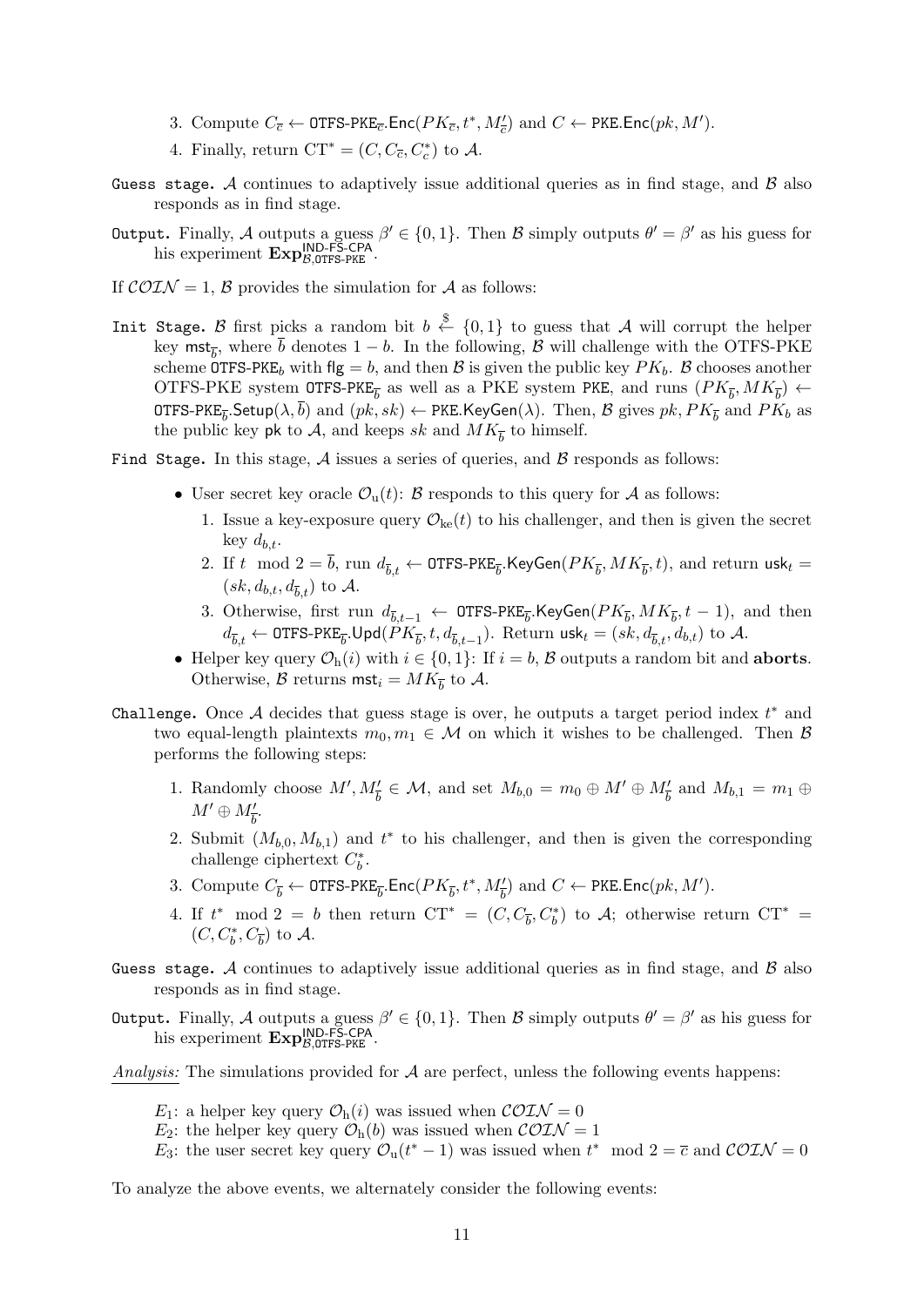3. Compute $C_{\overline{c}} \leftarrow \mathsf{OTFS\text{-}PKE}_{\overline{c}}.\mathsf{Enc}(PK_{\overline{c}}, t^*, M'_{\overline{c}})$ and $C \leftarrow \mathsf{PKE}.\mathsf{Enc}(pk, M')$.
4. Finally, return $\mathrm{CT}^* = (C, C_{\overline{c}}, C^*_c)$ to $\mathcal{A}$.

`Guess stage.` $\mathcal{A}$ continues to adaptively issue additional queries as in find stage, and $\mathcal{B}$ also responds as in find stage.

`Output.` Finally, $\mathcal{A}$ outputs a guess $\beta' \in \{0,1\}$. Then $\mathcal{B}$ simply outputs $\theta' = \beta'$ as his guess for his experiment $\mathbf{Exp}^{\mathsf{IND\text{-}FS\text{-}CPA}}_{\mathcal{B},\mathsf{OTFS\text{-}PKE}}$.

If $\mathcal{COIN} = 1$, $\mathcal{B}$ provides the simulation for $\mathcal{A}$ as follows:

`Init Stage.` $\mathcal{B}$ first picks a random bit $b \xleftarrow{\$} \{0,1\}$ to guess that $\mathcal{A}$ will corrupt the helper key $\mathsf{mst}_{\overline{b}}$, where $\overline{b}$ denotes $1-b$. In the following, $\mathcal{B}$ will challenge with the OTFS-PKE scheme $\mathsf{OTFS\text{-}PKE}_b$ with $\mathsf{flg} = b$, and then $\mathcal{B}$ is given the public key $PK_b$. $\mathcal{B}$ chooses another OTFS-PKE system $\mathsf{OTFS\text{-}PKE}_{\overline{b}}$ as well as a PKE system $\mathsf{PKE}$, and runs $(PK_{\overline{b}}, MK_{\overline{b}}) \leftarrow \mathsf{OTFS\text{-}PKE}_{\overline{b}}.\mathsf{Setup}(\lambda, \overline{b})$ and $(pk, sk) \leftarrow \mathsf{PKE}.\mathsf{KeyGen}(\lambda)$. Then, $\mathcal{B}$ gives $pk, PK_{\overline{b}}$ and $PK_b$ as the public key $\mathsf{pk}$ to $\mathcal{A}$, and keeps $sk$ and $MK_{\overline{b}}$ to himself.

`Find Stage.` In this stage, $\mathcal{A}$ issues a series of queries, and $\mathcal{B}$ responds as follows:

- User secret key oracle $\mathcal{O}_{\mathrm{u}}(t)$: $\mathcal{B}$ responds to this query for $\mathcal{A}$ as follows:
  1. Issue a key-exposure query $\mathcal{O}_{\mathrm{ke}}(t)$ to his challenger, and then is given the secret key $d_{b,t}$.
  2. If $t \mod 2 = \overline{b}$, run $d_{\overline{b},t} \leftarrow \mathsf{OTFS\text{-}PKE}_{\overline{b}}.\mathsf{KeyGen}(PK_{\overline{b}}, MK_{\overline{b}}, t)$, and return $\mathsf{usk}_t = (sk, d_{b,t}, d_{\overline{b},t})$ to $\mathcal{A}$.
  3. Otherwise, first run $d_{\overline{b},t-1} \leftarrow \mathsf{OTFS\text{-}PKE}_{\overline{b}}.\mathsf{KeyGen}(PK_{\overline{b}}, MK_{\overline{b}}, t-1)$, and then $d_{\overline{b},t} \leftarrow \mathsf{OTFS\text{-}PKE}_{\overline{b}}.\mathsf{Upd}(PK_{\overline{b}}, t, d_{\overline{b},t-1})$. Return $\mathsf{usk}_t = (sk, d_{\overline{b},t}, d_{b,t})$ to $\mathcal{A}$.
- Helper key query $\mathcal{O}_{\mathrm{h}}(i)$ with $i \in \{0,1\}$: If $i = b$, $\mathcal{B}$ outputs a random bit and **aborts**. Otherwise, $\mathcal{B}$ returns $\mathsf{mst}_i = MK_{\overline{b}}$ to $\mathcal{A}$.

`Challenge.` Once $\mathcal{A}$ decides that guess stage is over, he outputs a target period index $t^*$ and two equal-length plaintexts $m_0, m_1 \in \mathcal{M}$ on which it wishes to be challenged. Then $\mathcal{B}$ performs the following steps:

1. Randomly choose $M', M'_{\overline{b}} \in \mathcal{M}$, and set $M_{b,0} = m_0 \oplus M' \oplus M'_{\overline{b}}$ and $M_{b,1} = m_1 \oplus M' \oplus M'_{\overline{b}}$.
2. Submit $(M_{b,0}, M_{b,1})$ and $t^*$ to his challenger, and then is given the corresponding challenge ciphertext $C^*_b$.
3. Compute $C_{\overline{b}} \leftarrow \mathsf{OTFS\text{-}PKE}_{\overline{b}}.\mathsf{Enc}(PK_{\overline{b}}, t^*, M'_{\overline{b}})$ and $C \leftarrow \mathsf{PKE}.\mathsf{Enc}(pk, M')$.
4. If $t^* \mod 2 = b$ then return $\mathrm{CT}^* = (C, C_{\overline{b}}, C^*_b)$ to $\mathcal{A}$; otherwise return $\mathrm{CT}^* = (C, C^*_b, C_{\overline{b}})$ to $\mathcal{A}$.

`Guess stage.` $\mathcal{A}$ continues to adaptively issue additional queries as in find stage, and $\mathcal{B}$ also responds as in find stage.

`Output.` Finally, $\mathcal{A}$ outputs a guess $\beta' \in \{0,1\}$. Then $\mathcal{B}$ simply outputs $\theta' = \beta'$ as his guess for his experiment $\mathbf{Exp}^{\mathsf{IND\text{-}FS\text{-}CPA}}_{\mathcal{B},\mathsf{OTFS\text{-}PKE}}$.

*Analysis:* The simulations provided for $\mathcal{A}$ are perfect, unless the following events happens:

$E_1$: a helper key query $\mathcal{O}_{\mathrm{h}}(i)$ was issued when $\mathcal{COIN} = 0$
$E_2$: the helper key query $\mathcal{O}_{\mathrm{h}}(b)$ was issued when $\mathcal{COIN} = 1$
$E_3$: the user secret key query $\mathcal{O}_{\mathrm{u}}(t^*-1)$ was issued when $t^* \mod 2 = \overline{c}$ and $\mathcal{COIN} = 0$

To analyze the above events, we alternately consider the following events: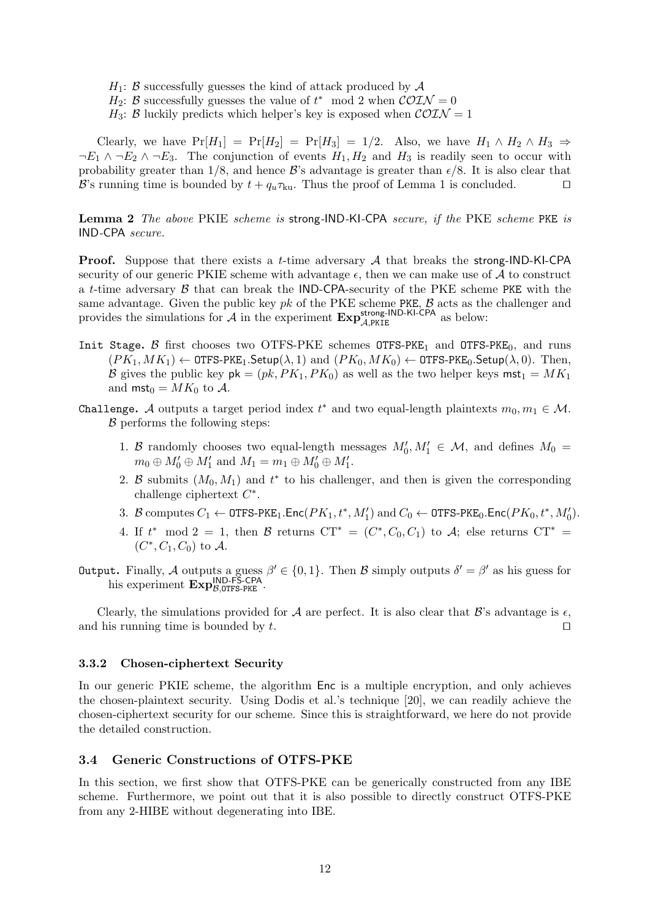$H_1$: $\mathcal{B}$ successfully guesses the kind of attack produced by $\mathcal{A}$

$H_2$: $\mathcal{B}$ successfully guesses the value of $t^* \mod 2$ when $\mathcal{COIN} = 0$

$H_3$: $\mathcal{B}$ luckily predicts which helper's key is exposed when $\mathcal{COIN} = 1$

Clearly, we have $\Pr[H_1] = \Pr[H_2] = \Pr[H_3] = 1/2$. Also, we have $H_1 \wedge H_2 \wedge H_3 \Rightarrow \neg E_1 \wedge \neg E_2 \wedge \neg E_3$. The conjunction of events $H_1, H_2$ and $H_3$ is readily seen to occur with probability greater than $1/8$, and hence $\mathcal{B}$'s advantage is greater than $\epsilon/8$. It is also clear that $\mathcal{B}$'s running time is bounded by $t + q_u\tau_{\text{ku}}$. Thus the proof of Lemma 1 is concluded. □

**Lemma 2** *The above* PKIE *scheme is* strong-IND-KI-CPA *secure, if the* PKE *scheme* PKE *is* IND-CPA *secure.*

**Proof.** Suppose that there exists a $t$-time adversary $\mathcal{A}$ that breaks the strong-IND-KI-CPA security of our generic PKIE scheme with advantage $\epsilon$, then we can make use of $\mathcal{A}$ to construct a $t$-time adversary $\mathcal{B}$ that can break the IND-CPA-security of the PKE scheme PKE with the same advantage. Given the public key $pk$ of the PKE scheme PKE, $\mathcal{B}$ acts as the challenger and provides the simulations for $\mathcal{A}$ in the experiment $\mathbf{Exp}^{\text{strong-IND-KI-CPA}}_{\mathcal{A},\text{PKIE}}$ as below:

Init Stage. $\mathcal{B}$ first chooses two OTFS-PKE schemes $\texttt{OTFS-PKE}_1$ and $\texttt{OTFS-PKE}_0$, and runs $(PK_1, MK_1) \leftarrow \texttt{OTFS-PKE}_1.\mathsf{Setup}(\lambda, 1)$ and $(PK_0, MK_0) \leftarrow \texttt{OTFS-PKE}_0.\mathsf{Setup}(\lambda, 0)$. Then, $\mathcal{B}$ gives the public key $\mathsf{pk} = (pk, PK_1, PK_0)$ as well as the two helper keys $\mathsf{mst}_1 = MK_1$ and $\mathsf{mst}_0 = MK_0$ to $\mathcal{A}$.

Challenge. $\mathcal{A}$ outputs a target period index $t^*$ and two equal-length plaintexts $m_0, m_1 \in \mathcal{M}$. $\mathcal{B}$ performs the following steps:

1. $\mathcal{B}$ randomly chooses two equal-length messages $M'_0, M'_1 \in \mathcal{M}$, and defines $M_0 = m_0 \oplus M'_0 \oplus M'_1$ and $M_1 = m_1 \oplus M'_0 \oplus M'_1$.
2. $\mathcal{B}$ submits $(M_0, M_1)$ and $t^*$ to his challenger, and then is given the corresponding challenge ciphertext $C^*$.
3. $\mathcal{B}$ computes $C_1 \leftarrow \texttt{OTFS-PKE}_1.\mathsf{Enc}(PK_1, t^*, M'_1)$ and $C_0 \leftarrow \texttt{OTFS-PKE}_0.\mathsf{Enc}(PK_0, t^*, M'_0)$.
4. If $t^* \mod 2 = 1$, then $\mathcal{B}$ returns $\text{CT}^* = (C^*, C_0, C_1)$ to $\mathcal{A}$; else returns $\text{CT}^* = (C^*, C_1, C_0)$ to $\mathcal{A}$.

Output. Finally, $\mathcal{A}$ outputs a guess $\beta' \in \{0,1\}$. Then $\mathcal{B}$ simply outputs $\delta' = \beta'$ as his guess for his experiment $\mathbf{Exp}^{\text{IND-FS-CPA}}_{\mathcal{B},\texttt{OTFS-PKE}}$.

Clearly, the simulations provided for $\mathcal{A}$ are perfect. It is also clear that $\mathcal{B}$'s advantage is $\epsilon$, and his running time is bounded by $t$. □

### 3.3.2 Chosen-ciphertext Security

In our generic PKIE scheme, the algorithm Enc is a multiple encryption, and only achieves the chosen-plaintext security. Using Dodis et al.'s technique [20], we can readily achieve the chosen-ciphertext security for our scheme. Since this is straightforward, we here do not provide the detailed construction.

## 3.4 Generic Constructions of OTFS-PKE

In this section, we first show that OTFS-PKE can be generically constructed from any IBE scheme. Furthermore, we point out that it is also possible to directly construct OTFS-PKE from any 2-HIBE without degenerating into IBE.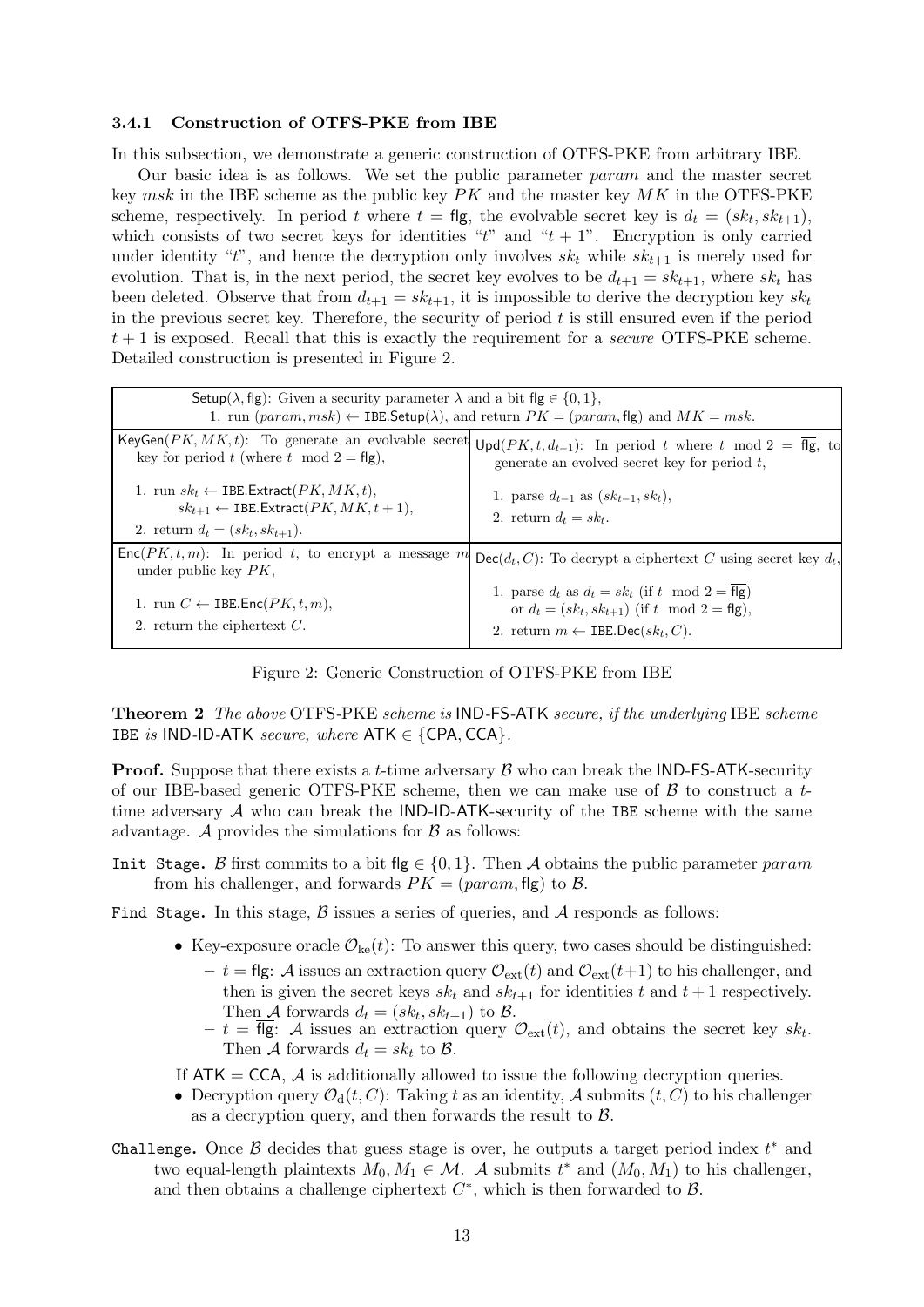#### 3.4.1 Construction of OTFS-PKE from IBE

In this subsection, we demonstrate a generic construction of OTFS-PKE from arbitrary IBE.

Our basic idea is as follows. We set the public parameter $param$ and the master secret key $msk$ in the IBE scheme as the public key $PK$ and the master key $MK$ in the OTFS-PKE scheme, respectively. In period $t$ where $t = \mathsf{flg}$, the evolvable secret key is $d_t = (sk_t, sk_{t+1})$, which consists of two secret keys for identities "$t$" and "$t+1$". Encryption is only carried under identity "$t$", and hence the decryption only involves $sk_t$ while $sk_{t+1}$ is merely used for evolution. That is, in the next period, the secret key evolves to be $d_{t+1} = sk_{t+1}$, where $sk_t$ has been deleted. Observe that from $d_{t+1} = sk_{t+1}$, it is impossible to derive the decryption key $sk_t$ in the previous secret key. Therefore, the security of period $t$ is still ensured even if the period $t+1$ is exposed. Recall that this is exactly the requirement for a *secure* OTFS-PKE scheme. Detailed construction is presented in Figure 2.

| | |
|---|---|
| $\mathsf{Setup}(\lambda, \mathsf{flg})$: Given a security parameter $\lambda$ and a bit $\mathsf{flg} \in \{0,1\}$,<br>1. run $(param, msk) \leftarrow \mathtt{IBE}.\mathsf{Setup}(\lambda)$, and return $PK = (param, \mathsf{flg})$ and $MK = msk$. | |
| $\mathsf{KeyGen}(PK, MK, t)$: To generate an evolvable secret key for period $t$ (where $t \mod 2 = \mathsf{flg}$),<br>1. run $sk_t \leftarrow \mathtt{IBE}.\mathsf{Extract}(PK, MK, t)$,<br>$sk_{t+1} \leftarrow \mathtt{IBE}.\mathsf{Extract}(PK, MK, t+1)$,<br>2. return $d_t = (sk_t, sk_{t+1})$. | $\mathsf{Upd}(PK, t, d_{t-1})$: In period $t$ where $t \mod 2 = \overline{\mathsf{flg}}$, to generate an evolved secret key for period $t$,<br>1. parse $d_{t-1}$ as $(sk_{t-1}, sk_t)$,<br>2. return $d_t = sk_t$. |
| $\mathsf{Enc}(PK, t, m)$: In period $t$, to encrypt a message $m$ under public key $PK$,<br>1. run $C \leftarrow \mathtt{IBE}.\mathsf{Enc}(PK, t, m)$,<br>2. return the ciphertext $C$. | $\mathsf{Dec}(d_t, C)$: To decrypt a ciphertext $C$ using secret key $d_t$,<br>1. parse $d_t$ as $d_t = sk_t$ (if $t \mod 2 = \overline{\mathsf{flg}}$) or $d_t = (sk_t, sk_{t+1})$ (if $t \mod 2 = \mathsf{flg}$),<br>2. return $m \leftarrow \mathtt{IBE}.\mathsf{Dec}(sk_t, C)$. |

Figure 2: Generic Construction of OTFS-PKE from IBE

**Theorem 2** *The above* OTFS-PKE *scheme is* IND-FS-ATK *secure, if the underlying* IBE *scheme* IBE *is* IND-ID-ATK *secure, where* $\mathsf{ATK} \in \{\mathsf{CPA}, \mathsf{CCA}\}$.

**Proof.** Suppose that there exists a $t$-time adversary $\mathcal{B}$ who can break the IND-FS-ATK-security of our IBE-based generic OTFS-PKE scheme, then we can make use of $\mathcal{B}$ to construct a $t$-time adversary $\mathcal{A}$ who can break the IND-ID-ATK-security of the IBE scheme with the same advantage. $\mathcal{A}$ provides the simulations for $\mathcal{B}$ as follows:

**Init Stage.** $\mathcal{B}$ first commits to a bit $\mathsf{flg} \in \{0,1\}$. Then $\mathcal{A}$ obtains the public parameter $param$ from his challenger, and forwards $PK = (param, \mathsf{flg})$ to $\mathcal{B}$.

**Find Stage.** In this stage, $\mathcal{B}$ issues a series of queries, and $\mathcal{A}$ responds as follows:

- Key-exposure oracle $\mathcal{O}_{\text{ke}}(t)$: To answer this query, two cases should be distinguished:
  - $t = \mathsf{flg}$: $\mathcal{A}$ issues an extraction query $\mathcal{O}_{\text{ext}}(t)$ and $\mathcal{O}_{\text{ext}}(t+1)$ to his challenger, and then is given the secret keys $sk_t$ and $sk_{t+1}$ for identities $t$ and $t+1$ respectively. Then $\mathcal{A}$ forwards $d_t = (sk_t, sk_{t+1})$ to $\mathcal{B}$.
  - $t = \overline{\mathsf{flg}}$: $\mathcal{A}$ issues an extraction query $\mathcal{O}_{\text{ext}}(t)$, and obtains the secret key $sk_t$. Then $\mathcal{A}$ forwards $d_t = sk_t$ to $\mathcal{B}$.

If $\mathsf{ATK} = \mathsf{CCA}$, $\mathcal{A}$ is additionally allowed to issue the following decryption queries.

- Decryption query $\mathcal{O}_{\text{d}}(t, C)$: Taking $t$ as an identity, $\mathcal{A}$ submits $(t, C)$ to his challenger as a decryption query, and then forwards the result to $\mathcal{B}$.

**Challenge.** Once $\mathcal{B}$ decides that guess stage is over, he outputs a target period index $t^*$ and two equal-length plaintexts $M_0, M_1 \in \mathcal{M}$. $\mathcal{A}$ submits $t^*$ and $(M_0, M_1)$ to his challenger, and then obtains a challenge ciphertext $C^*$, which is then forwarded to $\mathcal{B}$.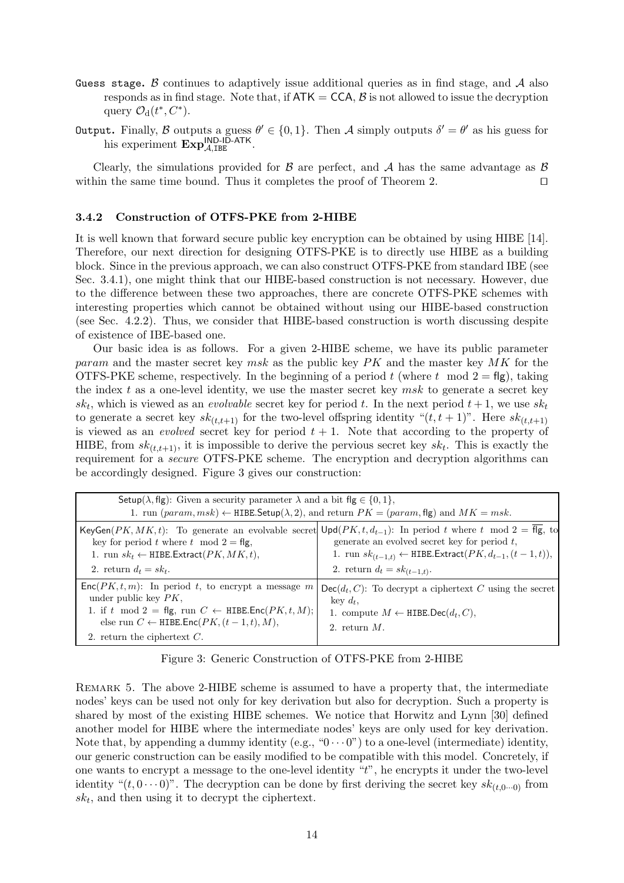**Guess stage.** $\mathcal{B}$ continues to adaptively issue additional queries as in find stage, and $\mathcal{A}$ also responds as in find stage. Note that, if $\mathsf{ATK} = \mathsf{CCA}$, $\mathcal{B}$ is not allowed to issue the decryption query $\mathcal{O}_{\rm d}(t^*, C^*)$.

**Output.** Finally, $\mathcal{B}$ outputs a guess $\theta' \in \{0,1\}$. Then $\mathcal{A}$ simply outputs $\delta' = \theta'$ as his guess for his experiment $\mathbf{Exp}^{\mathsf{IND\text{-}ID\text{-}ATK}}_{\mathcal{A},\mathtt{IBE}}$.

Clearly, the simulations provided for $\mathcal{B}$ are perfect, and $\mathcal{A}$ has the same advantage as $\mathcal{B}$ within the same time bound. Thus it completes the proof of Theorem 2. $\square$

### 3.4.2 Construction of OTFS-PKE from 2-HIBE

It is well known that forward secure public key encryption can be obtained by using HIBE [14]. Therefore, our next direction for designing OTFS-PKE is to directly use HIBE as a building block. Since in the previous approach, we can also construct OTFS-PKE from standard IBE (see Sec. 3.4.1), one might think that our HIBE-based construction is not necessary. However, due to the difference between these two approaches, there are concrete OTFS-PKE schemes with interesting properties which cannot be obtained without using our HIBE-based construction (see Sec. 4.2.2). Thus, we consider that HIBE-based construction is worth discussing despite of existence of IBE-based one.

Our basic idea is as follows. For a given 2-HIBE scheme, we have its public parameter *param* and the master secret key *msk* as the public key $PK$ and the master key $MK$ for the OTFS-PKE scheme, respectively. In the beginning of a period $t$ (where $t \mod 2 = \mathsf{flg}$), taking the index $t$ as a one-level identity, we use the master secret key *msk* to generate a secret key $sk_t$, which is viewed as an *evolvable* secret key for period $t$. In the next period $t+1$, we use $sk_t$ to generate a secret key $sk_{(t,t+1)}$ for the two-level offspring identity "$(t, t+1)$". Here $sk_{(t,t+1)}$ is viewed as an *evolved* secret key for period $t+1$. Note that according to the property of HIBE, from $sk_{(t,t+1)}$, it is impossible to derive the pervious secret key $sk_t$. This is exactly the requirement for a *secure* OTFS-PKE scheme. The encryption and decryption algorithms can be accordingly designed. Figure 3 gives our construction:

| | |
|---|---|
| $\mathsf{Setup}(\lambda, \mathsf{flg})$: Given a security parameter $\lambda$ and a bit $\mathsf{flg} \in \{0,1\}$,<br>1. run $(param, msk) \leftarrow \mathtt{HIBE}.\mathsf{Setup}(\lambda, 2)$, and return $PK = (param, \mathsf{flg})$ and $MK = msk$. | |
| $\mathsf{KeyGen}(PK, MK, t)$: To generate an evolvable secret key for period $t$ where $t \mod 2 = \mathsf{flg}$,<br>1. run $sk_t \leftarrow \mathtt{HIBE}.\mathsf{Extract}(PK, MK, t)$,<br>2. return $d_t = sk_t$. | $\mathsf{Upd}(PK, t, d_{t-1})$: In period $t$ where $t \mod 2 = \overline{\mathsf{flg}}$, to generate an evolved secret key for period $t$,<br>1. run $sk_{(t-1,t)} \leftarrow \mathtt{HIBE}.\mathsf{Extract}(PK, d_{t-1}, (t-1, t))$,<br>2. return $d_t = sk_{(t-1,t)}$. |
| $\mathsf{Enc}(PK, t, m)$: In period $t$, to encrypt a message $m$ under public key $PK$,<br>1. if $t \mod 2 = \mathsf{flg}$, run $C \leftarrow \mathtt{HIBE}.\mathsf{Enc}(PK, t, M)$; else run $C \leftarrow \mathtt{HIBE}.\mathsf{Enc}(PK, (t-1, t), M)$,<br>2. return the ciphertext $C$. | $\mathsf{Dec}(d_t, C)$: To decrypt a ciphertext $C$ using the secret key $d_t$,<br>1. compute $M \leftarrow \mathtt{HIBE}.\mathsf{Dec}(d_t, C)$,<br>2. return $M$. |

Figure 3: Generic Construction of OTFS-PKE from 2-HIBE

REMARK 5. The above 2-HIBE scheme is assumed to have a property that, the intermediate nodes' keys can be used not only for key derivation but also for decryption. Such a property is shared by most of the existing HIBE schemes. We notice that Horwitz and Lynn [30] defined another model for HIBE where the intermediate nodes' keys are only used for key derivation. Note that, by appending a dummy identity (e.g., "$0 \cdots 0$") to a one-level (intermediate) identity, our generic construction can be easily modified to be compatible with this model. Concretely, if one wants to encrypt a message to the one-level identity "$t$", he encrypts it under the two-level identity "$(t, 0 \cdots 0)$". The decryption can be done by first deriving the secret key $sk_{(t,0\cdots 0)}$ from $sk_t$, and then using it to decrypt the ciphertext.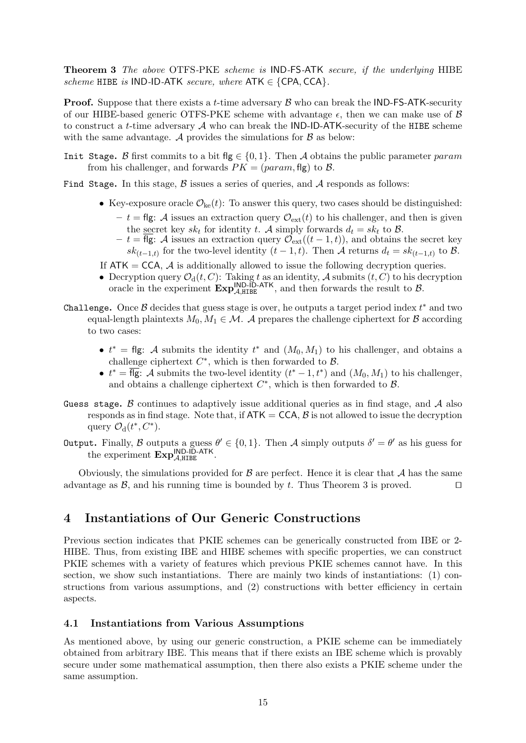**Theorem 3** *The above* OTFS-PKE *scheme is* IND-FS-ATK *secure, if the underlying* HIBE *scheme* HIBE *is* IND-ID-ATK *secure, where* $\mathsf{ATK} \in \{\mathsf{CPA}, \mathsf{CCA}\}$.

**Proof.** Suppose that there exists a $t$-time adversary $\mathcal{B}$ who can break the IND-FS-ATK-security of our HIBE-based generic OTFS-PKE scheme with advantage $\epsilon$, then we can make use of $\mathcal{B}$ to construct a $t$-time adversary $\mathcal{A}$ who can break the IND-ID-ATK-security of the HIBE scheme with the same advantage. $\mathcal{A}$ provides the simulations for $\mathcal{B}$ as below:

`Init Stage.` $\mathcal{B}$ first commits to a bit $\mathsf{flg} \in \{0, 1\}$. Then $\mathcal{A}$ obtains the public parameter $param$ from his challenger, and forwards $PK = (param, \mathsf{flg})$ to $\mathcal{B}$.

`Find Stage.` In this stage, $\mathcal{B}$ issues a series of queries, and $\mathcal{A}$ responds as follows:

- Key-exposure oracle $\mathcal{O}_{\mathrm{ke}}(t)$: To answer this query, two cases should be distinguished:
  - $t = \mathsf{flg}$: $\mathcal{A}$ issues an extraction query $\mathcal{O}_{\mathrm{ext}}(t)$ to his challenger, and then is given the secret key $sk_t$ for identity $t$. $\mathcal{A}$ simply forwards $d_t = sk_t$ to $\mathcal{B}$.
  - $t = \overline{\mathsf{flg}}$: $\mathcal{A}$ issues an extraction query $\mathcal{O}_{\mathrm{ext}}((t-1,t))$, and obtains the secret key $sk_{(t-1,t)}$ for the two-level identity $(t-1, t)$. Then $\mathcal{A}$ returns $d_t = sk_{(t-1,t)}$ to $\mathcal{B}$.

  If $\mathsf{ATK} = \mathsf{CCA}$, $\mathcal{A}$ is additionally allowed to issue the following decryption queries.
- Decryption query $\mathcal{O}_{\mathrm{d}}(t, C)$: Taking $t$ as an identity, $\mathcal{A}$ submits $(t, C)$ to his decryption oracle in the experiment $\mathbf{Exp}^{\mathsf{IND\text{-}ID\text{-}ATK}}_{\mathcal{A},\mathtt{HIBE}}$, and then forwards the result to $\mathcal{B}$.

`Challenge.` Once $\mathcal{B}$ decides that guess stage is over, he outputs a target period index $t^*$ and two equal-length plaintexts $M_0, M_1 \in \mathcal{M}$. $\mathcal{A}$ prepares the challenge ciphertext for $\mathcal{B}$ according to two cases:

- $t^* = \mathsf{flg}$: $\mathcal{A}$ submits the identity $t^*$ and $(M_0, M_1)$ to his challenger, and obtains a challenge ciphertext $C^*$, which is then forwarded to $\mathcal{B}$.
- $t^* = \overline{\mathsf{flg}}$: $\mathcal{A}$ submits the two-level identity $(t^*-1, t^*)$ and $(M_0, M_1)$ to his challenger, and obtains a challenge ciphertext $C^*$, which is then forwarded to $\mathcal{B}$.

`Guess stage.` $\mathcal{B}$ continues to adaptively issue additional queries as in find stage, and $\mathcal{A}$ also responds as in find stage. Note that, if $\mathsf{ATK} = \mathsf{CCA}$, $\mathcal{B}$ is not allowed to issue the decryption query $\mathcal{O}_{\mathrm{d}}(t^*, C^*)$.

`Output.` Finally, $\mathcal{B}$ outputs a guess $\theta' \in \{0, 1\}$. Then $\mathcal{A}$ simply outputs $\delta' = \theta'$ as his guess for the experiment $\mathbf{Exp}^{\mathsf{IND\text{-}ID\text{-}ATK}}_{\mathcal{A},\mathtt{HIBE}}$.

Obviously, the simulations provided for $\mathcal{B}$ are perfect. Hence it is clear that $\mathcal{A}$ has the same advantage as $\mathcal{B}$, and his running time is bounded by $t$. Thus Theorem 3 is proved. $\square$

## 4 Instantiations of Our Generic Constructions

Previous section indicates that PKIE schemes can be generically constructed from IBE or 2-HIBE. Thus, from existing IBE and HIBE schemes with specific properties, we can construct PKIE schemes with a variety of features which previous PKIE schemes cannot have. In this section, we show such instantiations. There are mainly two kinds of instantiations: (1) constructions from various assumptions, and (2) constructions with better efficiency in certain aspects.

### 4.1 Instantiations from Various Assumptions

As mentioned above, by using our generic construction, a PKIE scheme can be immediately obtained from arbitrary IBE. This means that if there exists an IBE scheme which is provably secure under some mathematical assumption, then there also exists a PKIE scheme under the same assumption.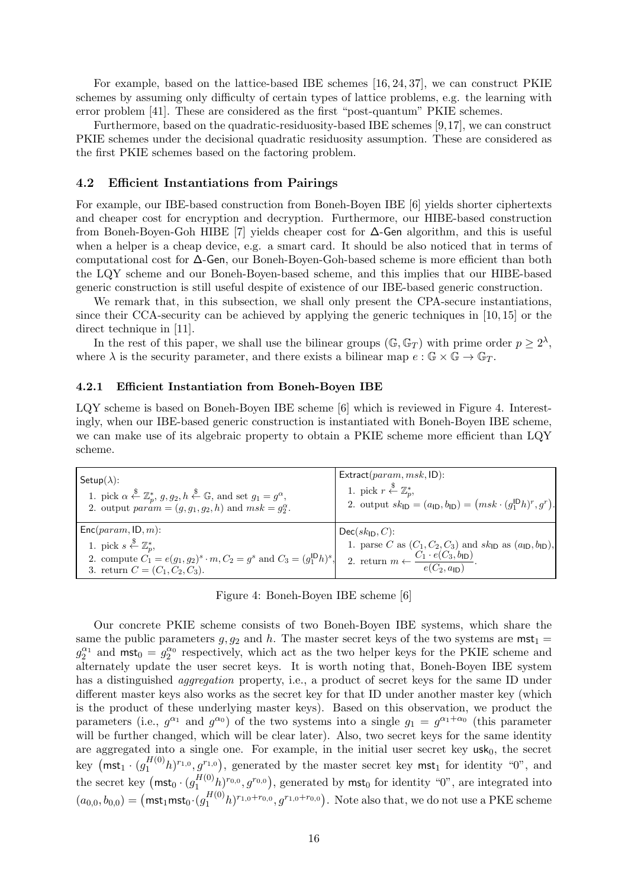For example, based on the lattice-based IBE schemes [16, 24, 37], we can construct PKIE schemes by assuming only difficulty of certain types of lattice problems, e.g. the learning with error problem [41]. These are considered as the first "post-quantum" PKIE schemes.

Furthermore, based on the quadratic-residuosity-based IBE schemes [9,17], we can construct PKIE schemes under the decisional quadratic residuosity assumption. These are considered as the first PKIE schemes based on the factoring problem.

### 4.2 Efficient Instantiations from Pairings

For example, our IBE-based construction from Boneh-Boyen IBE [6] yields shorter ciphertexts and cheaper cost for encryption and decryption. Furthermore, our HIBE-based construction from Boneh-Boyen-Goh HIBE [7] yields cheaper cost for $\Delta$-Gen algorithm, and this is useful when a helper is a cheap device, e.g. a smart card. It should be also noticed that in terms of computational cost for $\Delta$-Gen, our Boneh-Boyen-Goh-based scheme is more efficient than both the LQY scheme and our Boneh-Boyen-based scheme, and this implies that our HIBE-based generic construction is still useful despite of existence of our IBE-based generic construction.

We remark that, in this subsection, we shall only present the CPA-secure instantiations, since their CCA-security can be achieved by applying the generic techniques in [10, 15] or the direct technique in [11].

In the rest of this paper, we shall use the bilinear groups $(\mathbb{G}, \mathbb{G}_T)$ with prime order $p \geq 2^\lambda$, where $\lambda$ is the security parameter, and there exists a bilinear map $e : \mathbb{G} \times \mathbb{G} \to \mathbb{G}_T$.

#### 4.2.1 Efficient Instantiation from Boneh-Boyen IBE

LQY scheme is based on Boneh-Boyen IBE scheme [6] which is reviewed in Figure 4. Interestingly, when our IBE-based generic construction is instantiated with Boneh-Boyen IBE scheme, we can make use of its algebraic property to obtain a PKIE scheme more efficient than LQY scheme.

| | |
|---|---|
| $\mathsf{Setup}(\lambda)$: <br> 1. pick $\alpha \xleftarrow{\$} \mathbb{Z}_p^*$, $g, g_2, h \xleftarrow{\$} \mathbb{G}$, and set $g_1 = g^\alpha$, <br> 2. output $param = (g, g_1, g_2, h)$ and $msk = g_2^\alpha$. | $\mathsf{Extract}(param, msk, \mathsf{ID})$: <br> 1. pick $r \xleftarrow{\$} \mathbb{Z}_p^*$, <br> 2. output $sk_{\mathsf{ID}} = (a_{\mathsf{ID}}, b_{\mathsf{ID}}) = \big(msk \cdot (g_1^{\mathsf{ID}} h)^r, g^r\big)$. |
| $\mathsf{Enc}(param, \mathsf{ID}, m)$: <br> 1. pick $s \xleftarrow{\$} \mathbb{Z}_p^*$, <br> 2. compute $C_1 = e(g_1, g_2)^s \cdot m$, $C_2 = g^s$ and $C_3 = (g_1^{\mathsf{ID}} h)^s$, <br> 3. return $C = (C_1, C_2, C_3)$. | $\mathsf{Dec}(sk_{\mathsf{ID}}, C)$: <br> 1. parse $C$ as $(C_1, C_2, C_3)$ and $sk_{\mathsf{ID}}$ as $(a_{\mathsf{ID}}, b_{\mathsf{ID}})$, <br> 2. return $m \leftarrow \dfrac{C_1 \cdot e(C_3, b_{\mathsf{ID}})}{e(C_2, a_{\mathsf{ID}})}$. |

Figure 4: Boneh-Boyen IBE scheme [6]

Our concrete PKIE scheme consists of two Boneh-Boyen IBE systems, which share the same the public parameters $g, g_2$ and $h$. The master secret keys of the two systems are $\mathsf{mst}_1 = g_2^{\alpha_1}$ and $\mathsf{mst}_0 = g_2^{\alpha_0}$ respectively, which act as the two helper keys for the PKIE scheme and alternately update the user secret keys. It is worth noting that, Boneh-Boyen IBE system has a distinguished *aggregation* property, i.e., a product of secret keys for the same ID under different master keys also works as the secret key for that ID under another master key (which is the product of these underlying master keys). Based on this observation, we product the parameters (i.e., $g^{\alpha_1}$ and $g^{\alpha_0}$) of the two systems into a single $g_1 = g^{\alpha_1 + \alpha_0}$ (this parameter will be further changed, which will be clear later). Also, two secret keys for the same identity are aggregated into a single one. For example, in the initial user secret key $\mathsf{usk}_0$, the secret key $\big(\mathsf{mst}_1 \cdot (g_1^{H(0)} h)^{r_{1,0}}, g^{r_{1,0}}\big)$, generated by the master secret key $\mathsf{mst}_1$ for identity "0", and the secret key $\big(\mathsf{mst}_0 \cdot (g_1^{H(0)} h)^{r_{0,0}}, g^{r_{0,0}}\big)$, generated by $\mathsf{mst}_0$ for identity "0", are integrated into $(a_{0,0}, b_{0,0}) = \big(\mathsf{mst}_1 \mathsf{mst}_0 \cdot (g_1^{H(0)} h)^{r_{1,0} + r_{0,0}}, g^{r_{1,0} + r_{0,0}}\big)$. Note also that, we do not use a PKE scheme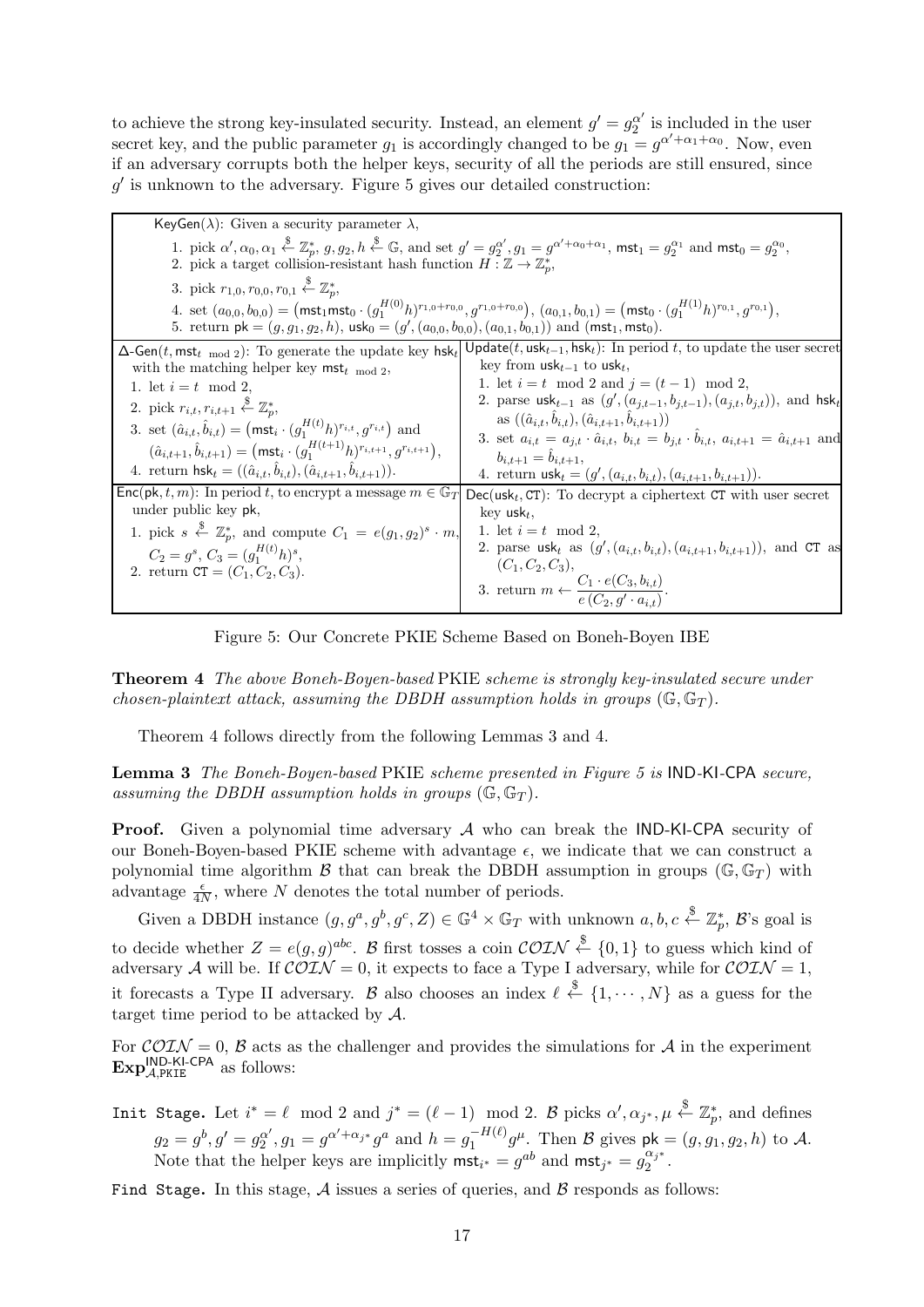to achieve the strong key-insulated security. Instead, an element $g' = g_2^{\alpha'}$ is included in the user secret key, and the public parameter $g_1$ is accordingly changed to be $g_1 = g^{\alpha'+\alpha_1+\alpha_0}$. Now, even if an adversary corrupts both the helper keys, security of all the periods are still ensured, since $g'$ is unknown to the adversary. Figure 5 gives our detailed construction:

| |
|---|
| $\mathsf{KeyGen}(\lambda)$: Given a security parameter $\lambda$,<br>1. pick $\alpha', \alpha_0, \alpha_1 \xleftarrow{\$} \mathbb{Z}_p^*$, $g, g_2, h \xleftarrow{\$} \mathbb{G}$, and set $g' = g_2^{\alpha'}, g_1 = g^{\alpha'+\alpha_0+\alpha_1}$, $\mathsf{mst}_1 = g_2^{\alpha_1}$ and $\mathsf{mst}_0 = g_2^{\alpha_0}$,<br>2. pick a target collision-resistant hash function $H : \mathbb{Z} \to \mathbb{Z}_p^*$,<br>3. pick $r_{1,0}, r_{0,0}, r_{0,1} \xleftarrow{\$} \mathbb{Z}_p^*$,<br>4. set $(a_{0,0}, b_{0,0}) = \big(\mathsf{mst}_1\mathsf{mst}_0 \cdot (g_1^{H(0)}h)^{r_{1,0}+r_{0,0}}, g^{r_{1,0}+r_{0,0}}\big)$, $(a_{0,1}, b_{0,1}) = \big(\mathsf{mst}_0 \cdot (g_1^{H(1)}h)^{r_{0,1}}, g^{r_{0,1}}\big)$,<br>5. return $\mathsf{pk} = (g, g_1, g_2, h)$, $\mathsf{usk}_0 = (g', (a_{0,0}, b_{0,0}), (a_{0,1}, b_{0,1}))$ and $(\mathsf{mst}_1, \mathsf{mst}_0)$. |

| | |
|---|---|
| $\Delta\text{-}\mathsf{Gen}(t, \mathsf{mst}_{t \bmod 2})$: To generate the update key $\mathsf{hsk}_t$ with the matching helper key $\mathsf{mst}_{t \bmod 2}$,<br>1. let $i = t \mod 2$,<br>2. pick $r_{i,t}, r_{i,t+1} \xleftarrow{\$} \mathbb{Z}_p^*$,<br>3. set $(\hat{a}_{i,t}, \hat{b}_{i,t}) = \big(\mathsf{mst}_i \cdot (g_1^{H(t)}h)^{r_{i,t}}, g^{r_{i,t}}\big)$ and $(\hat{a}_{i,t+1}, \hat{b}_{i,t+1}) = \big(\mathsf{mst}_i \cdot (g_1^{H(t+1)}h)^{r_{i,t+1}}, g^{r_{i,t+1}}\big)$,<br>4. return $\mathsf{hsk}_t = ((\hat{a}_{i,t}, \hat{b}_{i,t}), (\hat{a}_{i,t+1}, \hat{b}_{i,t+1}))$. | $\mathsf{Update}(t, \mathsf{usk}_{t-1}, \mathsf{hsk}_t)$: In period $t$, to update the user secret key from $\mathsf{usk}_{t-1}$ to $\mathsf{usk}_t$,<br>1. let $i = t \mod 2$ and $j = (t-1) \mod 2$,<br>2. parse $\mathsf{usk}_{t-1}$ as $(g', (a_{j,t-1}, b_{j,t-1}), (a_{j,t}, b_{j,t}))$, and $\mathsf{hsk}_t$ as $((\hat{a}_{i,t}, \hat{b}_{i,t}), (\hat{a}_{i,t+1}, \hat{b}_{i,t+1}))$<br>3. set $a_{i,t} = a_{j,t} \cdot \hat{a}_{i,t}$, $b_{i,t} = b_{j,t} \cdot \hat{b}_{i,t}$, $a_{i,t+1} = \hat{a}_{i,t+1}$ and $b_{i,t+1} = \hat{b}_{i,t+1}$,<br>4. return $\mathsf{usk}_t = (g', (a_{i,t}, b_{i,t}), (a_{i,t+1}, b_{i,t+1}))$. |
| $\mathsf{Enc}(\mathsf{pk}, t, m)$: In period $t$, to encrypt a message $m \in \mathbb{G}_T$ under public key $\mathsf{pk}$,<br>1. pick $s \xleftarrow{\$} \mathbb{Z}_p^*$, and compute $C_1 = e(g_1, g_2)^s \cdot m$, $C_2 = g^s$, $C_3 = (g_1^{H(t)}h)^s$,<br>2. return $\mathtt{CT} = (C_1, C_2, C_3)$. | $\mathsf{Dec}(\mathsf{usk}_t, \mathtt{CT})$: To decrypt a ciphertext $\mathtt{CT}$ with user secret key $\mathsf{usk}_t$,<br>1. let $i = t \mod 2$,<br>2. parse $\mathsf{usk}_t$ as $(g', (a_{i,t}, b_{i,t}), (a_{i,t+1}, b_{i,t+1}))$, and $\mathtt{CT}$ as $(C_1, C_2, C_3)$,<br>3. return $m \leftarrow \dfrac{C_1 \cdot e(C_3, b_{i,t})}{e(C_2, g' \cdot a_{i,t})}$. |

Figure 5: Our Concrete PKIE Scheme Based on Boneh-Boyen IBE

**Theorem 4** *The above Boneh-Boyen-based* PKIE *scheme is strongly key-insulated secure under chosen-plaintext attack, assuming the DBDH assumption holds in groups* $(\mathbb{G}, \mathbb{G}_T)$.

Theorem 4 follows directly from the following Lemmas 3 and 4.

**Lemma 3** *The Boneh-Boyen-based* PKIE *scheme presented in Figure 5 is* IND-KI-CPA *secure, assuming the DBDH assumption holds in groups* $(\mathbb{G}, \mathbb{G}_T)$.

**Proof.** Given a polynomial time adversary $\mathcal{A}$ who can break the IND-KI-CPA security of our Boneh-Boyen-based PKIE scheme with advantage $\epsilon$, we indicate that we can construct a polynomial time algorithm $\mathcal{B}$ that can break the DBDH assumption in groups $(\mathbb{G}, \mathbb{G}_T)$ with advantage $\frac{\epsilon}{4N}$, where $N$ denotes the total number of periods.

Given a DBDH instance $(g, g^a, g^b, g^c, Z) \in \mathbb{G}^4 \times \mathbb{G}_T$ with unknown $a, b, c \xleftarrow{\$} \mathbb{Z}_p^*$, $\mathcal{B}$'s goal is to decide whether $Z = e(g, g)^{abc}$. $\mathcal{B}$ first tosses a coin $\mathcal{COIN} \xleftarrow{\$} \{0, 1\}$ to guess which kind of adversary $\mathcal{A}$ will be. If $\mathcal{COIN} = 0$, it expects to face a Type I adversary, while for $\mathcal{COIN} = 1$, it forecasts a Type II adversary. $\mathcal{B}$ also chooses an index $\ell \xleftarrow{\$} \{1, \cdots, N\}$ as a guess for the target time period to be attacked by $\mathcal{A}$.

For $\mathcal{COIN} = 0$, $\mathcal{B}$ acts as the challenger and provides the simulations for $\mathcal{A}$ in the experiment $\mathbf{Exp}^{\mathsf{IND\text{-}KI\text{-}CPA}}_{\mathcal{A},\mathtt{PKIE}}$ as follows:

`Init Stage.` Let $i^* = \ell \mod 2$ and $j^* = (\ell - 1) \mod 2$. $\mathcal{B}$ picks $\alpha', \alpha_{j^*}, \mu \xleftarrow{\$} \mathbb{Z}_p^*$, and defines $g_2 = g^b, g' = g_2^{\alpha'}, g_1 = g^{\alpha'+\alpha_{j^*}}g^a$ and $h = g_1^{-H(\ell)}g^{\mu}$. Then $\mathcal{B}$ gives $\mathsf{pk} = (g, g_1, g_2, h)$ to $\mathcal{A}$. Note that the helper keys are implicitly $\mathsf{mst}_{i^*} = g^{ab}$ and $\mathsf{mst}_{j^*} = g_2^{\alpha_{j^*}}$.

`Find Stage.` In this stage, $\mathcal{A}$ issues a series of queries, and $\mathcal{B}$ responds as follows: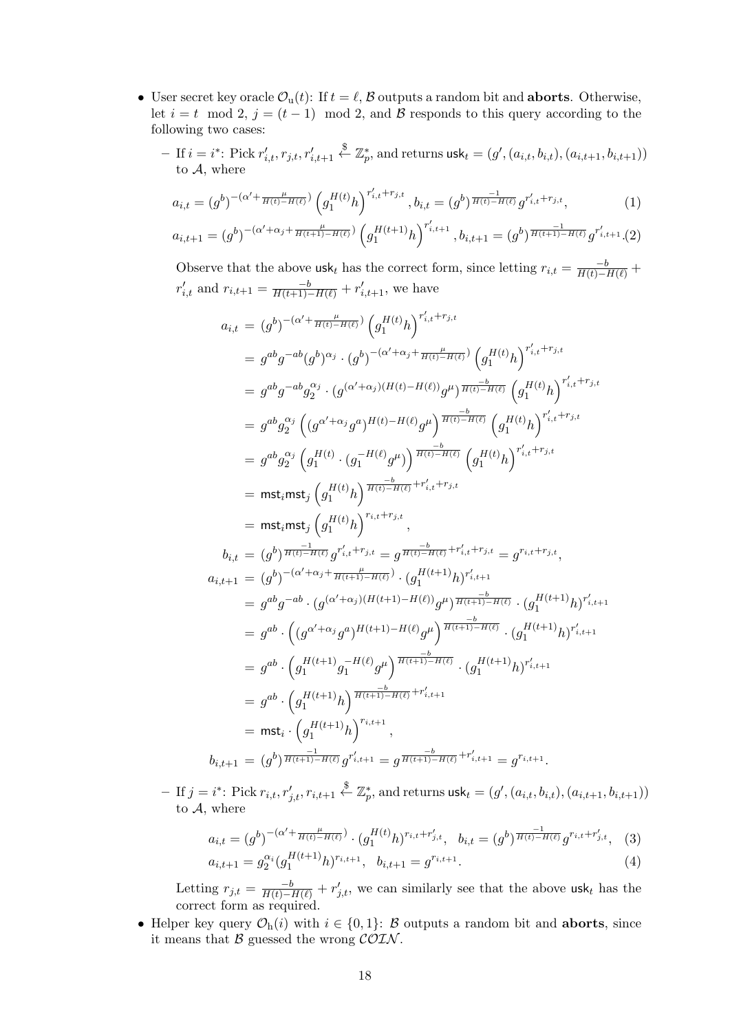- User secret key oracle $\mathcal{O}_\mathrm{u}(t)$: If $t = \ell$, $\mathcal{B}$ outputs a random bit and **aborts**. Otherwise, let $i = t \mod 2$, $j = (t-1) \mod 2$, and $\mathcal{B}$ responds to this query according to the following two cases:
  - If $i = i^*$: Pick $r'_{i,t}, r_{j,t}, r'_{i,t+1} \xleftarrow{\$} \mathbb{Z}_p^*$, and returns $\mathsf{usk}_t = (g', (a_{i,t}, b_{i,t}), (a_{i,t+1}, b_{i,t+1}))$ to $\mathcal{A}$, where

$$a_{i,t} = (g^b)^{-(\alpha' + \frac{\mu}{H(t)-H(\ell)})}\left(g_1^{H(t)}h\right)^{r'_{i,t}+r_{j,t}}, b_{i,t} = (g^b)^{\frac{-1}{H(t)-H(\ell)}}g^{r'_{i,t}+r_{j,t}}, \quad (1)$$

$$a_{i,t+1} = (g^b)^{-(\alpha'+\alpha_j+\frac{\mu}{H(t+1)-H(\ell)})}\left(g_1^{H(t+1)}h\right)^{r'_{i,t+1}}, b_{i,t+1} = (g^b)^{\frac{-1}{H(t+1)-H(\ell)}}g^{r'_{i,t+1}}. (2)$$

  Observe that the above $\mathsf{usk}_t$ has the correct form, since letting $r_{i,t} = \frac{-b}{H(t)-H(\ell)} + r'_{i,t}$ and $r_{i,t+1} = \frac{-b}{H(t+1)-H(\ell)} + r'_{i,t+1}$, we have

$$\begin{aligned}
a_{i,t} &= (g^b)^{-(\alpha'+\frac{\mu}{H(t)-H(\ell)})}\left(g_1^{H(t)}h\right)^{r'_{i,t}+r_{j,t}} \\
&= g^{ab}g^{-ab}(g^b)^{\alpha_j} \cdot (g^b)^{-(\alpha'+\alpha_j+\frac{\mu}{H(t)-H(\ell)})}\left(g_1^{H(t)}h\right)^{r'_{i,t}+r_{j,t}} \\
&= g^{ab}g^{-ab}g_2^{\alpha_j} \cdot (g^{(\alpha'+\alpha_j)(H(t)-H(\ell))}g^{\mu})^{\frac{-b}{H(t)-H(\ell)}}\left(g_1^{H(t)}h\right)^{r'_{i,t}+r_{j,t}} \\
&= g^{ab}g_2^{\alpha_j}\left((g^{\alpha'+\alpha_j}g^a)^{H(t)-H(\ell)}g^{\mu}\right)^{\frac{-b}{H(t)-H(\ell)}}\left(g_1^{H(t)}h\right)^{r'_{i,t}+r_{j,t}} \\
&= g^{ab}g_2^{\alpha_j}\left(g_1^{H(t)} \cdot (g_1^{-H(\ell)}g^{\mu})\right)^{\frac{-b}{H(t)-H(\ell)}}\left(g_1^{H(t)}h\right)^{r'_{i,t}+r_{j,t}} \\
&= \mathsf{mst}_i\mathsf{mst}_j\left(g_1^{H(t)}h\right)^{\frac{-b}{H(t)-H(\ell)}+r'_{i,t}+r_{j,t}} \\
&= \mathsf{mst}_i\mathsf{mst}_j\left(g_1^{H(t)}h\right)^{r_{i,t}+r_{j,t}}, \\
b_{i,t} &= (g^b)^{\frac{-1}{H(t)-H(\ell)}}g^{r'_{i,t}+r_{j,t}} = g^{\frac{-b}{H(t)-H(\ell)}+r'_{i,t}+r_{j,t}} = g^{r_{i,t}+r_{j,t}}, \\
a_{i,t+1} &= (g^b)^{-(\alpha'+\alpha_j+\frac{\mu}{H(t+1)-H(\ell)})} \cdot (g_1^{H(t+1)}h)^{r'_{i,t+1}} \\
&= g^{ab}g^{-ab} \cdot (g^{(\alpha'+\alpha_j)(H(t+1)-H(\ell))}g^{\mu})^{\frac{-b}{H(t+1)-H(\ell)}} \cdot (g_1^{H(t+1)}h)^{r'_{i,t+1}} \\
&= g^{ab} \cdot \left((g^{\alpha'+\alpha_j}g^a)^{H(t+1)-H(\ell)}g^{\mu}\right)^{\frac{-b}{H(t+1)-H(\ell)}} \cdot (g_1^{H(t+1)}h)^{r'_{i,t+1}} \\
&= g^{ab} \cdot \left(g_1^{H(t+1)}g_1^{-H(\ell)}g^{\mu}\right)^{\frac{-b}{H(t+1)-H(\ell)}} \cdot (g_1^{H(t+1)}h)^{r'_{i,t+1}} \\
&= g^{ab} \cdot \left(g_1^{H(t+1)}h\right)^{\frac{-b}{H(t+1)-H(\ell)}+r'_{i,t+1}} \\
&= \mathsf{mst}_i \cdot \left(g_1^{H(t+1)}h\right)^{r_{i,t+1}}, \\
b_{i,t+1} &= (g^b)^{\frac{-1}{H(t+1)-H(\ell)}}g^{r'_{i,t+1}} = g^{\frac{-b}{H(t+1)-H(\ell)}+r'_{i,t+1}} = g^{r_{i,t+1}}.
\end{aligned}$$

  - If $j = i^*$: Pick $r_{i,t}, r'_{j,t}, r_{i,t+1} \xleftarrow{\$} \mathbb{Z}_p^*$, and returns $\mathsf{usk}_t = (g', (a_{i,t}, b_{i,t}), (a_{i,t+1}, b_{i,t+1}))$ to $\mathcal{A}$, where

$$a_{i,t} = (g^b)^{-(\alpha'+\frac{\mu}{H(t)-H(\ell)})} \cdot (g_1^{H(t)}h)^{r_{i,t}+r'_{j,t}}, \quad b_{i,t} = (g^b)^{\frac{-1}{H(t)-H(\ell)}}g^{r_{i,t}+r'_{j,t}}, \quad (3)$$

$$a_{i,t+1} = g_2^{\alpha_i}(g_1^{H(t+1)}h)^{r_{i,t+1}}, \quad b_{i,t+1} = g^{r_{i,t+1}}. \quad (4)$$

  Letting $r_{j,t} = \frac{-b}{H(t)-H(\ell)} + r'_{j,t}$, we can similarly see that the above $\mathsf{usk}_t$ has the correct form as required.

- Helper key query $\mathcal{O}_\mathrm{h}(i)$ with $i \in \{0,1\}$: $\mathcal{B}$ outputs a random bit and **aborts**, since it means that $\mathcal{B}$ guessed the wrong $\mathcal{COIN}$.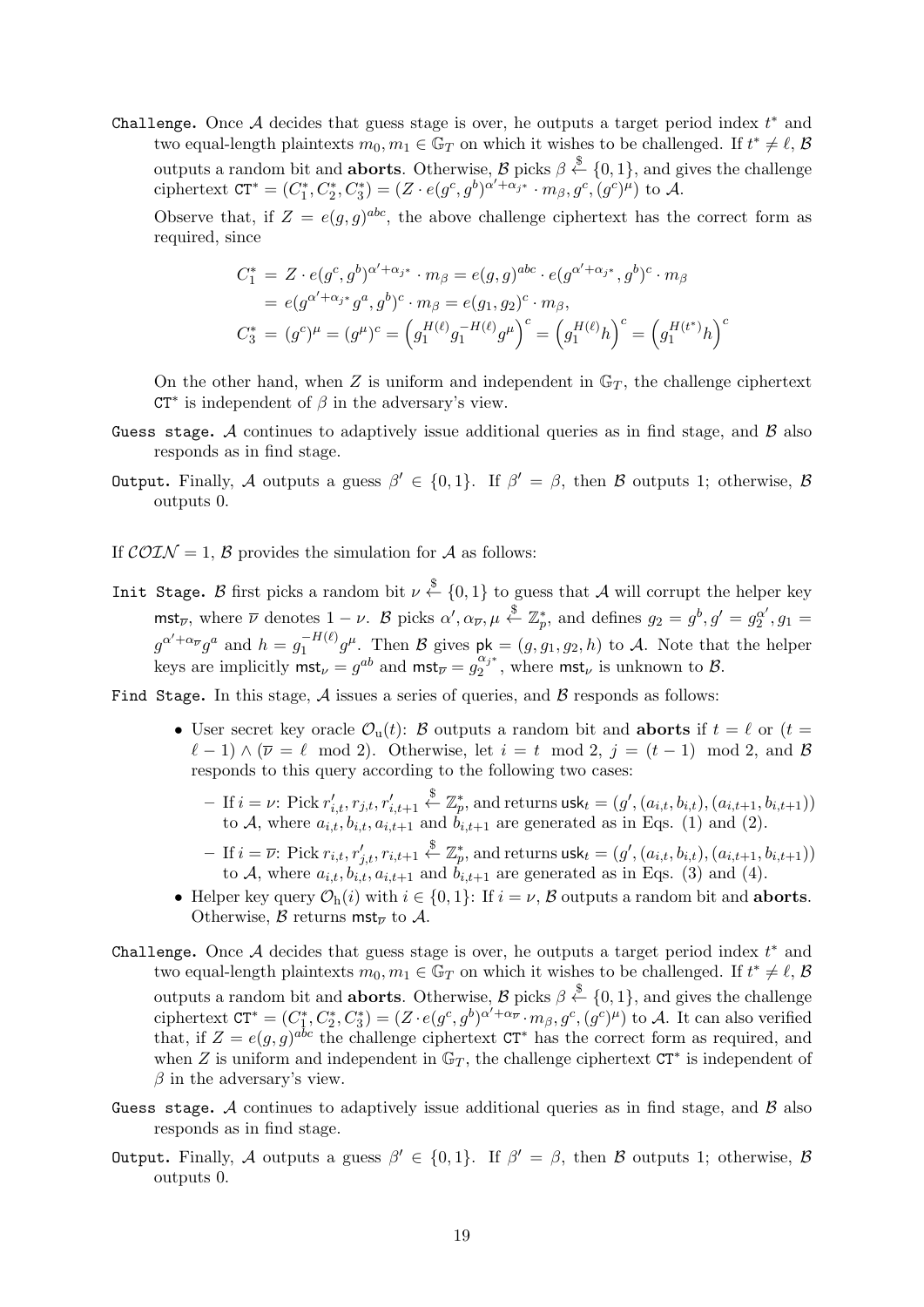**Challenge.** Once $\mathcal{A}$ decides that guess stage is over, he outputs a target period index $t^*$ and two equal-length plaintexts $m_0, m_1 \in \mathbb{G}_T$ on which it wishes to be challenged. If $t^* \neq \ell$, $\mathcal{B}$ outputs a random bit and **aborts**. Otherwise, $\mathcal{B}$ picks $\beta \xleftarrow{\$} \{0,1\}$, and gives the challenge ciphertext $\mathtt{CT}^* = (C_1^*, C_2^*, C_3^*) = (Z \cdot e(g^c, g^b)^{\alpha' + \alpha_{j^*}} \cdot m_\beta, g^c, (g^c)^\mu)$ to $\mathcal{A}$.

Observe that, if $Z = e(g,g)^{abc}$, the above challenge ciphertext has the correct form as required, since

$$
\begin{aligned}
C_1^* &= Z \cdot e(g^c, g^b)^{\alpha' + \alpha_{j^*}} \cdot m_\beta = e(g,g)^{abc} \cdot e(g^{\alpha' + \alpha_{j^*}}, g^b)^c \cdot m_\beta \\
&= e(g^{\alpha' + \alpha_{j^*}} g^a, g^b)^c \cdot m_\beta = e(g_1, g_2)^c \cdot m_\beta, \\
C_3^* &= (g^c)^\mu = (g^\mu)^c = \left(g_1^{H(\ell)} g_1^{-H(\ell)} g^\mu\right)^c = \left(g_1^{H(\ell)} h\right)^c = \left(g_1^{H(t^*)} h\right)^c
\end{aligned}
$$

On the other hand, when $Z$ is uniform and independent in $\mathbb{G}_T$, the challenge ciphertext $\mathtt{CT}^*$ is independent of $\beta$ in the adversary's view.

**Guess stage.** $\mathcal{A}$ continues to adaptively issue additional queries as in find stage, and $\mathcal{B}$ also responds as in find stage.

**Output.** Finally, $\mathcal{A}$ outputs a guess $\beta' \in \{0,1\}$. If $\beta' = \beta$, then $\mathcal{B}$ outputs 1; otherwise, $\mathcal{B}$ outputs 0.

If $\mathcal{COIN} = 1$, $\mathcal{B}$ provides the simulation for $\mathcal{A}$ as follows:

**Init Stage.** $\mathcal{B}$ first picks a random bit $\nu \xleftarrow{\$} \{0,1\}$ to guess that $\mathcal{A}$ will corrupt the helper key $\mathsf{mst}_{\overline{\nu}}$, where $\overline{\nu}$ denotes $1-\nu$. $\mathcal{B}$ picks $\alpha', \alpha_{\overline{\nu}}, \mu \xleftarrow{\$} \mathbb{Z}_p^*$, and defines $g_2 = g^b, g' = g_2^{\alpha'}, g_1 = g^{\alpha' + \alpha_{\overline{\nu}}} g^a$ and $h = g_1^{-H(\ell)} g^\mu$. Then $\mathcal{B}$ gives $\mathsf{pk} = (g, g_1, g_2, h)$ to $\mathcal{A}$. Note that the helper keys are implicitly $\mathsf{mst}_\nu = g^{ab}$ and $\mathsf{mst}_{\overline{\nu}} = g_2^{\alpha_{j^*}}$, where $\mathsf{mst}_\nu$ is unknown to $\mathcal{B}$.

**Find Stage.** In this stage, $\mathcal{A}$ issues a series of queries, and $\mathcal{B}$ responds as follows:

- User secret key oracle $\mathcal{O}_\mathrm{u}(t)$: $\mathcal{B}$ outputs a random bit and **aborts** if $t = \ell$ or $(t = \ell - 1) \wedge (\overline{\nu} = \ell \mod 2)$. Otherwise, let $i = t \mod 2$, $j = (t-1) \mod 2$, and $\mathcal{B}$ responds to this query according to the following two cases:
  - If $i = \nu$: Pick $r'_{i,t}, r_{j,t}, r'_{i,t+1} \xleftarrow{\$} \mathbb{Z}_p^*$, and returns $\mathsf{usk}_t = (g', (a_{i,t}, b_{i,t}), (a_{i,t+1}, b_{i,t+1}))$ to $\mathcal{A}$, where $a_{i,t}, b_{i,t}, a_{i,t+1}$ and $b_{i,t+1}$ are generated as in Eqs. (1) and (2).
  - If $i = \overline{\nu}$: Pick $r_{i,t}, r'_{j,t}, r_{i,t+1} \xleftarrow{\$} \mathbb{Z}_p^*$, and returns $\mathsf{usk}_t = (g', (a_{i,t}, b_{i,t}), (a_{i,t+1}, b_{i,t+1}))$ to $\mathcal{A}$, where $a_{i,t}, b_{i,t}, a_{i,t+1}$ and $b_{i,t+1}$ are generated as in Eqs. (3) and (4).
- Helper key query $\mathcal{O}_\mathrm{h}(i)$ with $i \in \{0,1\}$: If $i = \nu$, $\mathcal{B}$ outputs a random bit and **aborts**. Otherwise, $\mathcal{B}$ returns $\mathsf{mst}_{\overline{\nu}}$ to $\mathcal{A}$.

**Challenge.** Once $\mathcal{A}$ decides that guess stage is over, he outputs a target period index $t^*$ and two equal-length plaintexts $m_0, m_1 \in \mathbb{G}_T$ on which it wishes to be challenged. If $t^* \neq \ell$, $\mathcal{B}$ outputs a random bit and **aborts**. Otherwise, $\mathcal{B}$ picks $\beta \xleftarrow{\$} \{0,1\}$, and gives the challenge ciphertext $\mathtt{CT}^* = (C_1^*, C_2^*, C_3^*) = (Z \cdot e(g^c, g^b)^{\alpha' + \alpha_{\overline{\nu}}} \cdot m_\beta, g^c, (g^c)^\mu)$ to $\mathcal{A}$. It can also verified that, if $Z = e(g,g)^{abc}$ the challenge ciphertext $\mathtt{CT}^*$ has the correct form as required, and when $Z$ is uniform and independent in $\mathbb{G}_T$, the challenge ciphertext $\mathtt{CT}^*$ is independent of $\beta$ in the adversary's view.

**Guess stage.** $\mathcal{A}$ continues to adaptively issue additional queries as in find stage, and $\mathcal{B}$ also responds as in find stage.

**Output.** Finally, $\mathcal{A}$ outputs a guess $\beta' \in \{0,1\}$. If $\beta' = \beta$, then $\mathcal{B}$ outputs 1; otherwise, $\mathcal{B}$ outputs 0.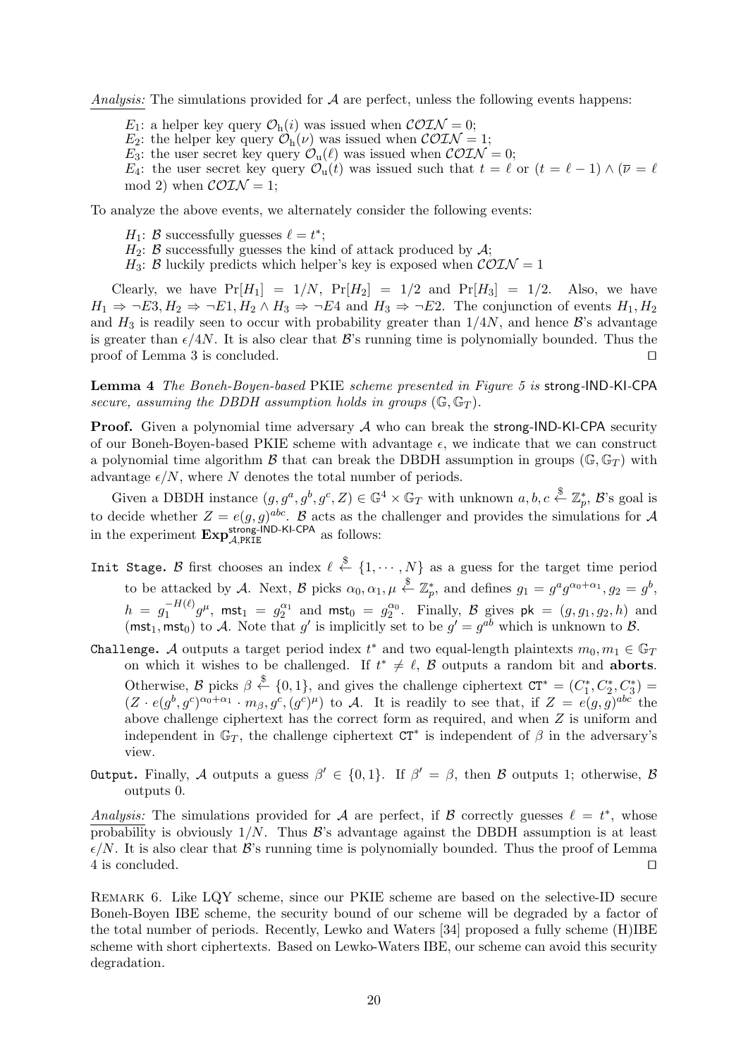*Analysis:* The simulations provided for $\mathcal{A}$ are perfect, unless the following events happens:

$E_1$: a helper key query $\mathcal{O}_\mathrm{h}(i)$ was issued when $\mathcal{COIN} = 0$;
$E_2$: the helper key query $\mathcal{O}_\mathrm{h}(\nu)$ was issued when $\mathcal{COIN} = 1$;
$E_3$: the user secret key query $\mathcal{O}_\mathrm{u}(\ell)$ was issued when $\mathcal{COIN} = 0$;
$E_4$: the user secret key query $\mathcal{O}_\mathrm{u}(t)$ was issued such that $t = \ell$ or $(t = \ell - 1) \wedge (\overline{\nu} = \ell \bmod 2)$ when $\mathcal{COIN} = 1$;

To analyze the above events, we alternately consider the following events:

$H_1$: $\mathcal{B}$ successfully guesses $\ell = t^*$;
$H_2$: $\mathcal{B}$ successfully guesses the kind of attack produced by $\mathcal{A}$;
$H_3$: $\mathcal{B}$ luckily predicts which helper's key is exposed when $\mathcal{COIN} = 1$

Clearly, we have $\Pr[H_1] = 1/N$, $\Pr[H_2] = 1/2$ and $\Pr[H_3] = 1/2$. Also, we have $H_1 \Rightarrow \neg E3, H_2 \Rightarrow \neg E1, H_2 \wedge H_3 \Rightarrow \neg E4$ and $H_3 \Rightarrow \neg E2$. The conjunction of events $H_1, H_2$ and $H_3$ is readily seen to occur with probability greater than $1/4N$, and hence $\mathcal{B}$'s advantage is greater than $\epsilon/4N$. It is also clear that $\mathcal{B}$'s running time is polynomially bounded. Thus the proof of Lemma 3 is concluded. ◻

**Lemma 4** *The Boneh-Boyen-based* PKIE *scheme presented in Figure 5 is* strong-IND-KI-CPA *secure, assuming the DBDH assumption holds in groups* $(\mathbb{G}, \mathbb{G}_T)$.

**Proof.** Given a polynomial time adversary $\mathcal{A}$ who can break the strong-IND-KI-CPA security of our Boneh-Boyen-based PKIE scheme with advantage $\epsilon$, we indicate that we can construct a polynomial time algorithm $\mathcal{B}$ that can break the DBDH assumption in groups $(\mathbb{G}, \mathbb{G}_T)$ with advantage $\epsilon/N$, where $N$ denotes the total number of periods.

Given a DBDH instance $(g, g^a, g^b, g^c, Z) \in \mathbb{G}^4 \times \mathbb{G}_T$ with unknown $a, b, c \xleftarrow{\$} \mathbb{Z}_p^*$, $\mathcal{B}$'s goal is to decide whether $Z = e(g, g)^{abc}$. $\mathcal{B}$ acts as the challenger and provides the simulations for $\mathcal{A}$ in the experiment $\mathbf{Exp}^{\text{strong-IND-KI-CPA}}_{\mathcal{A},\text{PKIE}}$ as follows:

`Init Stage.` $\mathcal{B}$ first chooses an index $\ell \xleftarrow{\$} \{1, \cdots, N\}$ as a guess for the target time period to be attacked by $\mathcal{A}$. Next, $\mathcal{B}$ picks $\alpha_0, \alpha_1, \mu \xleftarrow{\$} \mathbb{Z}_p^*$, and defines $g_1 = g^a g^{\alpha_0+\alpha_1}, g_2 = g^b$, $h = g_1^{-H(\ell)} g^{\mu}$, $\mathsf{mst}_1 = g_2^{\alpha_1}$ and $\mathsf{mst}_0 = g_2^{\alpha_0}$. Finally, $\mathcal{B}$ gives $\mathsf{pk} = (g, g_1, g_2, h)$ and $(\mathsf{mst}_1, \mathsf{mst}_0)$ to $\mathcal{A}$. Note that $g'$ is implicitly set to be $g' = g^{ab}$ which is unknown to $\mathcal{B}$.

`Challenge.` $\mathcal{A}$ outputs a target period index $t^*$ and two equal-length plaintexts $m_0, m_1 \in \mathbb{G}_T$ on which it wishes to be challenged. If $t^* \neq \ell$, $\mathcal{B}$ outputs a random bit and **aborts**. Otherwise, $\mathcal{B}$ picks $\beta \xleftarrow{\$} \{0, 1\}$, and gives the challenge ciphertext $\mathsf{CT}^* = (C_1^*, C_2^*, C_3^*) = (Z \cdot e(g^b, g^c)^{\alpha_0+\alpha_1} \cdot m_\beta, g^c, (g^c)^{\mu})$ to $\mathcal{A}$. It is readily to see that, if $Z = e(g, g)^{abc}$ the above challenge ciphertext has the correct form as required, and when $Z$ is uniform and independent in $\mathbb{G}_T$, the challenge ciphertext $\mathsf{CT}^*$ is independent of $\beta$ in the adversary's view.

`Output.` Finally, $\mathcal{A}$ outputs a guess $\beta' \in \{0, 1\}$. If $\beta' = \beta$, then $\mathcal{B}$ outputs 1; otherwise, $\mathcal{B}$ outputs 0.

*Analysis:* The simulations provided for $\mathcal{A}$ are perfect, if $\mathcal{B}$ correctly guesses $\ell = t^*$, whose probability is obviously $1/N$. Thus $\mathcal{B}$'s advantage against the DBDH assumption is at least $\epsilon/N$. It is also clear that $\mathcal{B}$'s running time is polynomially bounded. Thus the proof of Lemma 4 is concluded. ◻

Remark 6. Like LQY scheme, since our PKIE scheme are based on the selective-ID secure Boneh-Boyen IBE scheme, the security bound of our scheme will be degraded by a factor of the total number of periods. Recently, Lewko and Waters [34] proposed a fully scheme (H)IBE scheme with short ciphertexts. Based on Lewko-Waters IBE, our scheme can avoid this security degradation.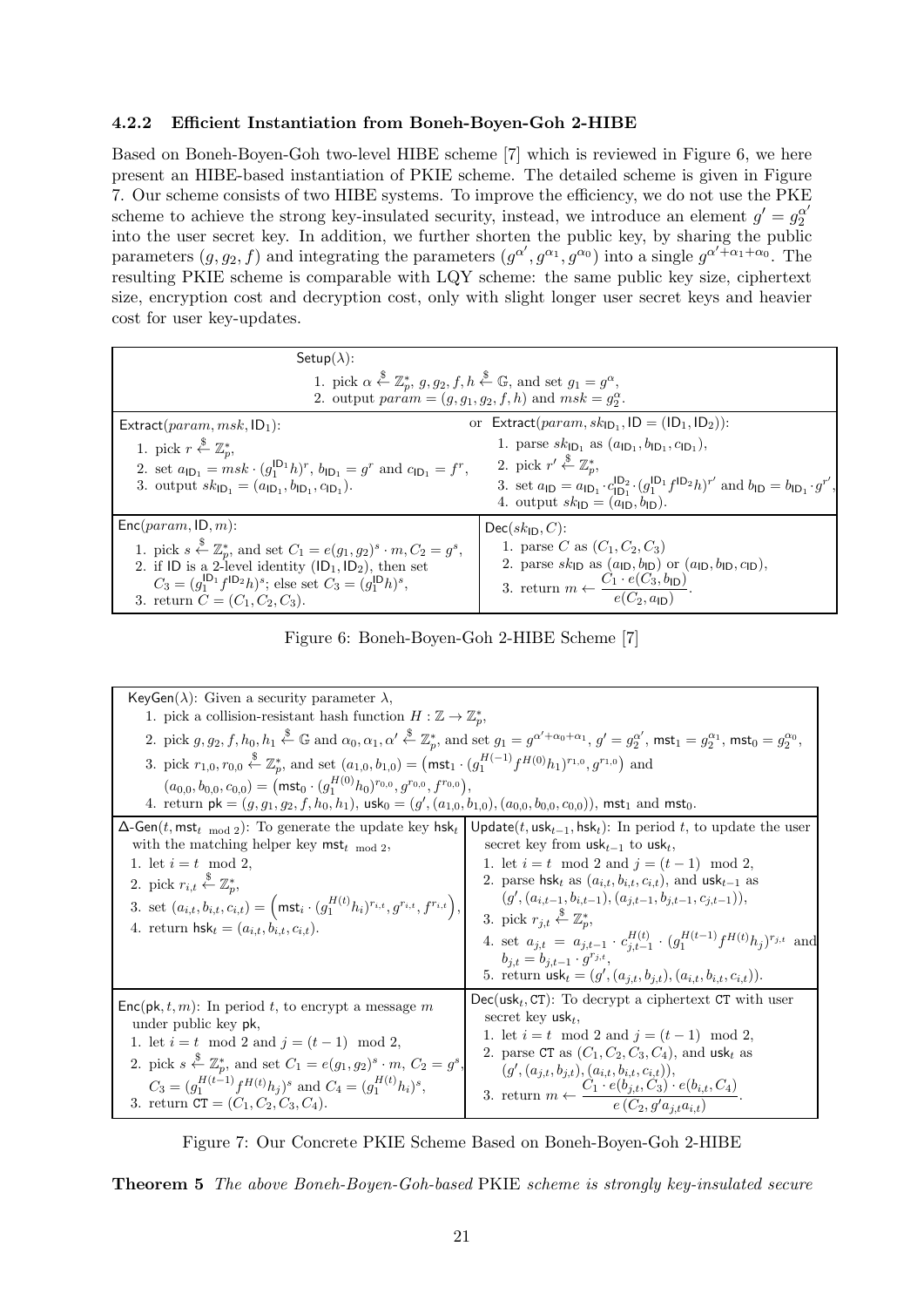### 4.2.2 Efficient Instantiation from Boneh-Boyen-Goh 2-HIBE

Based on Boneh-Boyen-Goh two-level HIBE scheme [7] which is reviewed in Figure 6, we here present an HIBE-based instantiation of PKIE scheme. The detailed scheme is given in Figure 7. Our scheme consists of two HIBE systems. To improve the efficiency, we do not use the PKE scheme to achieve the strong key-insulated security, instead, we introduce an element $g' = g_2^{\alpha'}$ into the user secret key. In addition, we further shorten the public key, by sharing the public parameters $(g, g_2, f)$ and integrating the parameters $(g^{\alpha'}, g^{\alpha_1}, g^{\alpha_0})$ into a single $g^{\alpha'+\alpha_1+\alpha_0}$. The resulting PKIE scheme is comparable with LQY scheme: the same public key size, ciphertext size, encryption cost and decryption cost, only with slight longer user secret keys and heavier cost for user key-updates.

$\mathsf{Setup}(\lambda)$:

1. pick $\alpha \xleftarrow{\$} \mathbb{Z}_p^*$, $g, g_2, f, h \xleftarrow{\$} \mathbb{G}$, and set $g_1 = g^\alpha$,
2. output $param = (g, g_1, g_2, f, h)$ and $msk = g_2^\alpha$.

$\mathsf{Extract}(param, msk, \mathsf{ID}_1)$:

1. pick $r \xleftarrow{\$} \mathbb{Z}_p^*$,
2. set $a_{\mathsf{ID}_1} = msk \cdot (g_1^{\mathsf{ID}_1} h)^r$, $b_{\mathsf{ID}_1} = g^r$ and $c_{\mathsf{ID}_1} = f^r$,
3. output $sk_{\mathsf{ID}_1} = (a_{\mathsf{ID}_1}, b_{\mathsf{ID}_1}, c_{\mathsf{ID}_1})$.

or $\mathsf{Extract}(param, sk_{\mathsf{ID}_1}, \mathsf{ID} = (\mathsf{ID}_1, \mathsf{ID}_2))$:

1. parse $sk_{\mathsf{ID}_1}$ as $(a_{\mathsf{ID}_1}, b_{\mathsf{ID}_1}, c_{\mathsf{ID}_1})$,
2. pick $r' \xleftarrow{\$} \mathbb{Z}_p^*$,
3. set $a_{\mathsf{ID}} = a_{\mathsf{ID}_1} \cdot c_{\mathsf{ID}_1}^{\mathsf{ID}_2} \cdot (g_1^{\mathsf{ID}_1} f^{\mathsf{ID}_2} h)^{r'}$ and $b_{\mathsf{ID}} = b_{\mathsf{ID}_1} \cdot g^{r'}$,
4. output $sk_{\mathsf{ID}} = (a_{\mathsf{ID}}, b_{\mathsf{ID}})$.

$\mathsf{Enc}(param, \mathsf{ID}, m)$:

1. pick $s \xleftarrow{\$} \mathbb{Z}_p^*$, and set $C_1 = e(g_1, g_2)^s \cdot m$, $C_2 = g^s$,
2. if ID is a 2-level identity $(\mathsf{ID}_1, \mathsf{ID}_2)$, then set $C_3 = (g_1^{\mathsf{ID}_1} f^{\mathsf{ID}_2} h)^s$; else set $C_3 = (g_1^{\mathsf{ID}} h)^s$,
3. return $C = (C_1, C_2, C_3)$.

$\mathsf{Dec}(sk_{\mathsf{ID}}, C)$:

1. parse $C$ as $(C_1, C_2, C_3)$
2. parse $sk_{\mathsf{ID}}$ as $(a_{\mathsf{ID}}, b_{\mathsf{ID}})$ or $(a_{\mathsf{ID}}, b_{\mathsf{ID}}, c_{\mathsf{ID}})$,
3. return $m \leftarrow \dfrac{C_1 \cdot e(C_3, b_{\mathsf{ID}})}{e(C_2, a_{\mathsf{ID}})}$.

Figure 6: Boneh-Boyen-Goh 2-HIBE Scheme [7]

$\mathsf{KeyGen}(\lambda)$: Given a security parameter $\lambda$,

1. pick a collision-resistant hash function $H : \mathbb{Z} \to \mathbb{Z}_p^*$,
2. pick $g, g_2, f, h_0, h_1 \xleftarrow{\$} \mathbb{G}$ and $\alpha_0, \alpha_1, \alpha' \xleftarrow{\$} \mathbb{Z}_p^*$, and set $g_1 = g^{\alpha'+\alpha_0+\alpha_1}$, $g' = g_2^{\alpha'}$, $\mathsf{mst}_1 = g_2^{\alpha_1}$, $\mathsf{mst}_0 = g_2^{\alpha_0}$,
3. pick $r_{1,0}, r_{0,0} \xleftarrow{\$} \mathbb{Z}_p^*$, and set $(a_{1,0}, b_{1,0}) = \left(\mathsf{mst}_1 \cdot (g_1^{H(-1)} f^{H(0)} h_1)^{r_{1,0}}, g^{r_{1,0}}\right)$ and $(a_{0,0}, b_{0,0}, c_{0,0}) = \left(\mathsf{mst}_0 \cdot (g_1^{H(0)} h_0)^{r_{0,0}}, g^{r_{0,0}}, f^{r_{0,0}}\right)$,
4. return $\mathsf{pk} = (g, g_1, g_2, f, h_0, h_1)$, $\mathsf{usk}_0 = (g', (a_{1,0}, b_{1,0}), (a_{0,0}, b_{0,0}, c_{0,0}))$, $\mathsf{mst}_1$ and $\mathsf{mst}_0$.

$\Delta\text{-}\mathsf{Gen}(t, \mathsf{mst}_{t \bmod 2})$: To generate the update key $\mathsf{hsk}_t$ with the matching helper key $\mathsf{mst}_{t \bmod 2}$,

1. let $i = t \mod 2$,
2. pick $r_{i,t} \xleftarrow{\$} \mathbb{Z}_p^*$,
3. set $(a_{i,t}, b_{i,t}, c_{i,t}) = \left(\mathsf{mst}_i \cdot (g_1^{H(t)} h_i)^{r_{i,t}}, g^{r_{i,t}}, f^{r_{i,t}}\right)$,
4. return $\mathsf{hsk}_t = (a_{i,t}, b_{i,t}, c_{i,t})$.

$\mathsf{Update}(t, \mathsf{usk}_{t-1}, \mathsf{hsk}_t)$: In period $t$, to update the user secret key from $\mathsf{usk}_{t-1}$ to $\mathsf{usk}_t$,

1. let $i = t \mod 2$ and $j = (t-1) \mod 2$,
2. parse $\mathsf{hsk}_t$ as $(a_{i,t}, b_{i,t}, c_{i,t})$, and $\mathsf{usk}_{t-1}$ as $(g', (a_{i,t-1}, b_{i,t-1}), (a_{j,t-1}, b_{j,t-1}, c_{j,t-1}))$,
3. pick $r_{j,t} \xleftarrow{\$} \mathbb{Z}_p^*$,
4. set $a_{j,t} = a_{j,t-1} \cdot c_{j,t-1}^{H(t)} \cdot (g_1^{H(t-1)} f^{H(t)} h_j)^{r_{j,t}}$ and $b_{j,t} = b_{j,t-1} \cdot g^{r_{j,t}}$,
5. return $\mathsf{usk}_t = (g', (a_{j,t}, b_{j,t}), (a_{i,t}, b_{i,t}, c_{i,t}))$.

$\mathsf{Enc}(\mathsf{pk}, t, m)$: In period $t$, to encrypt a message $m$ under public key $\mathsf{pk}$,

1. let $i = t \mod 2$ and $j = (t-1) \mod 2$,
2. pick $s \xleftarrow{\$} \mathbb{Z}_p^*$, and set $C_1 = e(g_1, g_2)^s \cdot m$, $C_2 = g^s$, $C_3 = (g_1^{H(t-1)} f^{H(t)} h_j)^s$ and $C_4 = (g_1^{H(t)} h_i)^s$,
3. return $\mathsf{CT} = (C_1, C_2, C_3, C_4)$.

$\mathsf{Dec}(\mathsf{usk}_t, \mathsf{CT})$: To decrypt a ciphertext $\mathsf{CT}$ with user secret key $\mathsf{usk}_t$,

1. let $i = t \mod 2$ and $j = (t-1) \mod 2$,
2. parse $\mathsf{CT}$ as $(C_1, C_2, C_3, C_4)$, and $\mathsf{usk}_t$ as $(g', (a_{j,t}, b_{j,t}), (a_{i,t}, b_{i,t}, c_{i,t}))$,
3. return $m \leftarrow \dfrac{C_1 \cdot e(b_{j,t}, C_3) \cdot e(b_{i,t}, C_4)}{e(C_2, g' a_{j,t} a_{i,t})}$.

Figure 7: Our Concrete PKIE Scheme Based on Boneh-Boyen-Goh 2-HIBE

**Theorem 5** *The above Boneh-Boyen-Goh-based* PKIE *scheme is strongly key-insulated secure*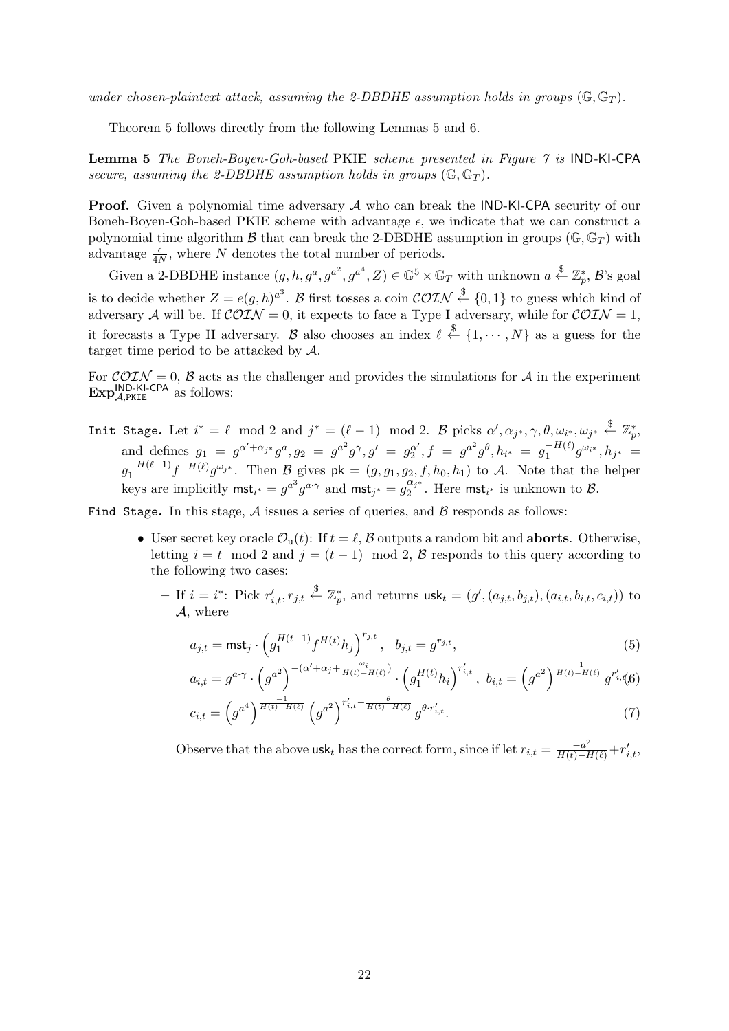*under chosen-plaintext attack, assuming the 2-DBDHE assumption holds in groups* $(\mathbb{G}, \mathbb{G}_T)$.

Theorem 5 follows directly from the following Lemmas 5 and 6.

**Lemma 5** *The Boneh-Boyen-Goh-based* PKIE *scheme presented in Figure 7 is* IND-KI-CPA *secure, assuming the 2-DBDHE assumption holds in groups* $(\mathbb{G}, \mathbb{G}_T)$.

**Proof.** Given a polynomial time adversary $\mathcal{A}$ who can break the IND-KI-CPA security of our Boneh-Boyen-Goh-based PKIE scheme with advantage $\epsilon$, we indicate that we can construct a polynomial time algorithm $\mathcal{B}$ that can break the 2-DBDHE assumption in groups $(\mathbb{G}, \mathbb{G}_T)$ with advantage $\frac{\epsilon}{4N}$, where $N$ denotes the total number of periods.

Given a 2-DBDHE instance $(g, h, g^a, g^{a^2}, g^{a^4}, Z) \in \mathbb{G}^5 \times \mathbb{G}_T$ with unknown $a \xleftarrow{\$} \mathbb{Z}_p^*$, $\mathcal{B}$'s goal is to decide whether $Z = e(g,h)^{a^3}$. $\mathcal{B}$ first tosses a coin $\mathcal{COIN} \xleftarrow{\$} \{0,1\}$ to guess which kind of adversary $\mathcal{A}$ will be. If $\mathcal{COIN} = 0$, it expects to face a Type I adversary, while for $\mathcal{COIN} = 1$, it forecasts a Type II adversary. $\mathcal{B}$ also chooses an index $\ell \xleftarrow{\$} \{1, \cdots, N\}$ as a guess for the target time period to be attacked by $\mathcal{A}$.

For $\mathcal{COIN} = 0$, $\mathcal{B}$ acts as the challenger and provides the simulations for $\mathcal{A}$ in the experiment $\mathbf{Exp}^{\mathsf{IND\text{-}KI\text{-}CPA}}_{\mathcal{A},\mathtt{PKIE}}$ as follows:

`Init Stage.` Let $i^* = \ell \mod 2$ and $j^* = (\ell - 1) \mod 2$. $\mathcal{B}$ picks $\alpha', \alpha_{j^*}, \gamma, \theta, \omega_{i^*}, \omega_{j^*} \xleftarrow{\$} \mathbb{Z}_p^*$, and defines $g_1 = g^{\alpha' + \alpha_{j^*}} g^a, g_2 = g^{a^2} g^{\gamma}, g' = g_2^{\alpha'}, f = g^{a^2} g^{\theta}, h_{i^*} = g_1^{-H(\ell)} g^{\omega_{i^*}}, h_{j^*} = g_1^{-H(\ell-1)} f^{-H(\ell)} g^{\omega_{j^*}}$. Then $\mathcal{B}$ gives $\mathsf{pk} = (g, g_1, g_2, f, h_0, h_1)$ to $\mathcal{A}$. Note that the helper keys are implicitly $\mathsf{mst}_{i^*} = g^{a^3} g^{a \cdot \gamma}$ and $\mathsf{mst}_{j^*} = g_2^{\alpha_{j^*}}$. Here $\mathsf{mst}_{i^*}$ is unknown to $\mathcal{B}$.

`Find Stage.` In this stage, $\mathcal{A}$ issues a series of queries, and $\mathcal{B}$ responds as follows:

- User secret key oracle $\mathcal{O}_{\mathrm{u}}(t)$: If $t = \ell$, $\mathcal{B}$ outputs a random bit and **aborts**. Otherwise, letting $i = t \mod 2$ and $j = (t-1) \mod 2$, $\mathcal{B}$ responds to this query according to the following two cases:
  - If $i = i^*$: Pick $r'_{i,t}, r_{j,t} \xleftarrow{\$} \mathbb{Z}_p^*$, and returns $\mathsf{usk}_t = (g', (a_{j,t}, b_{j,t}), (a_{i,t}, b_{i,t}, c_{i,t}))$ to $\mathcal{A}$, where

$$a_{j,t} = \mathsf{mst}_j \cdot \left(g_1^{H(t-1)} f^{H(t)} h_j\right)^{r_{j,t}}, \quad b_{j,t} = g^{r_{j,t}}, \tag{5}$$

$$a_{i,t} = g^{a \cdot \gamma} \cdot \left(g^{a^2}\right)^{-(\alpha' + \alpha_j + \frac{\omega_i}{H(t) - H(\ell)})} \cdot \left(g_1^{H(t)} h_i\right)^{r'_{i,t}}, \ b_{i,t} = \left(g^{a^2}\right)^{\frac{-1}{H(t)-H(\ell)}} g^{r'_{i,t}} \tag{6}$$

$$c_{i,t} = \left(g^{a^4}\right)^{\frac{-1}{H(t)-H(\ell)}} \left(g^{a^2}\right)^{r'_{i,t} - \frac{\theta}{H(t)-H(\ell)}} g^{\theta \cdot r'_{i,t}}. \tag{7}$$

Observe that the above $\mathsf{usk}_t$ has the correct form, since if let $r_{i,t} = \frac{-a^2}{H(t)-H(\ell)} + r'_{i,t}$,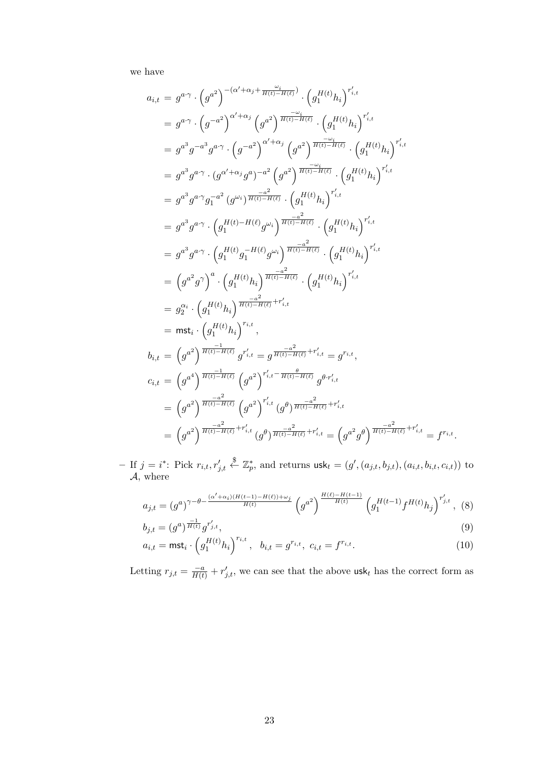we have

$$
\begin{aligned}
a_{i,t} &= g^{a\cdot\gamma} \cdot \left(g^{a^2}\right)^{-(\alpha'+\alpha_j+\frac{\omega_i}{H(t)-H(\ell)})} \cdot \left(g_1^{H(t)} h_i\right)^{r'_{i,t}} \\
&= g^{a\cdot\gamma} \cdot \left(g^{-a^2}\right)^{\alpha'+\alpha_j} \left(g^{a^2}\right)^{\frac{-\omega_i}{H(t)-H(\ell)}} \cdot \left(g_1^{H(t)} h_i\right)^{r'_{i,t}} \\
&= g^{a^3} g^{-a^3} g^{a\cdot\gamma} \cdot \left(g^{-a^2}\right)^{\alpha'+\alpha_j} \left(g^{a^2}\right)^{\frac{-\omega_i}{H(t)-H(\ell)}} \cdot \left(g_1^{H(t)} h_i\right)^{r'_{i,t}} \\
&= g^{a^3} g^{a\cdot\gamma} \cdot (g^{\alpha'+\alpha_j} g^{a})^{-a^2} \left(g^{a^2}\right)^{\frac{-\omega_i}{H(t)-H(\ell)}} \cdot \left(g_1^{H(t)} h_i\right)^{r'_{i,t}} \\
&= g^{a^3} g^{a\cdot\gamma} g_1^{-a^2} \left(g^{\omega_i}\right)^{\frac{-a^2}{H(t)-H(\ell)}} \cdot \left(g_1^{H(t)} h_i\right)^{r'_{i,t}} \\
&= g^{a^3} g^{a\cdot\gamma} \cdot \left(g_1^{H(t)-H(\ell)} g^{\omega_i}\right)^{\frac{-a^2}{H(t)-H(\ell)}} \cdot \left(g_1^{H(t)} h_i\right)^{r'_{i,t}} \\
&= g^{a^3} g^{a\cdot\gamma} \cdot \left(g_1^{H(t)} g_1^{-H(\ell)} g^{\omega_i}\right)^{\frac{-a^2}{H(t)-H(\ell)}} \cdot \left(g_1^{H(t)} h_i\right)^{r'_{i,t}} \\
&= \left(g^{a^2} g^{\gamma}\right)^{a} \cdot \left(g_1^{H(t)} h_i\right)^{\frac{-a^2}{H(t)-H(\ell)}} \cdot \left(g_1^{H(t)} h_i\right)^{r'_{i,t}} \\
&= g_2^{\alpha_i} \cdot \left(g_1^{H(t)} h_i\right)^{\frac{-a^2}{H(t)-H(\ell)}+r'_{i,t}} \\
&= \mathsf{mst}_i \cdot \left(g_1^{H(t)} h_i\right)^{r_{i,t}}, \\
b_{i,t} &= \left(g^{a^2}\right)^{\frac{-1}{H(t)-H(\ell)}} g^{r'_{i,t}} = g^{\frac{-a^2}{H(t)-H(\ell)}+r'_{i,t}} = g^{r_{i,t}}, \\
c_{i,t} &= \left(g^{a^4}\right)^{\frac{-1}{H(t)-H(\ell)}} \left(g^{a^2}\right)^{r'_{i,t}-\frac{\theta}{H(t)-H(\ell)}} g^{\theta\cdot r'_{i,t}} \\
&= \left(g^{a^2}\right)^{\frac{-a^2}{H(t)-H(\ell)}} \left(g^{a^2}\right)^{r'_{i,t}} \left(g^{\theta}\right)^{\frac{-a^2}{H(t)-H(\ell)}+r'_{i,t}} \\
&= \left(g^{a^2}\right)^{\frac{-a^2}{H(t)-H(\ell)}+r'_{i,t}} \left(g^{\theta}\right)^{\frac{-a^2}{H(t)-H(\ell)}+r'_{i,t}} = \left(g^{a^2} g^{\theta}\right)^{\frac{-a^2}{H(t)-H(\ell)}+r'_{i,t}} = f^{r_{i,t}}.
\end{aligned}
$$

– If $j = i^*$: Pick $r_{i,t}, r'_{j,t} \xleftarrow{\$} \mathbb{Z}_p^*$, and returns $\mathsf{usk}_t = (g', (a_{j,t}, b_{j,t}), (a_{i,t}, b_{i,t}, c_{i,t}))$ to $\mathcal{A}$, where

$$
a_{j,t} = (g^{a})^{\gamma-\theta-\frac{(\alpha'+\alpha_i)(H(t-1)-H(\ell))+\omega_j}{H(t)}} \left(g^{a^2}\right)^{\frac{H(\ell)-H(t-1)}{H(t)}} \left(g_1^{H(t-1)} f^{H(t)} h_j\right)^{r'_{j,t}}, \quad (8)
$$

$$
b_{j,t} = (g^{a})^{\frac{-1}{H(t)}} g^{r'_{j,t}}, \quad (9)
$$

$$
a_{i,t} = \mathsf{mst}_i \cdot \left(g_1^{H(t)} h_i\right)^{r_{i,t}}, \quad b_{i,t} = g^{r_{i,t}}, \; c_{i,t} = f^{r_{i,t}}. \quad (10)
$$

Letting $r_{j,t} = \frac{-a}{H(t)} + r'_{j,t}$, we can see that the above $\mathsf{usk}_t$ has the correct form as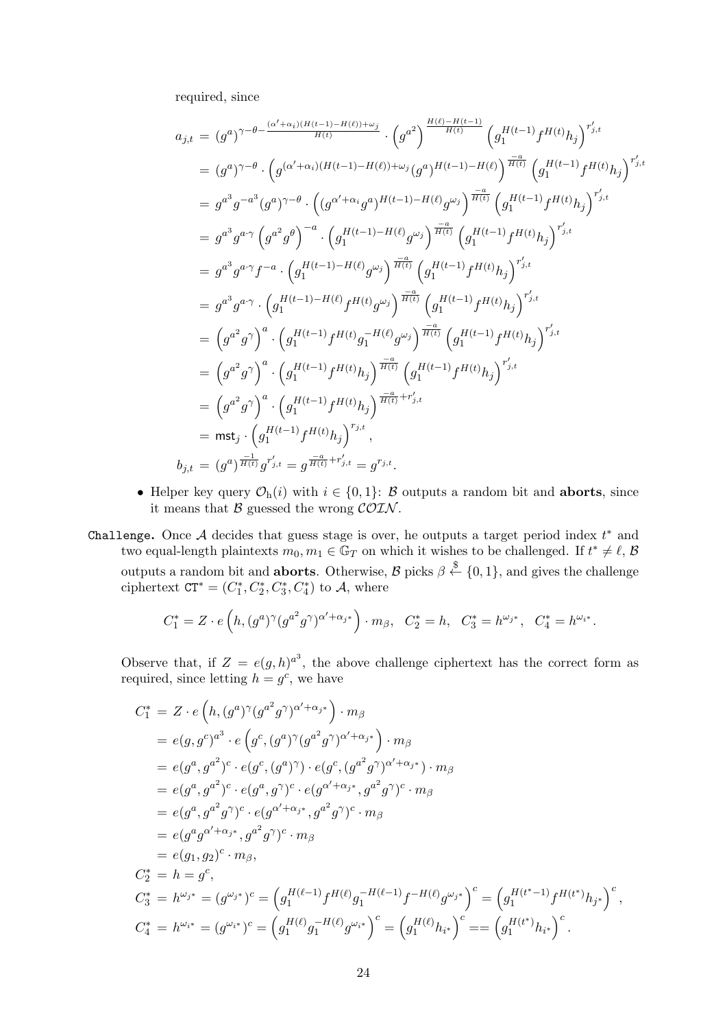required, since

$$
\begin{aligned}
a_{j,t} &= (g^a)^{\gamma-\theta-\frac{(\alpha'+\alpha_i)(H(t-1)-H(\ell))+\omega_j}{H(t)}} \cdot \left(g^{a^2}\right)^{\frac{H(\ell)-H(t-1)}{H(t)}} \left(g_1^{H(t-1)} f^{H(t)} h_j\right)^{r'_{j,t}} \\
&= (g^a)^{\gamma-\theta} \cdot \left(g^{(\alpha'+\alpha_i)(H(t-1)-H(\ell))+\omega_j} (g^a)^{H(t-1)-H(\ell)}\right)^{\frac{-a}{H(t)}} \left(g_1^{H(t-1)} f^{H(t)} h_j\right)^{r'_{j,t}} \\
&= g^{a^3} g^{-a^3} (g^a)^{\gamma-\theta} \cdot \left((g^{\alpha'+\alpha_i} g^a)^{H(t-1)-H(\ell)} g^{\omega_j}\right)^{\frac{-a}{H(t)}} \left(g_1^{H(t-1)} f^{H(t)} h_j\right)^{r'_{j,t}} \\
&= g^{a^3} g^{a\cdot\gamma} \left(g^{a^2} g^{\theta}\right)^{-a} \cdot \left(g_1^{H(t-1)-H(\ell)} g^{\omega_j}\right)^{\frac{-a}{H(t)}} \left(g_1^{H(t-1)} f^{H(t)} h_j\right)^{r'_{j,t}} \\
&= g^{a^3} g^{a\cdot\gamma} f^{-a} \cdot \left(g_1^{H(t-1)-H(\ell)} g^{\omega_j}\right)^{\frac{-a}{H(t)}} \left(g_1^{H(t-1)} f^{H(t)} h_j\right)^{r'_{j,t}} \\
&= g^{a^3} g^{a\cdot\gamma} \cdot \left(g_1^{H(t-1)-H(\ell)} f^{H(t)} g^{\omega_j}\right)^{\frac{-a}{H(t)}} \left(g_1^{H(t-1)} f^{H(t)} h_j\right)^{r'_{j,t}} \\
&= \left(g^{a^2} g^{\gamma}\right)^a \cdot \left(g_1^{H(t-1)} f^{H(t)} g_1^{-H(\ell)} g^{\omega_j}\right)^{\frac{-a}{H(t)}} \left(g_1^{H(t-1)} f^{H(t)} h_j\right)^{r'_{j,t}} \\
&= \left(g^{a^2} g^{\gamma}\right)^a \cdot \left(g_1^{H(t-1)} f^{H(t)} h_j\right)^{\frac{-a}{H(t)}} \left(g_1^{H(t-1)} f^{H(t)} h_j\right)^{r'_{j,t}} \\
&= \left(g^{a^2} g^{\gamma}\right)^a \cdot \left(g_1^{H(t-1)} f^{H(t)} h_j\right)^{\frac{-a}{H(t)}+r'_{j,t}} \\
&= \mathsf{mst}_j \cdot \left(g_1^{H(t-1)} f^{H(t)} h_j\right)^{r_{j,t}}, \\
b_{j,t} &= (g^a)^{\frac{-1}{H(t)}} g^{r'_{j,t}} = g^{\frac{-a}{H(t)}+r'_{j,t}} = g^{r_{j,t}}.
\end{aligned}
$$

- Helper key query $\mathcal{O}_{\mathrm{h}}(i)$ with $i \in \{0,1\}$: $\mathcal{B}$ outputs a random bit and **aborts**, since it means that $\mathcal{B}$ guessed the wrong $\mathcal{COIN}$.

`Challenge.` Once $\mathcal{A}$ decides that guess stage is over, he outputs a target period index $t^*$ and two equal-length plaintexts $m_0, m_1 \in \mathbb{G}_T$ on which it wishes to be challenged. If $t^* \neq \ell$, $\mathcal{B}$ outputs a random bit and **aborts**. Otherwise, $\mathcal{B}$ picks $\beta \xleftarrow{\$} \{0,1\}$, and gives the challenge ciphertext $\mathtt{CT}^* = (C_1^*, C_2^*, C_3^*, C_4^*)$ to $\mathcal{A}$, where

$$
C_1^* = Z \cdot e\left(h, (g^a)^{\gamma} (g^{a^2} g^{\gamma})^{\alpha'+\alpha_{j^*}}\right) \cdot m_\beta, \quad C_2^* = h, \quad C_3^* = h^{\omega_{j^*}}, \quad C_4^* = h^{\omega_{i^*}}.
$$

Observe that, if $Z = e(g,h)^{a^3}$, the above challenge ciphertext has the correct form as required, since letting $h = g^c$, we have

$$
\begin{aligned}
C_1^* &= Z \cdot e\left(h, (g^a)^{\gamma} (g^{a^2} g^{\gamma})^{\alpha'+\alpha_{j^*}}\right) \cdot m_\beta \\
&= e(g, g^c)^{a^3} \cdot e\left(g^c, (g^a)^{\gamma} (g^{a^2} g^{\gamma})^{\alpha'+\alpha_{j^*}}\right) \cdot m_\beta \\
&= e(g^a, g^{a^2})^c \cdot e(g^c, (g^a)^{\gamma}) \cdot e(g^c, (g^{a^2} g^{\gamma})^{\alpha'+\alpha_{j^*}}) \cdot m_\beta \\
&= e(g^a, g^{a^2})^c \cdot e(g^a, g^{\gamma})^c \cdot e(g^{\alpha'+\alpha_{j^*}}, g^{a^2} g^{\gamma})^c \cdot m_\beta \\
&= e(g^a, g^{a^2} g^{\gamma})^c \cdot e(g^{\alpha'+\alpha_{j^*}}, g^{a^2} g^{\gamma})^c \cdot m_\beta \\
&= e(g^a g^{\alpha'+\alpha_{j^*}}, g^{a^2} g^{\gamma})^c \cdot m_\beta \\
&= e(g_1, g_2)^c \cdot m_\beta, \\
C_2^* &= h = g^c, \\
C_3^* &= h^{\omega_{j^*}} = (g^{\omega_{j^*}})^c = \left(g_1^{H(\ell-1)} f^{H(\ell)} g_1^{-H(\ell-1)} f^{-H(\ell)} g^{\omega_{j^*}}\right)^c = \left(g_1^{H(t^*-1)} f^{H(t^*)} h_{j^*}\right)^c, \\
C_4^* &= h^{\omega_{i^*}} = (g^{\omega_{i^*}})^c = \left(g_1^{H(\ell)} g_1^{-H(\ell)} g^{\omega_{i^*}}\right)^c = \left(g_1^{H(\ell)} h_{i^*}\right)^c == \left(g_1^{H(t^*)} h_{i^*}\right)^c.
\end{aligned}
$$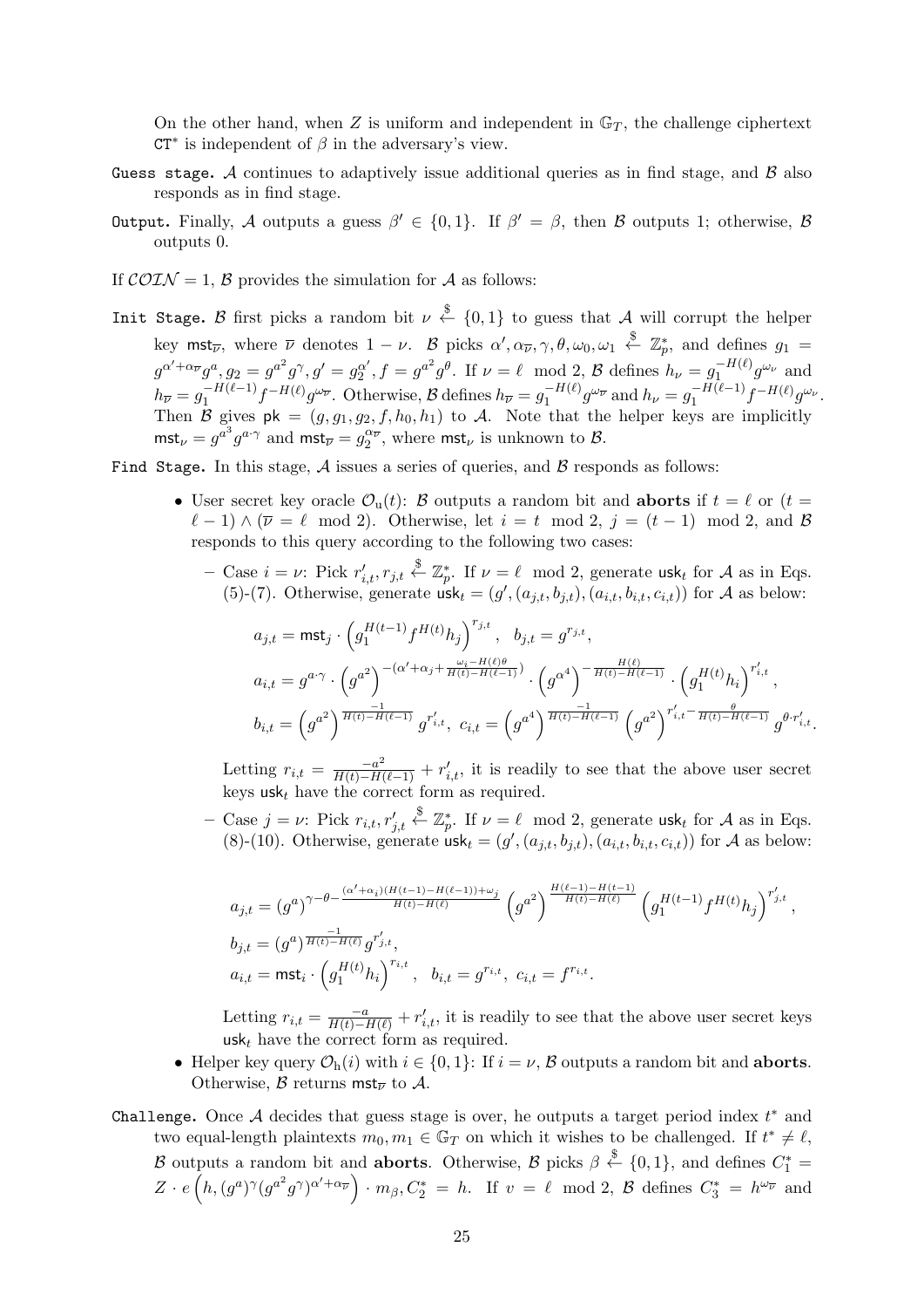On the other hand, when $Z$ is uniform and independent in $\mathbb{G}_T$, the challenge ciphertext $\mathtt{CT}^*$ is independent of $\beta$ in the adversary's view.

`Guess stage.` $\mathcal{A}$ continues to adaptively issue additional queries as in find stage, and $\mathcal{B}$ also responds as in find stage.

`Output.` Finally, $\mathcal{A}$ outputs a guess $\beta' \in \{0,1\}$. If $\beta' = \beta$, then $\mathcal{B}$ outputs 1; otherwise, $\mathcal{B}$ outputs 0.

If $\mathcal{COIN} = 1$, $\mathcal{B}$ provides the simulation for $\mathcal{A}$ as follows:

`Init Stage.` $\mathcal{B}$ first picks a random bit $\nu \xleftarrow{\$} \{0,1\}$ to guess that $\mathcal{A}$ will corrupt the helper key $\mathsf{mst}_{\overline{\nu}}$, where $\overline{\nu}$ denotes $1-\nu$. $\mathcal{B}$ picks $\alpha', \alpha_{\overline{\nu}}, \gamma, \theta, \omega_0, \omega_1 \xleftarrow{\$} \mathbb{Z}_p^*$, and defines $g_1 = g^{\alpha'+\alpha_{\overline{\nu}}} g^a, g_2 = g^{a^2} g^{\gamma}, g' = g_2^{\alpha'}, f = g^{a^2} g^{\theta}$. If $\nu = \ell \mod 2$, $\mathcal{B}$ defines $h_\nu = g_1^{-H(\ell)} g^{\omega_\nu}$ and $h_{\overline{\nu}} = g_1^{-H(\ell-1)} f^{-H(\ell)} g^{\omega_{\overline{\nu}}}$. Otherwise, $\mathcal{B}$ defines $h_{\overline{\nu}} = g_1^{-H(\ell)} g^{\omega_{\overline{\nu}}}$ and $h_\nu = g_1^{-H(\ell-1)} f^{-H(\ell)} g^{\omega_\nu}$. Then $\mathcal{B}$ gives $\mathsf{pk} = (g, g_1, g_2, f, h_0, h_1)$ to $\mathcal{A}$. Note that the helper keys are implicitly $\mathsf{mst}_\nu = g^{a^3} g^{a\cdot\gamma}$ and $\mathsf{mst}_{\overline{\nu}} = g_2^{\alpha_{\overline{\nu}}}$, where $\mathsf{mst}_\nu$ is unknown to $\mathcal{B}$.

`Find Stage.` In this stage, $\mathcal{A}$ issues a series of queries, and $\mathcal{B}$ responds as follows:

- User secret key oracle $\mathcal{O}_\mathrm{u}(t)$: $\mathcal{B}$ outputs a random bit and **aborts** if $t = \ell$ or $(t = \ell - 1) \wedge (\overline{\nu} = \ell \mod 2)$. Otherwise, let $i = t \mod 2$, $j = (t-1) \mod 2$, and $\mathcal{B}$ responds to this query according to the following two cases:
  - Case $i = \nu$: Pick $r'_{i,t}, r_{j,t} \xleftarrow{\$} \mathbb{Z}_p^*$. If $\nu = \ell \mod 2$, generate $\mathsf{usk}_t$ for $\mathcal{A}$ as in Eqs. (5)-(7). Otherwise, generate $\mathsf{usk}_t = (g', (a_{j,t}, b_{j,t}), (a_{i,t}, b_{i,t}, c_{i,t}))$ for $\mathcal{A}$ as below:

$$a_{j,t} = \mathsf{mst}_j \cdot \left(g_1^{H(t-1)} f^{H(t)} h_j\right)^{r_{j,t}}, \quad b_{j,t} = g^{r_{j,t}},$$

$$a_{i,t} = g^{a\cdot\gamma} \cdot \left(g^{a^2}\right)^{-(\alpha'+\alpha_j+\frac{\omega_i - H(\ell)\theta}{H(t)-H(\ell-1)})} \cdot \left(g^{a^4}\right)^{-\frac{H(\ell)}{H(t)-H(\ell-1)}} \cdot \left(g_1^{H(t)} h_i\right)^{r'_{i,t}},$$

$$b_{i,t} = \left(g^{a^2}\right)^{\frac{-1}{H(t)-H(\ell-1)}} g^{r'_{i,t}}, \; c_{i,t} = \left(g^{a^4}\right)^{\frac{-1}{H(t)-H(\ell-1)}} \left(g^{a^2}\right)^{r'_{i,t} - \frac{\theta}{H(t)-H(\ell-1)}} g^{\theta \cdot r'_{i,t}}.$$

  Letting $r_{i,t} = \frac{-a^2}{H(t)-H(\ell-1)} + r'_{i,t}$, it is readily to see that the above user secret keys $\mathsf{usk}_t$ have the correct form as required.
  - Case $j = \nu$: Pick $r_{i,t}, r'_{j,t} \xleftarrow{\$} \mathbb{Z}_p^*$. If $\nu = \ell \mod 2$, generate $\mathsf{usk}_t$ for $\mathcal{A}$ as in Eqs. (8)-(10). Otherwise, generate $\mathsf{usk}_t = (g', (a_{j,t}, b_{j,t}), (a_{i,t}, b_{i,t}, c_{i,t}))$ for $\mathcal{A}$ as below:

$$a_{j,t} = (g^a)^{\gamma - \theta - \frac{(\alpha'+\alpha_i)(H(t-1)-H(\ell-1))+\omega_j}{H(t)-H(\ell)}} \left(g^{a^2}\right)^{\frac{H(\ell-1)-H(t-1)}{H(t)-H(\ell)}} \left(g_1^{H(t-1)} f^{H(t)} h_j\right)^{r'_{j,t}},$$

$$b_{j,t} = (g^a)^{\frac{-1}{H(t)-H(\ell)}} g^{r'_{j,t}},$$

$$a_{i,t} = \mathsf{mst}_i \cdot \left(g_1^{H(t)} h_i\right)^{r_{i,t}}, \quad b_{i,t} = g^{r_{i,t}}, \; c_{i,t} = f^{r_{i,t}}.$$

  Letting $r_{i,t} = \frac{-a}{H(t)-H(\ell)} + r'_{i,t}$, it is readily to see that the above user secret keys $\mathsf{usk}_t$ have the correct form as required.
- Helper key query $\mathcal{O}_\mathrm{h}(i)$ with $i \in \{0,1\}$: If $i = \nu$, $\mathcal{B}$ outputs a random bit and **aborts**. Otherwise, $\mathcal{B}$ returns $\mathsf{mst}_{\overline{\nu}}$ to $\mathcal{A}$.

`Challenge.` Once $\mathcal{A}$ decides that guess stage is over, he outputs a target period index $t^*$ and two equal-length plaintexts $m_0, m_1 \in \mathbb{G}_T$ on which it wishes to be challenged. If $t^* \neq \ell$, $\mathcal{B}$ outputs a random bit and **aborts**. Otherwise, $\mathcal{B}$ picks $\beta \xleftarrow{\$} \{0,1\}$, and defines $C_1^* = Z \cdot e\left(h, (g^a)^{\gamma} (g^{a^2} g^{\gamma})^{\alpha'+\alpha_{\overline{\nu}}}\right) \cdot m_\beta, C_2^* = h$. If $v = \ell \mod 2$, $\mathcal{B}$ defines $C_3^* = h^{\omega_{\overline{\nu}}}$ and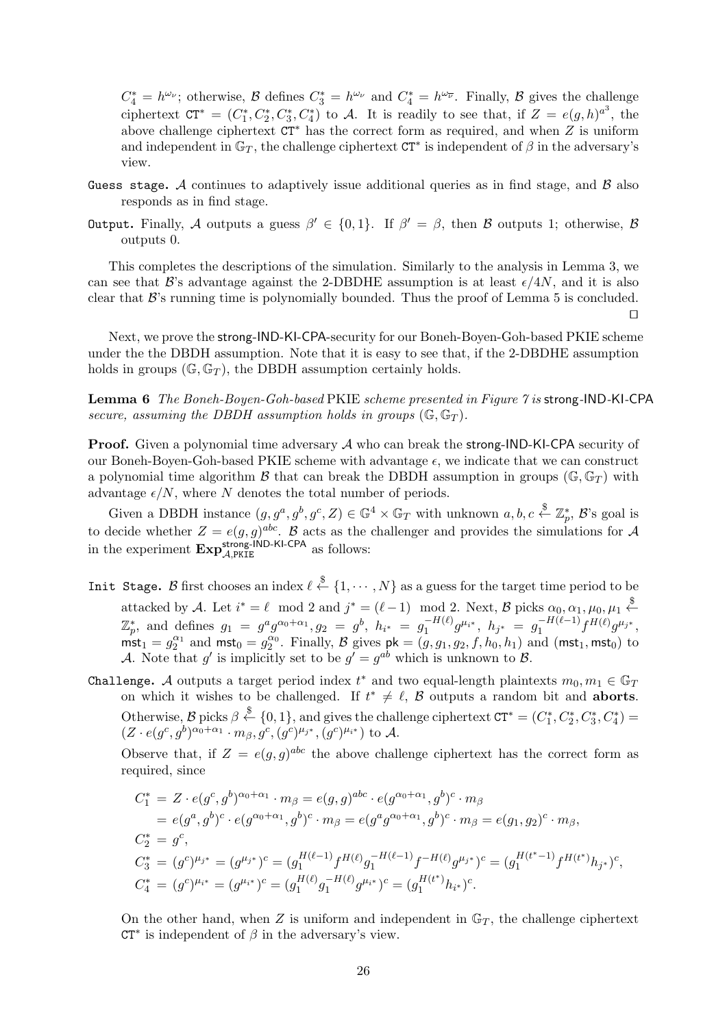$C_4^* = h^{\omega_\nu}$; otherwise, $\mathcal{B}$ defines $C_3^* = h^{\omega_\nu}$ and $C_4^* = h^{\omega_{\overline{\nu}}}$. Finally, $\mathcal{B}$ gives the challenge ciphertext $\mathtt{CT}^* = (C_1^*, C_2^*, C_3^*, C_4^*)$ to $\mathcal{A}$. It is readily to see that, if $Z = e(g,h)^{a^3}$, the above challenge ciphertext $\mathtt{CT}^*$ has the correct form as required, and when $Z$ is uniform and independent in $\mathbb{G}_T$, the challenge ciphertext $\mathtt{CT}^*$ is independent of $\beta$ in the adversary's view.

`Guess stage.` $\mathcal{A}$ continues to adaptively issue additional queries as in find stage, and $\mathcal{B}$ also responds as in find stage.

`Output.` Finally, $\mathcal{A}$ outputs a guess $\beta' \in \{0,1\}$. If $\beta' = \beta$, then $\mathcal{B}$ outputs 1; otherwise, $\mathcal{B}$ outputs 0.

This completes the descriptions of the simulation. Similarly to the analysis in Lemma 3, we can see that $\mathcal{B}$'s advantage against the 2-DBDHE assumption is at least $\epsilon/4N$, and it is also clear that $\mathcal{B}$'s running time is polynomially bounded. Thus the proof of Lemma 5 is concluded. □

Next, we prove the strong-IND-KI-CPA-security for our Boneh-Boyen-Goh-based PKIE scheme under the the DBDH assumption. Note that it is easy to see that, if the 2-DBDHE assumption holds in groups $(\mathbb{G}, \mathbb{G}_T)$, the DBDH assumption certainly holds.

**Lemma 6** *The Boneh-Boyen-Goh-based* PKIE *scheme presented in Figure 7 is* strong-IND-KI-CPA *secure, assuming the DBDH assumption holds in groups* $(\mathbb{G}, \mathbb{G}_T)$.

**Proof.** Given a polynomial time adversary $\mathcal{A}$ who can break the strong-IND-KI-CPA security of our Boneh-Boyen-Goh-based PKIE scheme with advantage $\epsilon$, we indicate that we can construct a polynomial time algorithm $\mathcal{B}$ that can break the DBDH assumption in groups $(\mathbb{G}, \mathbb{G}_T)$ with advantage $\epsilon/N$, where $N$ denotes the total number of periods.

Given a DBDH instance $(g, g^a, g^b, g^c, Z) \in \mathbb{G}^4 \times \mathbb{G}_T$ with unknown $a, b, c \xleftarrow{\$} \mathbb{Z}_p^*$, $\mathcal{B}$'s goal is to decide whether $Z = e(g,g)^{abc}$. $\mathcal{B}$ acts as the challenger and provides the simulations for $\mathcal{A}$ in the experiment $\mathbf{Exp}_{\mathcal{A},\mathsf{PKIE}}^{\mathsf{strong\text{-}IND\text{-}KI\text{-}CPA}}$ as follows:

`Init Stage.` $\mathcal{B}$ first chooses an index $\ell \xleftarrow{\$} \{1, \cdots, N\}$ as a guess for the target time period to be attacked by $\mathcal{A}$. Let $i^* = \ell \mod 2$ and $j^* = (\ell - 1) \mod 2$. Next, $\mathcal{B}$ picks $\alpha_0, \alpha_1, \mu_0, \mu_1 \xleftarrow{\$} \mathbb{Z}_p^*$, and defines $g_1 = g^a g^{\alpha_0 + \alpha_1}, g_2 = g^b$, $h_{i^*} = g_1^{-H(\ell)} g^{\mu_{i^*}}$, $h_{j^*} = g_1^{-H(\ell-1)} f^{H(\ell)} g^{\mu_{j^*}}$, $\mathsf{mst}_1 = g_2^{\alpha_1}$ and $\mathsf{mst}_0 = g_2^{\alpha_0}$. Finally, $\mathcal{B}$ gives $\mathsf{pk} = (g, g_1, g_2, f, h_0, h_1)$ and $(\mathsf{mst}_1, \mathsf{mst}_0)$ to $\mathcal{A}$. Note that $g'$ is implicitly set to be $g' = g^{ab}$ which is unknown to $\mathcal{B}$.

`Challenge.` $\mathcal{A}$ outputs a target period index $t^*$ and two equal-length plaintexts $m_0, m_1 \in \mathbb{G}_T$ on which it wishes to be challenged. If $t^* \neq \ell$, $\mathcal{B}$ outputs a random bit and **aborts**. Otherwise, $\mathcal{B}$ picks $\beta \xleftarrow{\$} \{0,1\}$, and gives the challenge ciphertext $\mathtt{CT}^* = (C_1^*, C_2^*, C_3^*, C_4^*) = (Z \cdot e(g^c, g^b)^{\alpha_0 + \alpha_1} \cdot m_\beta, g^c, (g^c)^{\mu_{j^*}}, (g^c)^{\mu_{i^*}})$ to $\mathcal{A}$.

Observe that, if $Z = e(g,g)^{abc}$ the above challenge ciphertext has the correct form as required, since

$$
\begin{aligned}
C_1^* &= Z \cdot e(g^c, g^b)^{\alpha_0 + \alpha_1} \cdot m_\beta = e(g,g)^{abc} \cdot e(g^{\alpha_0 + \alpha_1}, g^b)^c \cdot m_\beta \\
&= e(g^a, g^b)^c \cdot e(g^{\alpha_0 + \alpha_1}, g^b)^c \cdot m_\beta = e(g^a g^{\alpha_0 + \alpha_1}, g^b)^c \cdot m_\beta = e(g_1, g_2)^c \cdot m_\beta, \\
C_2^* &= g^c, \\
C_3^* &= (g^c)^{\mu_{j^*}} = (g^{\mu_{j^*}})^c = (g_1^{H(\ell-1)} f^{H(\ell)} g_1^{-H(\ell-1)} f^{-H(\ell)} g^{\mu_{j^*}})^c = (g_1^{H(t^*-1)} f^{H(t^*)} h_{j^*})^c, \\
C_4^* &= (g^c)^{\mu_{i^*}} = (g^{\mu_{i^*}})^c = (g_1^{H(\ell)} g_1^{-H(\ell)} g^{\mu_{i^*}})^c = (g_1^{H(t^*)} h_{i^*})^c.
\end{aligned}
$$

On the other hand, when $Z$ is uniform and independent in $\mathbb{G}_T$, the challenge ciphertext $\mathtt{CT}^*$ is independent of $\beta$ in the adversary's view.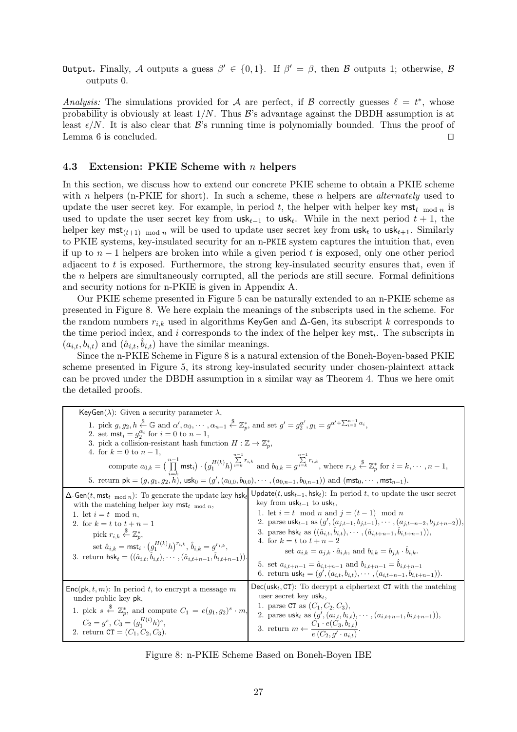**Output.** Finally, $\mathcal{A}$ outputs a guess $\beta' \in \{0,1\}$. If $\beta' = \beta$, then $\mathcal{B}$ outputs 1; otherwise, $\mathcal{B}$ outputs 0.

*Analysis:* The simulations provided for $\mathcal{A}$ are perfect, if $\mathcal{B}$ correctly guesses $\ell = t^*$, whose probability is obviously at least $1/N$. Thus $\mathcal{B}$'s advantage against the DBDH assumption is at least $\epsilon/N$. It is also clear that $\mathcal{B}$'s running time is polynomially bounded. Thus the proof of Lemma 6 is concluded. □

### 4.3 Extension: PKIE Scheme with $n$ helpers

In this section, we discuss how to extend our concrete PKIE scheme to obtain a PKIE scheme with $n$ helpers (n-PKIE for short). In such a scheme, these $n$ helpers are *alternately* used to update the user secret key. For example, in period $t$, the helper with helper key $\mathsf{mst}_{t \bmod n}$ is used to update the user secret key from $\mathsf{usk}_{t-1}$ to $\mathsf{usk}_t$. While in the next period $t+1$, the helper key $\mathsf{mst}_{(t+1) \bmod n}$ will be used to update user secret key from $\mathsf{usk}_t$ to $\mathsf{usk}_{t+1}$. Similarly to PKIE systems, key-insulated security for an n-PKIE system captures the intuition that, even if up to $n-1$ helpers are broken into while a given period $t$ is exposed, only one other period adjacent to $t$ is exposed. Furthermore, the strong key-insulated security ensures that, even if the $n$ helpers are simultaneously corrupted, all the periods are still secure. Formal definitions and security notions for n-PKIE is given in Appendix A.

Our PKIE scheme presented in Figure 5 can be naturally extended to an n-PKIE scheme as presented in Figure 8. We here explain the meanings of the subscripts used in the scheme. For the random numbers $r_{i,k}$ used in algorithms KeyGen and Δ-Gen, its subscript $k$ corresponds to the time period index, and $i$ corresponds to the index of the helper key $\mathsf{mst}_i$. The subscripts in $(a_{i,t}, b_{i,t})$ and $(\hat{a}_{i,t}, \hat{b}_{i,t})$ have the similar meanings.

Since the n-PKIE Scheme in Figure 8 is a natural extension of the Boneh-Boyen-based PKIE scheme presented in Figure 5, its strong key-insulated security under chosen-plaintext attack can be proved under the DBDH assumption in a similar way as Theorem 4. Thus we here omit the detailed proofs.

---

$\mathsf{KeyGen}(\lambda)$: Given a security parameter $\lambda$,

1. pick $g, g_2, h \xleftarrow{\$} \mathbb{G}$ and $\alpha', \alpha_0, \cdots, \alpha_{n-1} \xleftarrow{\$} \mathbb{Z}_p^*$, and set $g' = g_2^{\alpha'}, g_1 = g^{\alpha' + \sum_{i=0}^{n-1} \alpha_i}$,
2. set $\mathsf{mst}_i = g_2^{\alpha_i}$ for $i = 0$ to $n-1$,
3. pick a collision-resistant hash function $H : \mathbb{Z} \to \mathbb{Z}_p^*$,
4. for $k = 0$ to $n-1$,
   compute $a_{0,k} = \big(\prod_{i=k}^{n-1} \mathsf{mst}_i\big) \cdot \big(g_1^{H(k)} h\big)^{\sum_{i=k}^{n-1} r_{i,k}}$ and $b_{0,k} = g^{\sum_{i=k}^{n-1} r_{i,k}}$, where $r_{i,k} \xleftarrow{\$} \mathbb{Z}_p^*$ for $i = k, \cdots, n-1$,
5. return $\mathsf{pk} = (g, g_1, g_2, h)$, $\mathsf{usk}_0 = (g', (a_{0,0}, b_{0,0}), \cdots, (a_{0,n-1}, b_{0,n-1}))$ and $(\mathsf{mst}_0, \cdots, \mathsf{mst}_{n-1})$.

$\Delta\text{-}\mathsf{Gen}(t, \mathsf{mst}_{t \bmod n})$: To generate the update key $\mathsf{hsk}_t$ with the matching helper key $\mathsf{mst}_{t \bmod n}$,

1. let $i = t \mod n$,
2. for $k = t$ to $t + n - 1$
   pick $r_{i,k} \xleftarrow{\$} \mathbb{Z}_p^*$,
   set $\hat{a}_{i,k} = \mathsf{mst}_i \cdot \big(g_1^{H(k)} h\big)^{r_{i,k}}$, $\hat{b}_{i,k} = g^{r_{i,k}}$,
3. return $\mathsf{hsk}_t = ((\hat{a}_{i,t}, \hat{b}_{i,t}), \cdots, (\hat{a}_{i,t+n-1}, \hat{b}_{i,t+n-1}))$.

$\mathsf{Update}(t, \mathsf{usk}_{t-1}, \mathsf{hsk}_t)$: In period $t$, to update the user secret key from $\mathsf{usk}_{t-1}$ to $\mathsf{usk}_t$,

1. let $i = t \mod n$ and $j = (t-1) \mod n$
2. parse $\mathsf{usk}_{t-1}$ as $(g', (a_{j,t-1}, b_{j,t-1}), \cdots, (a_{j,t+n-2}, b_{j,t+n-2}))$,
3. parse $\mathsf{hsk}_t$ as $((\hat{a}_{i,t}, \hat{b}_{i,t}), \cdots, (\hat{a}_{i,t+n-1}, \hat{b}_{i,t+n-1}))$,
4. for $k = t$ to $t + n - 2$
   set $a_{i,k} = a_{j,k} \cdot \hat{a}_{i,k}$, and $b_{i,k} = b_{j,k} \cdot \hat{b}_{i,k}$.
5. set $a_{i,t+n-1} = \hat{a}_{i,t+n-1}$ and $b_{i,t+n-1} = \hat{b}_{i,t+n-1}$
6. return $\mathsf{usk}_t = (g', (a_{i,t}, b_{i,t}), \cdots, (a_{i,t+n-1}, b_{i,t+n-1}))$.

$\mathsf{Enc}(\mathsf{pk}, t, m)$: In period $t$, to encrypt a message $m$ under public key $\mathsf{pk}$,

1. pick $s \xleftarrow{\$} \mathbb{Z}_p^*$, and compute $C_1 = e(g_1, g_2)^s \cdot m$, $C_2 = g^s$, $C_3 = (g_1^{H(t)} h)^s$,
2. return $\mathtt{CT} = (C_1, C_2, C_3)$.

$\mathsf{Dec}(\mathsf{usk}_t, \mathtt{CT})$: To decrypt a ciphertext $\mathtt{CT}$ with the matching user secret key $\mathsf{usk}_t$,

1. parse $\mathtt{CT}$ as $(C_1, C_2, C_3)$,
2. parse $\mathsf{usk}_t$ as $(g', (a_{i,t}, b_{i,t}), \cdots, (a_{i,t+n-1}, b_{i,t+n-1}))$,
3. return $m \leftarrow \dfrac{C_1 \cdot e(C_3, b_{i,t})}{e(C_2, g' \cdot a_{i,t})}$.

Figure 8: n-PKIE Scheme Based on Boneh-Boyen IBE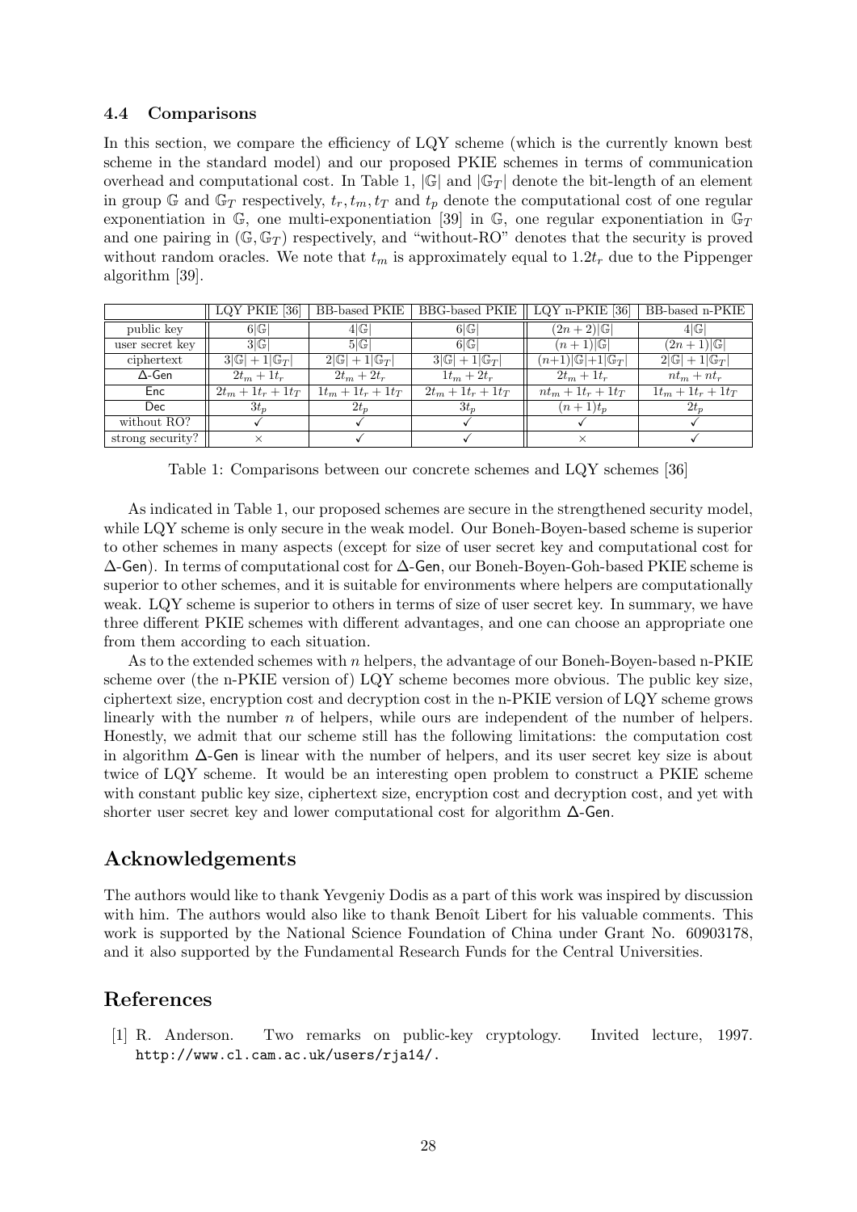### 4.4 Comparisons

In this section, we compare the efficiency of LQY scheme (which is the currently known best scheme in the standard model) and our proposed PKIE schemes in terms of communication overhead and computational cost. In Table 1, $|\mathbb{G}|$ and $|\mathbb{G}_T|$ denote the bit-length of an element in group $\mathbb{G}$ and $\mathbb{G}_T$ respectively, $t_r, t_m, t_T$ and $t_p$ denote the computational cost of one regular exponentiation in $\mathbb{G}$, one multi-exponentiation [39] in $\mathbb{G}$, one regular exponentiation in $\mathbb{G}_T$ and one pairing in $(\mathbb{G}, \mathbb{G}_T)$ respectively, and "without-RO" denotes that the security is proved without random oracles. We note that $t_m$ is approximately equal to $1.2t_r$ due to the Pippenger algorithm [39].

| | LQY PKIE [36] | BB-based PKIE | BBG-based PKIE | LQY n-PKIE [36] | BB-based n-PKIE |
|---|---|---|---|---|---|
| public key | $6\vert\mathbb{G}\vert$ | $4\vert\mathbb{G}\vert$ | $6\vert\mathbb{G}\vert$ | $(2n+2)\vert\mathbb{G}\vert$ | $4\vert\mathbb{G}\vert$ |
| user secret key | $3\vert\mathbb{G}\vert$ | $5\vert\mathbb{G}\vert$ | $6\vert\mathbb{G}\vert$ | $(n+1)\vert\mathbb{G}\vert$ | $(2n+1)\vert\mathbb{G}\vert$ |
| ciphertext | $3\vert\mathbb{G}\vert + 1\vert\mathbb{G}_T\vert$ | $2\vert\mathbb{G}\vert + 1\vert\mathbb{G}_T\vert$ | $3\vert\mathbb{G}\vert + 1\vert\mathbb{G}_T\vert$ | $(n+1)\vert\mathbb{G}\vert+1\vert\mathbb{G}_T\vert$ | $2\vert\mathbb{G}\vert + 1\vert\mathbb{G}_T\vert$ |
| $\Delta$-Gen | $2t_m + 1t_r$ | $2t_m + 2t_r$ | $1t_m + 2t_r$ | $2t_m + 1t_r$ | $nt_m + nt_r$ |
| Enc | $2t_m + 1t_r + 1t_T$ | $1t_m + 1t_r + 1t_T$ | $2t_m + 1t_r + 1t_T$ | $nt_m + 1t_r + 1t_T$ | $1t_m + 1t_r + 1t_T$ |
| Dec | $3t_p$ | $2t_p$ | $3t_p$ | $(n+1)t_p$ | $2t_p$ |
| without RO? | ✓ | ✓ | ✓ | ✓ | ✓ |
| strong security? | × | ✓ | ✓ | × | ✓ |

Table 1: Comparisons between our concrete schemes and LQY schemes [36]

As indicated in Table 1, our proposed schemes are secure in the strengthened security model, while LQY scheme is only secure in the weak model. Our Boneh-Boyen-based scheme is superior to other schemes in many aspects (except for size of user secret key and computational cost for $\Delta$-Gen). In terms of computational cost for $\Delta$-Gen, our Boneh-Boyen-Goh-based PKIE scheme is superior to other schemes, and it is suitable for environments where helpers are computationally weak. LQY scheme is superior to others in terms of size of user secret key. In summary, we have three different PKIE schemes with different advantages, and one can choose an appropriate one from them according to each situation.

As to the extended schemes with $n$ helpers, the advantage of our Boneh-Boyen-based n-PKIE scheme over (the n-PKIE version of) LQY scheme becomes more obvious. The public key size, ciphertext size, encryption cost and decryption cost in the n-PKIE version of LQY scheme grows linearly with the number $n$ of helpers, while ours are independent of the number of helpers. Honestly, we admit that our scheme still has the following limitations: the computation cost in algorithm $\Delta$-Gen is linear with the number of helpers, and its user secret key size is about twice of LQY scheme. It would be an interesting open problem to construct a PKIE scheme with constant public key size, ciphertext size, encryption cost and decryption cost, and yet with shorter user secret key and lower computational cost for algorithm $\Delta$-Gen.

## Acknowledgements

The authors would like to thank Yevgeniy Dodis as a part of this work was inspired by discussion with him. The authors would also like to thank Benoît Libert for his valuable comments. This work is supported by the National Science Foundation of China under Grant No. 60903178, and it also supported by the Fundamental Research Funds for the Central Universities.

## References

[1] R. Anderson. Two remarks on public-key cryptology. Invited lecture, 1997. http://www.cl.cam.ac.uk/users/rja14/.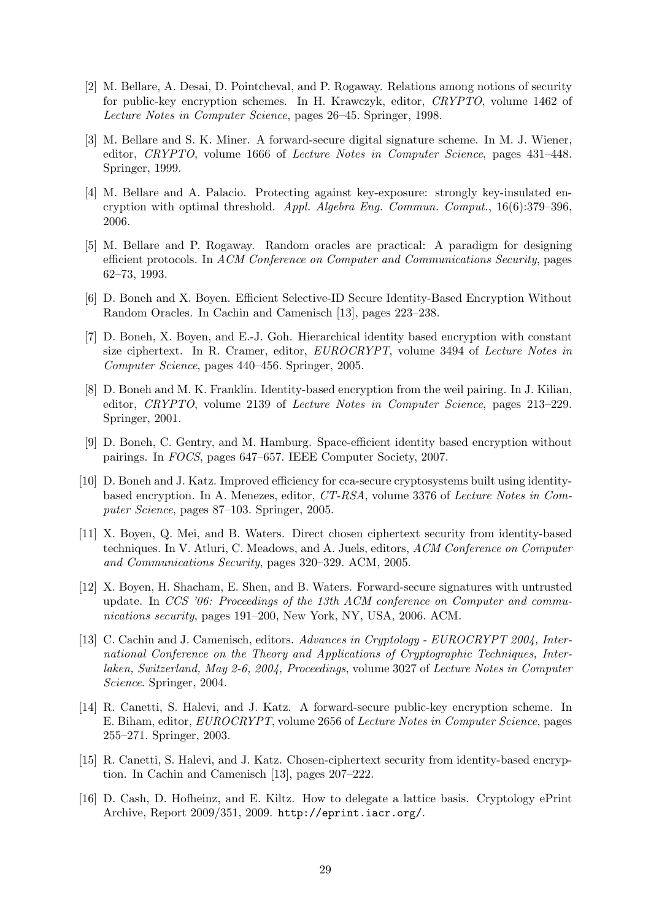[2] M. Bellare, A. Desai, D. Pointcheval, and P. Rogaway. Relations among notions of security for public-key encryption schemes. In H. Krawczyk, editor, *CRYPTO*, volume 1462 of *Lecture Notes in Computer Science*, pages 26–45. Springer, 1998.

[3] M. Bellare and S. K. Miner. A forward-secure digital signature scheme. In M. J. Wiener, editor, *CRYPTO*, volume 1666 of *Lecture Notes in Computer Science*, pages 431–448. Springer, 1999.

[4] M. Bellare and A. Palacio. Protecting against key-exposure: strongly key-insulated encryption with optimal threshold. *Appl. Algebra Eng. Commun. Comput.*, 16(6):379–396, 2006.

[5] M. Bellare and P. Rogaway. Random oracles are practical: A paradigm for designing efficient protocols. In *ACM Conference on Computer and Communications Security*, pages 62–73, 1993.

[6] D. Boneh and X. Boyen. Efficient Selective-ID Secure Identity-Based Encryption Without Random Oracles. In Cachin and Camenisch [13], pages 223–238.

[7] D. Boneh, X. Boyen, and E.-J. Goh. Hierarchical identity based encryption with constant size ciphertext. In R. Cramer, editor, *EUROCRYPT*, volume 3494 of *Lecture Notes in Computer Science*, pages 440–456. Springer, 2005.

[8] D. Boneh and M. K. Franklin. Identity-based encryption from the weil pairing. In J. Kilian, editor, *CRYPTO*, volume 2139 of *Lecture Notes in Computer Science*, pages 213–229. Springer, 2001.

[9] D. Boneh, C. Gentry, and M. Hamburg. Space-efficient identity based encryption without pairings. In *FOCS*, pages 647–657. IEEE Computer Society, 2007.

[10] D. Boneh and J. Katz. Improved efficiency for cca-secure cryptosystems built using identity-based encryption. In A. Menezes, editor, *CT-RSA*, volume 3376 of *Lecture Notes in Computer Science*, pages 87–103. Springer, 2005.

[11] X. Boyen, Q. Mei, and B. Waters. Direct chosen ciphertext security from identity-based techniques. In V. Atluri, C. Meadows, and A. Juels, editors, *ACM Conference on Computer and Communications Security*, pages 320–329. ACM, 2005.

[12] X. Boyen, H. Shacham, E. Shen, and B. Waters. Forward-secure signatures with untrusted update. In *CCS '06: Proceedings of the 13th ACM conference on Computer and communications security*, pages 191–200, New York, NY, USA, 2006. ACM.

[13] C. Cachin and J. Camenisch, editors. *Advances in Cryptology - EUROCRYPT 2004, International Conference on the Theory and Applications of Cryptographic Techniques, Interlaken, Switzerland, May 2-6, 2004, Proceedings*, volume 3027 of *Lecture Notes in Computer Science*. Springer, 2004.

[14] R. Canetti, S. Halevi, and J. Katz. A forward-secure public-key encryption scheme. In E. Biham, editor, *EUROCRYPT*, volume 2656 of *Lecture Notes in Computer Science*, pages 255–271. Springer, 2003.

[15] R. Canetti, S. Halevi, and J. Katz. Chosen-ciphertext security from identity-based encryption. In Cachin and Camenisch [13], pages 207–222.

[16] D. Cash, D. Hofheinz, and E. Kiltz. How to delegate a lattice basis. Cryptology ePrint Archive, Report 2009/351, 2009. `http://eprint.iacr.org/`.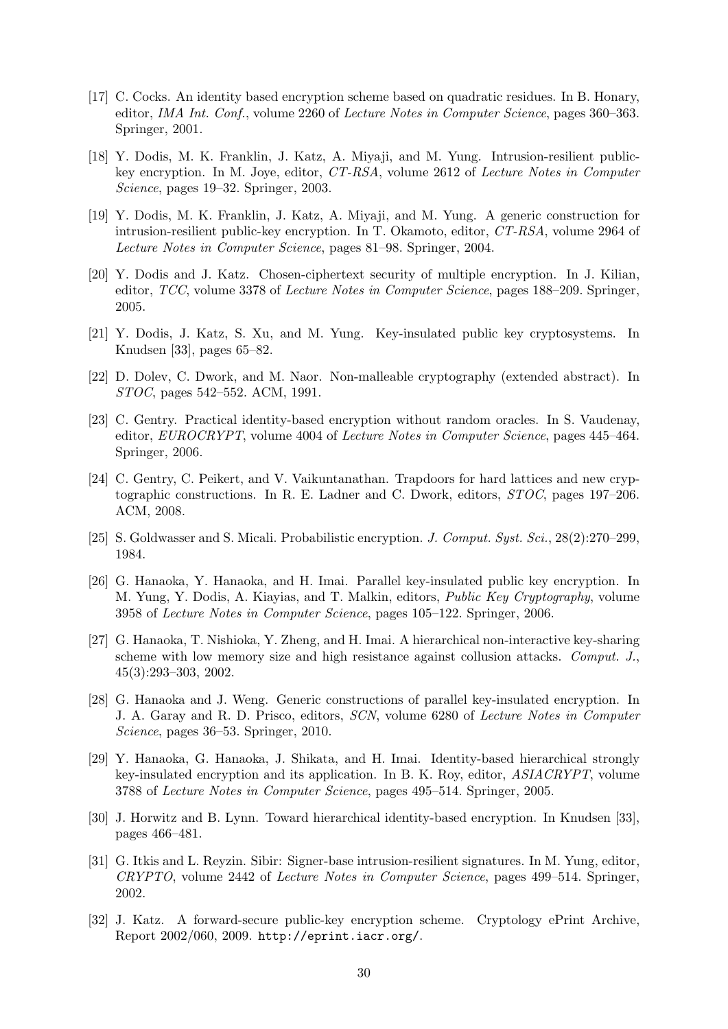[17] C. Cocks. An identity based encryption scheme based on quadratic residues. In B. Honary, editor, *IMA Int. Conf.*, volume 2260 of *Lecture Notes in Computer Science*, pages 360–363. Springer, 2001.

[18] Y. Dodis, M. K. Franklin, J. Katz, A. Miyaji, and M. Yung. Intrusion-resilient public-key encryption. In M. Joye, editor, *CT-RSA*, volume 2612 of *Lecture Notes in Computer Science*, pages 19–32. Springer, 2003.

[19] Y. Dodis, M. K. Franklin, J. Katz, A. Miyaji, and M. Yung. A generic construction for intrusion-resilient public-key encryption. In T. Okamoto, editor, *CT-RSA*, volume 2964 of *Lecture Notes in Computer Science*, pages 81–98. Springer, 2004.

[20] Y. Dodis and J. Katz. Chosen-ciphertext security of multiple encryption. In J. Kilian, editor, *TCC*, volume 3378 of *Lecture Notes in Computer Science*, pages 188–209. Springer, 2005.

[21] Y. Dodis, J. Katz, S. Xu, and M. Yung. Key-insulated public key cryptosystems. In Knudsen [33], pages 65–82.

[22] D. Dolev, C. Dwork, and M. Naor. Non-malleable cryptography (extended abstract). In *STOC*, pages 542–552. ACM, 1991.

[23] C. Gentry. Practical identity-based encryption without random oracles. In S. Vaudenay, editor, *EUROCRYPT*, volume 4004 of *Lecture Notes in Computer Science*, pages 445–464. Springer, 2006.

[24] C. Gentry, C. Peikert, and V. Vaikuntanathan. Trapdoors for hard lattices and new cryptographic constructions. In R. E. Ladner and C. Dwork, editors, *STOC*, pages 197–206. ACM, 2008.

[25] S. Goldwasser and S. Micali. Probabilistic encryption. *J. Comput. Syst. Sci.*, 28(2):270–299, 1984.

[26] G. Hanaoka, Y. Hanaoka, and H. Imai. Parallel key-insulated public key encryption. In M. Yung, Y. Dodis, A. Kiayias, and T. Malkin, editors, *Public Key Cryptography*, volume 3958 of *Lecture Notes in Computer Science*, pages 105–122. Springer, 2006.

[27] G. Hanaoka, T. Nishioka, Y. Zheng, and H. Imai. A hierarchical non-interactive key-sharing scheme with low memory size and high resistance against collusion attacks. *Comput. J.*, 45(3):293–303, 2002.

[28] G. Hanaoka and J. Weng. Generic constructions of parallel key-insulated encryption. In J. A. Garay and R. D. Prisco, editors, *SCN*, volume 6280 of *Lecture Notes in Computer Science*, pages 36–53. Springer, 2010.

[29] Y. Hanaoka, G. Hanaoka, J. Shikata, and H. Imai. Identity-based hierarchical strongly key-insulated encryption and its application. In B. K. Roy, editor, *ASIACRYPT*, volume 3788 of *Lecture Notes in Computer Science*, pages 495–514. Springer, 2005.

[30] J. Horwitz and B. Lynn. Toward hierarchical identity-based encryption. In Knudsen [33], pages 466–481.

[31] G. Itkis and L. Reyzin. Sibir: Signer-base intrusion-resilient signatures. In M. Yung, editor, *CRYPTO*, volume 2442 of *Lecture Notes in Computer Science*, pages 499–514. Springer, 2002.

[32] J. Katz. A forward-secure public-key encryption scheme. Cryptology ePrint Archive, Report 2002/060, 2009. `http://eprint.iacr.org/`.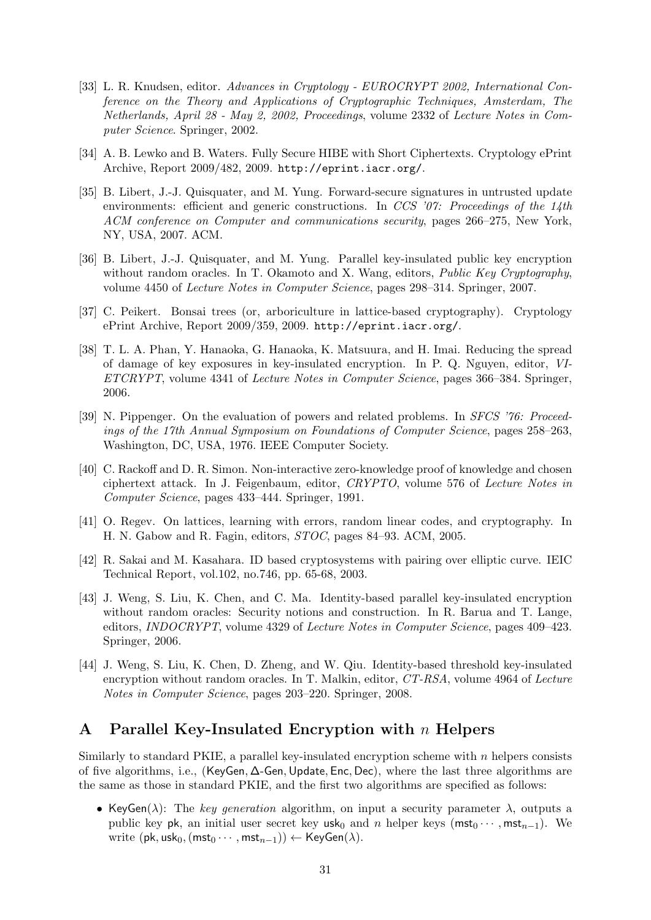[33] L. R. Knudsen, editor. *Advances in Cryptology - EUROCRYPT 2002, International Conference on the Theory and Applications of Cryptographic Techniques, Amsterdam, The Netherlands, April 28 - May 2, 2002, Proceedings*, volume 2332 of *Lecture Notes in Computer Science*. Springer, 2002.

[34] A. B. Lewko and B. Waters. Fully Secure HIBE with Short Ciphertexts. Cryptology ePrint Archive, Report 2009/482, 2009. http://eprint.iacr.org/.

[35] B. Libert, J.-J. Quisquater, and M. Yung. Forward-secure signatures in untrusted update environments: efficient and generic constructions. In *CCS '07: Proceedings of the 14th ACM conference on Computer and communications security*, pages 266–275, New York, NY, USA, 2007. ACM.

[36] B. Libert, J.-J. Quisquater, and M. Yung. Parallel key-insulated public key encryption without random oracles. In T. Okamoto and X. Wang, editors, *Public Key Cryptography*, volume 4450 of *Lecture Notes in Computer Science*, pages 298–314. Springer, 2007.

[37] C. Peikert. Bonsai trees (or, arboriculture in lattice-based cryptography). Cryptology ePrint Archive, Report 2009/359, 2009. http://eprint.iacr.org/.

[38] T. L. A. Phan, Y. Hanaoka, G. Hanaoka, K. Matsuura, and H. Imai. Reducing the spread of damage of key exposures in key-insulated encryption. In P. Q. Nguyen, editor, *VIETCRYPT*, volume 4341 of *Lecture Notes in Computer Science*, pages 366–384. Springer, 2006.

[39] N. Pippenger. On the evaluation of powers and related problems. In *SFCS '76: Proceedings of the 17th Annual Symposium on Foundations of Computer Science*, pages 258–263, Washington, DC, USA, 1976. IEEE Computer Society.

[40] C. Rackoff and D. R. Simon. Non-interactive zero-knowledge proof of knowledge and chosen ciphertext attack. In J. Feigenbaum, editor, *CRYPTO*, volume 576 of *Lecture Notes in Computer Science*, pages 433–444. Springer, 1991.

[41] O. Regev. On lattices, learning with errors, random linear codes, and cryptography. In H. N. Gabow and R. Fagin, editors, *STOC*, pages 84–93. ACM, 2005.

[42] R. Sakai and M. Kasahara. ID based cryptosystems with pairing over elliptic curve. IEIC Technical Report, vol.102, no.746, pp. 65-68, 2003.

[43] J. Weng, S. Liu, K. Chen, and C. Ma. Identity-based parallel key-insulated encryption without random oracles: Security notions and construction. In R. Barua and T. Lange, editors, *INDOCRYPT*, volume 4329 of *Lecture Notes in Computer Science*, pages 409–423. Springer, 2006.

[44] J. Weng, S. Liu, K. Chen, D. Zheng, and W. Qiu. Identity-based threshold key-insulated encryption without random oracles. In T. Malkin, editor, *CT-RSA*, volume 4964 of *Lecture Notes in Computer Science*, pages 203–220. Springer, 2008.

# A Parallel Key-Insulated Encryption with $n$ Helpers

Similarly to standard PKIE, a parallel key-insulated encryption scheme with $n$ helpers consists of five algorithms, i.e., $(\mathsf{KeyGen}, \Delta\text{-}\mathsf{Gen}, \mathsf{Update}, \mathsf{Enc}, \mathsf{Dec})$, where the last three algorithms are the same as those in standard PKIE, and the first two algorithms are specified as follows:

- $\mathsf{KeyGen}(\lambda)$: The *key generation* algorithm, on input a security parameter $\lambda$, outputs a public key $\mathsf{pk}$, an initial user secret key $\mathsf{usk}_0$ and $n$ helper keys $(\mathsf{mst}_0 \cdots, \mathsf{mst}_{n-1})$. We write $(\mathsf{pk}, \mathsf{usk}_0, (\mathsf{mst}_0 \cdots, \mathsf{mst}_{n-1})) \leftarrow \mathsf{KeyGen}(\lambda)$.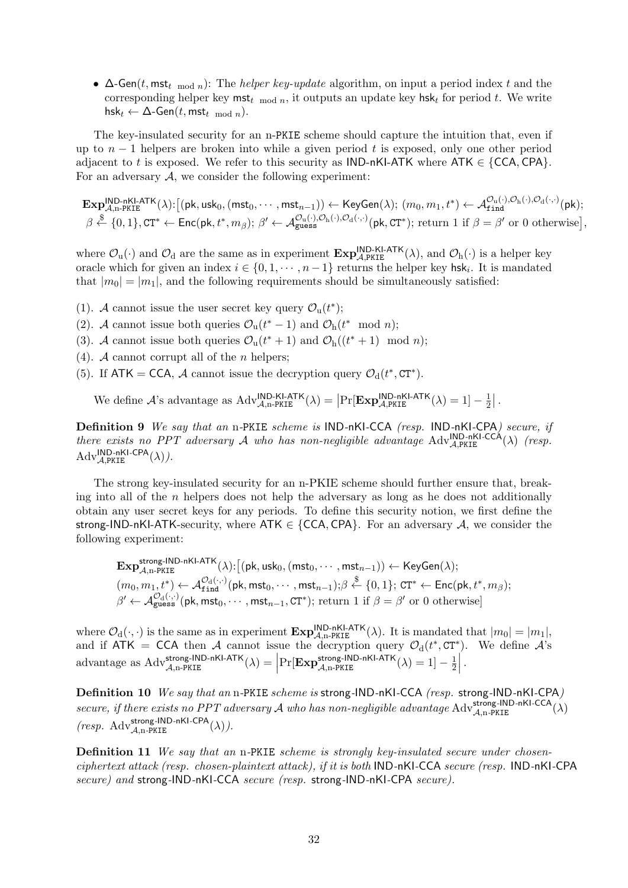- $\Delta\text{-}\mathsf{Gen}(t, \mathsf{mst}_{t \bmod n})$: The *helper key-update* algorithm, on input a period index $t$ and the corresponding helper key $\mathsf{mst}_{t \bmod n}$, it outputs an update key $\mathsf{hsk}_t$ for period $t$. We write $\mathsf{hsk}_t \leftarrow \Delta\text{-}\mathsf{Gen}(t, \mathsf{mst}_{t \bmod n})$.

The key-insulated security for an n-PKIE scheme should capture the intuition that, even if up to $n-1$ helpers are broken into while a given period $t$ is exposed, only one other period adjacent to $t$ is exposed. We refer to this security as IND-nKI-ATK where ATK $\in$ {CCA, CPA}. For an adversary $\mathcal{A}$, we consider the following experiment:

$$\mathbf{Exp}^{\mathsf{IND\text{-}nKI\text{-}ATK}}_{\mathcal{A},\mathtt{n\text{-}PKIE}}(\lambda)\text{:}\big[(\mathsf{pk}, \mathsf{usk}_0, (\mathsf{mst}_0, \cdots, \mathsf{mst}_{n-1})) \leftarrow \mathsf{KeyGen}(\lambda);\ (m_0, m_1, t^*) \leftarrow \mathcal{A}^{\mathcal{O}_\mathrm{u}(\cdot),\mathcal{O}_\mathrm{h}(\cdot),\mathcal{O}_\mathrm{d}(\cdot,\cdot)}_{\mathtt{find}}(\mathsf{pk});$$
$$\beta \xleftarrow{\$} \{0,1\}, \mathtt{CT}^* \leftarrow \mathsf{Enc}(\mathsf{pk}, t^*, m_\beta);\ \beta' \leftarrow \mathcal{A}^{\mathcal{O}_\mathrm{u}(\cdot),\mathcal{O}_\mathrm{h}(\cdot),\mathcal{O}_\mathrm{d}(\cdot,\cdot)}_{\mathtt{guess}}(\mathsf{pk}, \mathtt{CT}^*);\ \text{return 1 if } \beta = \beta' \text{ or 0 otherwise}\big],$$

where $\mathcal{O}_\mathrm{u}(\cdot)$ and $\mathcal{O}_\mathrm{d}$ are the same as in experiment $\mathbf{Exp}^{\mathsf{IND\text{-}KI\text{-}ATK}}_{\mathcal{A},\mathtt{PKIE}}(\lambda)$, and $\mathcal{O}_\mathrm{h}(\cdot)$ is a helper key oracle which for given an index $i \in \{0, 1, \cdots, n-1\}$ returns the helper key $\mathsf{hsk}_i$. It is mandated that $|m_0| = |m_1|$, and the following requirements should be simultaneously satisfied:

(1). $\mathcal{A}$ cannot issue the user secret key query $\mathcal{O}_\mathrm{u}(t^*)$;

(2). $\mathcal{A}$ cannot issue both queries $\mathcal{O}_\mathrm{u}(t^*-1)$ and $\mathcal{O}_\mathrm{h}(t^* \bmod n)$;

(3). $\mathcal{A}$ cannot issue both queries $\mathcal{O}_\mathrm{u}(t^*+1)$ and $\mathcal{O}_\mathrm{h}((t^*+1) \bmod n)$;

(4). $\mathcal{A}$ cannot corrupt all of the $n$ helpers;

(5). If ATK = CCA, $\mathcal{A}$ cannot issue the decryption query $\mathcal{O}_\mathrm{d}(t^*, \mathtt{CT}^*)$.

We define $\mathcal{A}$'s advantage as $\mathrm{Adv}^{\mathsf{IND\text{-}KI\text{-}ATK}}_{\mathcal{A},\mathtt{n\text{-}PKIE}}(\lambda) = \left|\Pr[\mathbf{Exp}^{\mathsf{IND\text{-}nKI\text{-}ATK}}_{\mathcal{A},\mathtt{PKIE}}(\lambda) = 1] - \frac{1}{2}\right|$.

**Definition 9** *We say that an* n-PKIE *scheme is* IND-nKI-CCA *(resp.* IND-nKI-CPA*) secure, if there exists no PPT adversary $\mathcal{A}$ who has non-negligible advantage* $\mathrm{Adv}^{\mathsf{IND\text{-}nKI\text{-}CCA}}_{\mathcal{A},\mathtt{PKIE}}(\lambda)$ *(resp.* $\mathrm{Adv}^{\mathsf{IND\text{-}nKI\text{-}CPA}}_{\mathcal{A},\mathtt{PKIE}}(\lambda)$*).*

The strong key-insulated security for an n-PKIE scheme should further ensure that, breaking into all of the $n$ helpers does not help the adversary as long as he does not additionally obtain any user secret keys for any periods. To define this security notion, we first define the strong-IND-nKI-ATK-security, where ATK $\in$ {CCA, CPA}. For an adversary $\mathcal{A}$, we consider the following experiment:

$$\mathbf{Exp}^{\mathsf{strong\text{-}IND\text{-}nKI\text{-}ATK}}_{\mathcal{A},\mathtt{n\text{-}PKIE}}(\lambda)\text{:}\big[(\mathsf{pk}, \mathsf{usk}_0, (\mathsf{mst}_0, \cdots, \mathsf{mst}_{n-1})) \leftarrow \mathsf{KeyGen}(\lambda);$$
$$(m_0, m_1, t^*) \leftarrow \mathcal{A}^{\mathcal{O}_\mathrm{d}(\cdot,\cdot)}_{\mathtt{find}}(\mathsf{pk}, \mathsf{mst}_0, \cdots, \mathsf{mst}_{n-1}); \beta \xleftarrow{\$} \{0,1\};\ \mathtt{CT}^* \leftarrow \mathsf{Enc}(\mathsf{pk}, t^*, m_\beta);$$
$$\beta' \leftarrow \mathcal{A}^{\mathcal{O}_\mathrm{d}(\cdot,\cdot)}_{\mathtt{guess}}(\mathsf{pk}, \mathsf{mst}_0, \cdots, \mathsf{mst}_{n-1}, \mathtt{CT}^*);\ \text{return 1 if } \beta = \beta' \text{ or 0 otherwise}\big]$$

where $\mathcal{O}_\mathrm{d}(\cdot,\cdot)$ is the same as in experiment $\mathbf{Exp}^{\mathsf{IND\text{-}nKI\text{-}ATK}}_{\mathcal{A},\mathtt{n\text{-}PKIE}}(\lambda)$. It is mandated that $|m_0| = |m_1|$, and if ATK = CCA then $\mathcal{A}$ cannot issue the decryption query $\mathcal{O}_\mathrm{d}(t^*, \mathtt{CT}^*)$. We define $\mathcal{A}$'s advantage as $\mathrm{Adv}^{\mathsf{strong\text{-}IND\text{-}nKI\text{-}ATK}}_{\mathcal{A},\mathtt{n\text{-}PKIE}}(\lambda) = \left|\Pr[\mathbf{Exp}^{\mathsf{strong\text{-}IND\text{-}nKI\text{-}ATK}}_{\mathcal{A},\mathtt{n\text{-}PKIE}}(\lambda) = 1] - \frac{1}{2}\right|$.

**Definition 10** *We say that an* n-PKIE *scheme is* strong-IND-nKI-CCA *(resp.* strong-IND-nKI-CPA*) secure, if there exists no PPT adversary $\mathcal{A}$ who has non-negligible advantage* $\mathrm{Adv}^{\mathsf{strong\text{-}IND\text{-}nKI\text{-}CCA}}_{\mathcal{A},\mathtt{n\text{-}PKIE}}(\lambda)$ *(resp.* $\mathrm{Adv}^{\mathsf{strong\text{-}IND\text{-}nKI\text{-}CPA}}_{\mathcal{A},\mathtt{n\text{-}PKIE}}(\lambda)$*).*

**Definition 11** *We say that an* n-PKIE *scheme is strongly key-insulated secure under chosen-ciphertext attack (resp. chosen-plaintext attack), if it is both* IND-nKI-CCA *secure (resp.* IND-nKI-CPA *secure) and* strong-IND-nKI-CCA *secure (resp.* strong-IND-nKI-CPA *secure).*